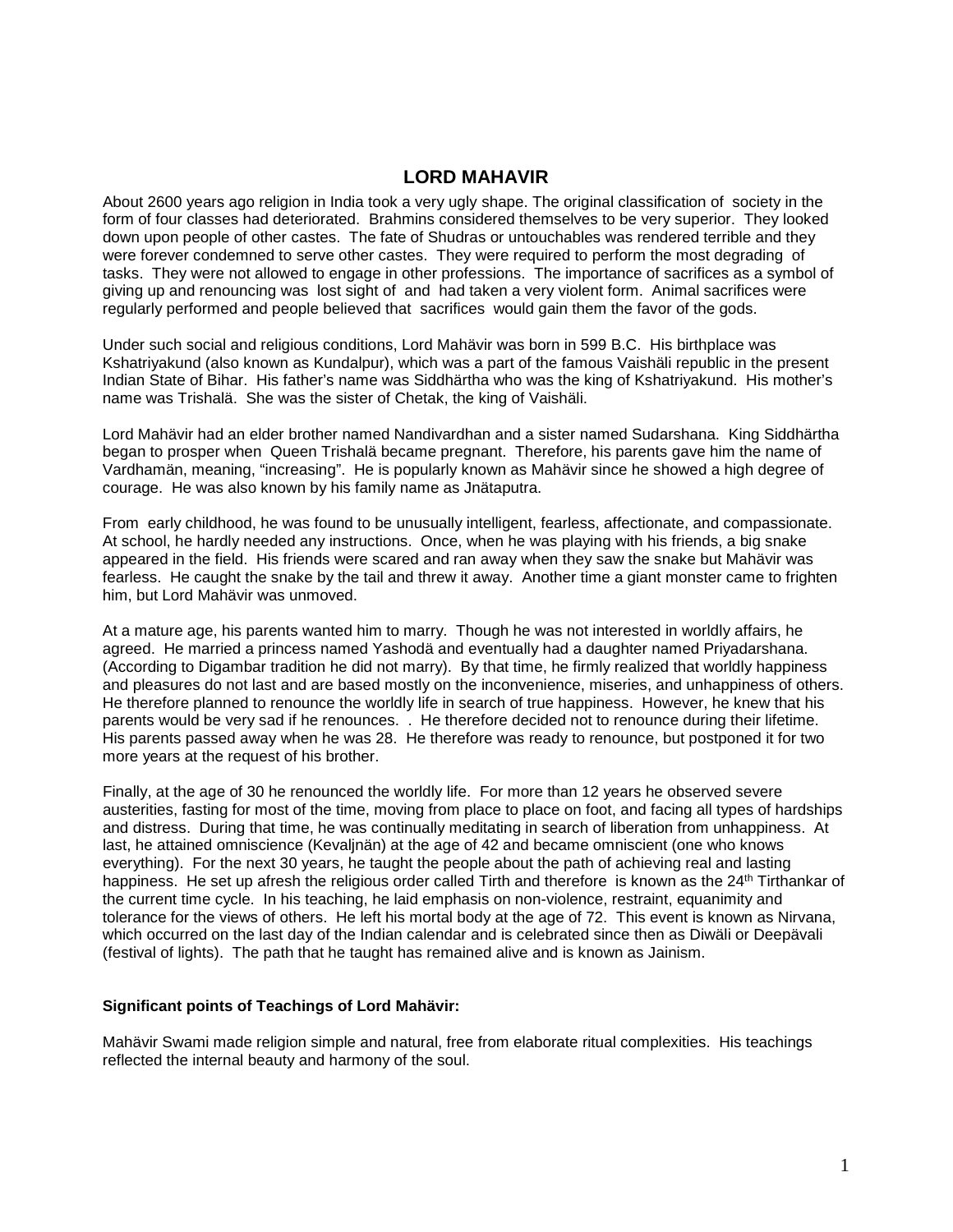# LORD MAHAVIR

About 2600 years ago religion in India took a very ugly shape. The original classification of society in the form of four classes had deteriorated. Brahmins considered themselves to be very superior. They looked down upon people of other castes. The fate of Shudras or untouchables was rendered terrible and they were forever condemned to serve other castes. They were required to perform the most degrading of tasks. They were not allowed to engage in other professions. The importance of sacrifices as a symbol of giving up and renouncing was lost sight of and had taken a very violent form. Animal sacrifices were regularly performed and people believed that sacrifices would gain them the favor of the gods.

Under such social and religious conditions, Lord Mahävir was born in 599 B.C. His birthplace was Kshatriyakund (also known as Kundalpur), which was a part of the famous Vaishäli republic in the present Indian State of Bihar. His father's name was Siddhärtha who was the king of Kshatriyakund. His mother's name was Trishalä. She was the sister of Chetak, the king of Vaishäli.

Lord Mahävir had an elder brother named Nandivardhan and a sister named Sudarshana. King Siddhärtha began to prosper when Queen Trishalä became pregnant. Therefore, his parents gave him the name of Vardhamän, meaning, "increasing". He is popularly known as Mahävir since he showed a high degree of courage. He was also known by his family name as Jnätaputra.

From early childhood, he was found to be unusually intelligent, fearless, affectionate, and compassionate. At school, he hardly needed any instructions. Once, when he was playing with his friends, a big snake appeared in the field. His friends were scared and ran away when they saw the snake but Mahävir was fearless. He caught the snake by the tail and threw it away. Another time a giant monster came to frighten him, but Lord Mahävir was unmoved.

At a mature age, his parents wanted him to marry. Though he was not interested in worldly affairs, he agreed. He married a princess named Yashodä and eventually had a daughter named Priyadarshana. (According to Digambar tradition he did not marry). By that time, he firmly realized that worldly happiness and pleasures do not last and are based mostly on the inconvenience, miseries, and unhappiness of others. He therefore planned to renounce the worldly life in search of true happiness. However, he knew that his parents would be very sad if he renounces. . He therefore decided not to renounce during their lifetime. His parents passed away when he was 28. He therefore was ready to renounce, but postponed it for two more years at the request of his brother.

Finally, at the age of 30 he renounced the worldly life. For more than 12 years he observed severe austerities, fasting for most of the time, moving from place to place on foot, and facing all types of hardships and distress. During that time, he was continually meditating in search of liberation from unhappiness. At last, he attained omniscience (Kevaljnän) at the age of 42 and became omniscient (one who knows everything). For the next 30 years, he taught the people about the path of achieving real and lasting happiness. He set up afresh the religious order called Tirth and therefore is known as the 24th Tirthankar of the current time cycle. In his teaching, he laid emphasis on non-violence, restraint, equanimity and tolerance for the views of others. He left his mortal body at the age of 72. This event is known as Nirvana, which occurred on the last day of the Indian calendar and is celebrated since then as Diwäli or Deepävali (festival of lights). The path that he taught has remained alive and is known as Jainism.

**Significant points of Teachings of Lord Mahävir:**

Mahävir Swami made religion simple and natural, free from elaborate ritual complexities. His teachings reflected the internal beauty and harmony of the soul.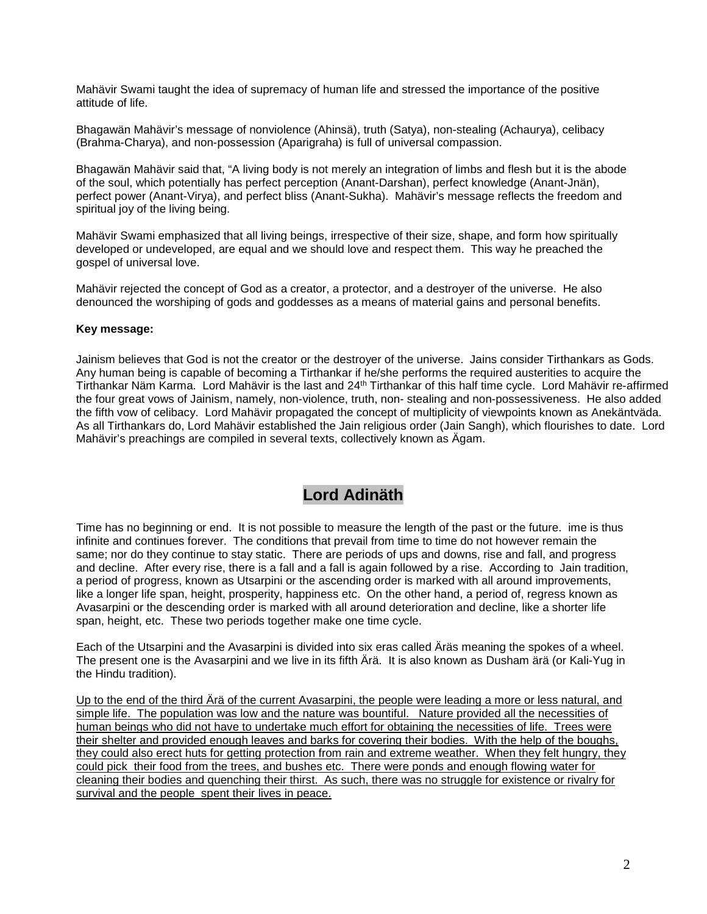Mahävir Swami taught the idea of supremacy of human life and stressed the importance of the positive attitude of life.

Bhagawän Mahävir's message of nonviolence (Ahinsä), truth (Satya), non-stealing (Achaurya), celibacy (Brahma-Charya), and non-possession (Aparigraha) is full of universal compassion.

Bhagawän Mahävir said that, "A living body is not merely an integration of limbs and flesh but it is the abode of the soul, which potentially has perfect perception (Anant-Darshan), perfect knowledge (Anant-Jnän), perfect power (Anant-Virya), and perfect bliss (Anant-Sukha). Mahävir's message reflects the freedom and spiritual joy of the living being.

Mahävir Swami emphasized that all living beings, irrespective of their size, shape, and form how spiritually developed or undeveloped, are equal and we should love and respect them. This way he preached the gospel of universal love.

Mahävir rejected the concept of God as a creator, a protector, and a destroyer of the universe. He also denounced the worshiping of gods and goddesses as a means of material gains and personal benefits.

**Key message:**

Jainism believes that God is not the creator or the destroyer of the universe. Jains consider Tirthankars as Gods. Any human being is capable of becoming a Tirthankar if he/she performs the required austerities to acquire the Tirthankar Näm Karma. Lord Mahävir is the last and 24th Tirthankar of this half time cycle. Lord Mahävir re-affirmed the four great vows of Jainism, namely, non-violence, truth, non- stealing and non-possessiveness. He also added the fifth vow of celibacy. Lord Mahävir propagated the concept of multiplicity of viewpoints known as Anekäntväda. As all Tirthankars do, Lord Mahävir established the Jain religious order (Jain Sangh), which flourishes to date. Lord Mahävir's preachings are compiled in several texts, collectively known as Ägam.

## Lord Adinäth

Time has no beginning or end. It is not possible to measure the length of the past or the future. ime is thus infinite and continues forever. The conditions that prevail from time to time do not however remain the same; nor do they continue to stay static. There are periods of ups and downs, rise and fall, and progress and decline. After every rise, there is a fall and a fall is again followed by a rise. According to Jain tradition, a period of progress, known as Utsarpini or the ascending order is marked with all around improvements, like a longer life span, height, prosperity, happiness etc. On the other hand, a period of, regress known as Avasarpini or the descending order is marked with all around deterioration and decline, like a shorter life span, height, etc. These two periods together make one time cycle.

Each of the Utsarpini and the Avasarpini is divided into six eras called Äräs meaning the spokes of a wheel. The present one is the Avasarpini and we live in its fifth Ärä. It is also known as Dusham ärä (or Kali-Yug in the Hindu tradition).

<u>Up to the end of the third Ärä of the current Avasarpini, the people were leading a more or less natural, and simple life. The population was low and the nature was bountiful. Nature provided all the necessities of human beings who did not have to undertake much effort for obtaining the necessities of life. Trees were their shelter and provided enough leaves and barks for covering their bodies. With the help of the boughs, they could also erect huts for getting protection from rain and extreme weather. When they felt hungry, they could pick their food from the trees, and bushes etc. There were ponds and enough flowing water for cleaning their bodies and quenching their thirst. As such, there was no struggle for existence or rivalry for survival and the people spent their lives in peace.</u>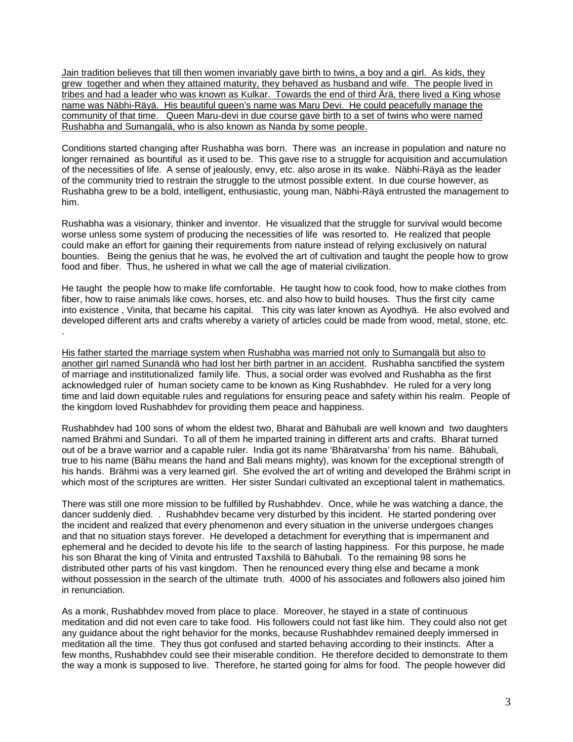Jain tradition believes that till then women invariably gave birth to twins, a boy and a girl. As kids, they grew together and when they attained maturity, they behaved as husband and wife. The people lived in tribes and had a leader who was known as Kulkar. Towards the end of third Ärä, there lived a King whose name was Näbhi-Räyä. His beautiful queen's name was Maru Devi. He could peacefully manage the community of that time. Queen Maru-devi in due course gave birth to a set of twins who were named Rushabha and Sumangalä, who is also known as Nanda by some people.

Conditions started changing after Rushabha was born. There was an increase in population and nature no longer remained as bountiful as it used to be. This gave rise to a struggle for acquisition and accumulation of the necessities of life. A sense of jealously, envy, etc. also arose in its wake. Näbhi-Räyä as the leader of the community tried to restrain the struggle to the utmost possible extent. In due course however, as Rushabha grew to be a bold, intelligent, enthusiastic, young man, Näbhi-Räyä entrusted the management to him.

Rushabha was a visionary, thinker and inventor. He visualized that the struggle for survival would become worse unless some system of producing the necessities of life was resorted to. He realized that people could make an effort for gaining their requirements from nature instead of relying exclusively on natural bounties. Being the genius that he was, he evolved the art of cultivation and taught the people how to grow food and fiber. Thus, he ushered in what we call the age of material civilization.

He taught the people how to make life comfortable. He taught how to cook food, how to make clothes from fiber, how to raise animals like cows, horses, etc. and also how to build houses. Thus the first city came into existence , Vinita, that became his capital. This city was later known as Ayodhyä. He also evolved and developed different arts and crafts whereby a variety of articles could be made from wood, metal, stone, etc. .

His father started the marriage system when Rushabha was married not only to Sumangalä but also to another girl named Sunandä who had lost her birth partner in an accident. Rushabha sanctified the system of marriage and institutionalized family life. Thus, a social order was evolved and Rushabha as the first acknowledged ruler of human society came to be known as King Rushabhdev. He ruled for a very long time and laid down equitable rules and regulations for ensuring peace and safety within his realm. People of the kingdom loved Rushabhdev for providing them peace and happiness.

Rushabhdev had 100 sons of whom the eldest two, Bharat and Bähubali are well known and two daughters named Brähmi and Sundari. To all of them he imparted training in different arts and crafts. Bharat turned out of be a brave warrior and a capable ruler. India got its name 'Bhäratvarsha' from his name. Bähubali, true to his name (Bähu means the hand and Bali means mighty), was known for the exceptional strength of his hands. Brähmi was a very learned girl. She evolved the art of writing and developed the Brähmi script in which most of the scriptures are written. Her sister Sundari cultivated an exceptional talent in mathematics.

There was still one more mission to be fulfilled by Rushabhdev. Once, while he was watching a dance, the dancer suddenly died. . Rushabhdev became very disturbed by this incident. He started pondering over the incident and realized that every phenomenon and every situation in the universe undergoes changes and that no situation stays forever. He developed a detachment for everything that is impermanent and ephemeral and he decided to devote his life to the search of lasting happiness. For this purpose, he made his son Bharat the king of Vinita and entrusted Taxshilä to Bähubali. To the remaining 98 sons he distributed other parts of his vast kingdom. Then he renounced every thing else and became a monk without possession in the search of the ultimate truth. 4000 of his associates and followers also joined him in renunciation.

As a monk, Rushabhdev moved from place to place. Moreover, he stayed in a state of continuous meditation and did not even care to take food. His followers could not fast like him. They could also not get any guidance about the right behavior for the monks, because Rushabhdev remained deeply immersed in meditation all the time. They thus got confused and started behaving according to their instincts. After a few months, Rushabhdev could see their miserable condition. He therefore decided to demonstrate to them the way a monk is supposed to live. Therefore, he started going for alms for food. The people however did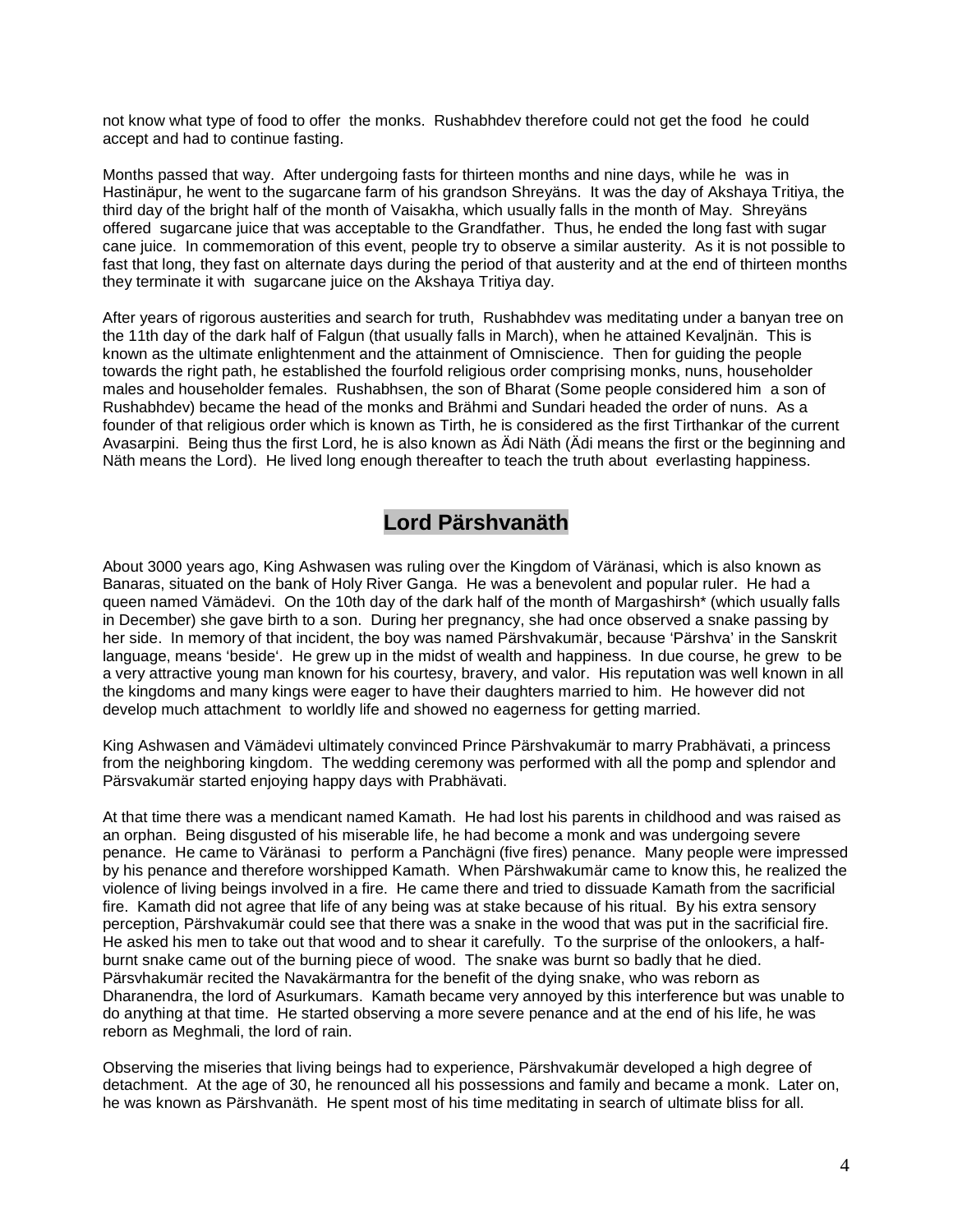not know what type of food to offer the monks. Rushabhdev therefore could not get the food he could accept and had to continue fasting.

Months passed that way. After undergoing fasts for thirteen months and nine days, while he was in Hastinäpur, he went to the sugarcane farm of his grandson Shreyäns. It was the day of Akshaya Tritiya, the third day of the bright half of the month of Vaisakha, which usually falls in the month of May. Shreyäns offered sugarcane juice that was acceptable to the Grandfather. Thus, he ended the long fast with sugar cane juice. In commemoration of this event, people try to observe a similar austerity. As it is not possible to fast that long, they fast on alternate days during the period of that austerity and at the end of thirteen months they terminate it with sugarcane juice on the Akshaya Tritiya day.

After years of rigorous austerities and search for truth, Rushabhdev was meditating under a banyan tree on the 11th day of the dark half of Falgun (that usually falls in March), when he attained Kevaljnän. This is known as the ultimate enlightenment and the attainment of Omniscience. Then for guiding the people towards the right path, he established the fourfold religious order comprising monks, nuns, householder males and householder females. Rushabhsen, the son of Bharat (Some people considered him a son of Rushabhdev) became the head of the monks and Brähmi and Sundari headed the order of nuns. As a founder of that religious order which is known as Tirth, he is considered as the first Tirthankar of the current Avasarpini. Being thus the first Lord, he is also known as Ädi Näth (Ädi means the first or the beginning and Näth means the Lord). He lived long enough thereafter to teach the truth about everlasting happiness.

## Lord Pärshvanäth

About 3000 years ago, King Ashwasen was ruling over the Kingdom of Väränasi, which is also known as Banaras, situated on the bank of Holy River Ganga. He was a benevolent and popular ruler. He had a queen named Vämädevi. On the 10th day of the dark half of the month of Margashirsh* (which usually falls in December) she gave birth to a son. During her pregnancy, she had once observed a snake passing by her side. In memory of that incident, the boy was named Pärshvakumär, because 'Pärshva' in the Sanskrit language, means 'beside'. He grew up in the midst of wealth and happiness. In due course, he grew to be a very attractive young man known for his courtesy, bravery, and valor. His reputation was well known in all the kingdoms and many kings were eager to have their daughters married to him. He however did not develop much attachment to worldly life and showed no eagerness for getting married.

King Ashwasen and Vämädevi ultimately convinced Prince Pärshvakumär to marry Prabhävati, a princess from the neighboring kingdom. The wedding ceremony was performed with all the pomp and splendor and Pärsvakumär started enjoying happy days with Prabhävati.

At that time there was a mendicant named Kamath. He had lost his parents in childhood and was raised as an orphan. Being disgusted of his miserable life, he had become a monk and was undergoing severe penance. He came to Väränasi to perform a Panchägni (five fires) penance. Many people were impressed by his penance and therefore worshipped Kamath. When Pärshwakumär came to know this, he realized the violence of living beings involved in a fire. He came there and tried to dissuade Kamath from the sacrificial fire. Kamath did not agree that life of any being was at stake because of his ritual. By his extra sensory perception, Pärshvakumär could see that there was a snake in the wood that was put in the sacrificial fire. He asked his men to take out that wood and to shear it carefully. To the surprise of the onlookers, a half-burnt snake came out of the burning piece of wood. The snake was burnt so badly that he died. Pärsvhakumär recited the Navakärmantra for the benefit of the dying snake, who was reborn as Dharanendra, the lord of Asurkumars. Kamath became very annoyed by this interference but was unable to do anything at that time. He started observing a more severe penance and at the end of his life, he was reborn as Meghmali, the lord of rain.

Observing the miseries that living beings had to experience, Pärshvakumär developed a high degree of detachment. At the age of 30, he renounced all his possessions and family and became a monk. Later on, he was known as Pärshvanäth. He spent most of his time meditating in search of ultimate bliss for all.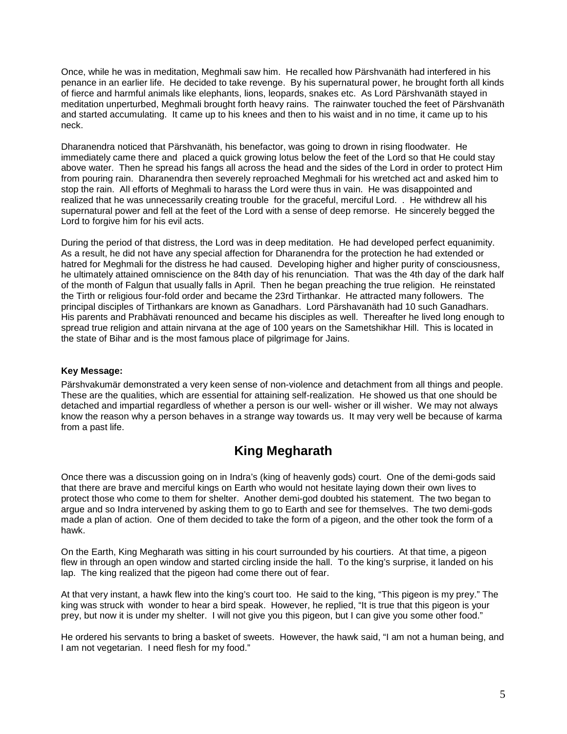Once, while he was in meditation, Meghmali saw him. He recalled how Pärshvanäth had interfered in his penance in an earlier life. He decided to take revenge. By his supernatural power, he brought forth all kinds of fierce and harmful animals like elephants, lions, leopards, snakes etc. As Lord Pärshvanäth stayed in meditation unperturbed, Meghmali brought forth heavy rains. The rainwater touched the feet of Pärshvanäth and started accumulating. It came up to his knees and then to his waist and in no time, it came up to his neck.

Dharanendra noticed that Pärshvanäth, his benefactor, was going to drown in rising floodwater. He immediately came there and placed a quick growing lotus below the feet of the Lord so that He could stay above water. Then he spread his fangs all across the head and the sides of the Lord in order to protect Him from pouring rain. Dharanendra then severely reproached Meghmali for his wretched act and asked him to stop the rain. All efforts of Meghmali to harass the Lord were thus in vain. He was disappointed and realized that he was unnecessarily creating trouble for the graceful, merciful Lord. . He withdrew all his supernatural power and fell at the feet of the Lord with a sense of deep remorse. He sincerely begged the Lord to forgive him for his evil acts.

During the period of that distress, the Lord was in deep meditation. He had developed perfect equanimity. As a result, he did not have any special affection for Dharanendra for the protection he had extended or hatred for Meghmali for the distress he had caused. Developing higher and higher purity of consciousness, he ultimately attained omniscience on the 84th day of his renunciation. That was the 4th day of the dark half of the month of Falgun that usually falls in April. Then he began preaching the true religion. He reinstated the Tirth or religious four-fold order and became the 23rd Tirthankar. He attracted many followers. The principal disciples of Tirthankars are known as Ganadhars. Lord Pärshavanäth had 10 such Ganadhars. His parents and Prabhävati renounced and became his disciples as well. Thereafter he lived long enough to spread true religion and attain nirvana at the age of 100 years on the Sametshikhar Hill. This is located in the state of Bihar and is the most famous place of pilgrimage for Jains.

**Key Message:**

Pärshvakumär demonstrated a very keen sense of non-violence and detachment from all things and people. These are the qualities, which are essential for attaining self-realization. He showed us that one should be detached and impartial regardless of whether a person is our well- wisher or ill wisher. We may not always know the reason why a person behaves in a strange way towards us. It may very well be because of karma from a past life.

## King Megharath

Once there was a discussion going on in Indra's (king of heavenly gods) court. One of the demi-gods said that there are brave and merciful kings on Earth who would not hesitate laying down their own lives to protect those who come to them for shelter. Another demi-god doubted his statement. The two began to argue and so Indra intervened by asking them to go to Earth and see for themselves. The two demi-gods made a plan of action. One of them decided to take the form of a pigeon, and the other took the form of a hawk.

On the Earth, King Megharath was sitting in his court surrounded by his courtiers. At that time, a pigeon flew in through an open window and started circling inside the hall. To the king's surprise, it landed on his lap. The king realized that the pigeon had come there out of fear.

At that very instant, a hawk flew into the king's court too. He said to the king, "This pigeon is my prey." The king was struck with wonder to hear a bird speak. However, he replied, "It is true that this pigeon is your prey, but now it is under my shelter. I will not give you this pigeon, but I can give you some other food."

He ordered his servants to bring a basket of sweets. However, the hawk said, "I am not a human being, and I am not vegetarian. I need flesh for my food."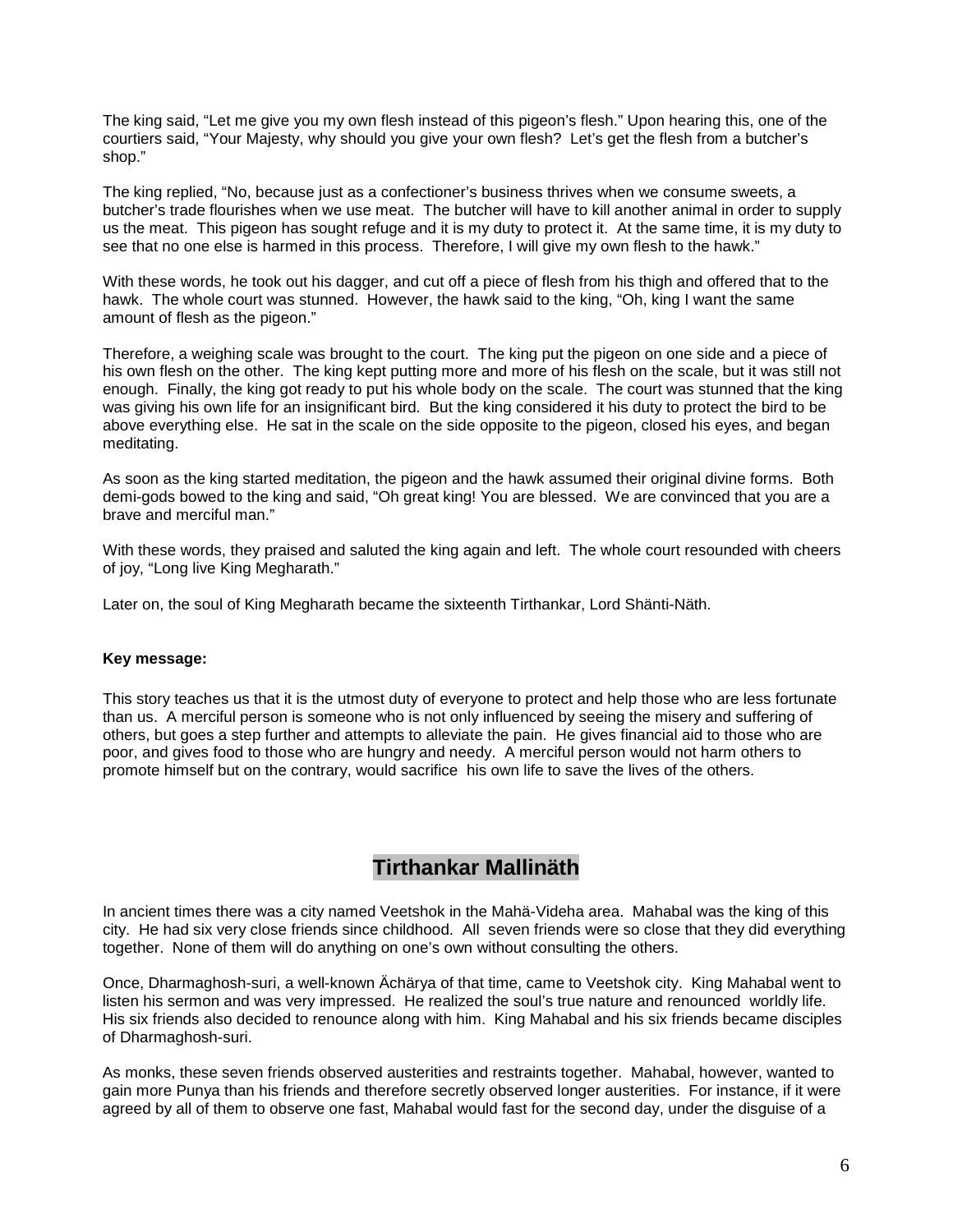The king said, "Let me give you my own flesh instead of this pigeon's flesh." Upon hearing this, one of the courtiers said, "Your Majesty, why should you give your own flesh? Let's get the flesh from a butcher's shop."

The king replied, "No, because just as a confectioner's business thrives when we consume sweets, a butcher's trade flourishes when we use meat. The butcher will have to kill another animal in order to supply us the meat. This pigeon has sought refuge and it is my duty to protect it. At the same time, it is my duty to see that no one else is harmed in this process. Therefore, I will give my own flesh to the hawk."

With these words, he took out his dagger, and cut off a piece of flesh from his thigh and offered that to the hawk. The whole court was stunned. However, the hawk said to the king, "Oh, king I want the same amount of flesh as the pigeon."

Therefore, a weighing scale was brought to the court. The king put the pigeon on one side and a piece of his own flesh on the other. The king kept putting more and more of his flesh on the scale, but it was still not enough. Finally, the king got ready to put his whole body on the scale. The court was stunned that the king was giving his own life for an insignificant bird. But the king considered it his duty to protect the bird to be above everything else. He sat in the scale on the side opposite to the pigeon, closed his eyes, and began meditating.

As soon as the king started meditation, the pigeon and the hawk assumed their original divine forms. Both demi-gods bowed to the king and said, "Oh great king! You are blessed. We are convinced that you are a brave and merciful man."

With these words, they praised and saluted the king again and left. The whole court resounded with cheers of joy, "Long live King Megharath."

Later on, the soul of King Megharath became the sixteenth Tirthankar, Lord Shänti-Näth.

**Key message:**

This story teaches us that it is the utmost duty of everyone to protect and help those who are less fortunate than us. A merciful person is someone who is not only influenced by seeing the misery and suffering of others, but goes a step further and attempts to alleviate the pain. He gives financial aid to those who are poor, and gives food to those who are hungry and needy. A merciful person would not harm others to promote himself but on the contrary, would sacrifice his own life to save the lives of the others.

## Tirthankar Mallinäth

In ancient times there was a city named Veetshok in the Mahä-Videha area. Mahabal was the king of this city. He had six very close friends since childhood. All seven friends were so close that they did everything together. None of them will do anything on one's own without consulting the others.

Once, Dharmaghosh-suri, a well-known Ächärya of that time, came to Veetshok city. King Mahabal went to listen his sermon and was very impressed. He realized the soul's true nature and renounced worldly life. His six friends also decided to renounce along with him. King Mahabal and his six friends became disciples of Dharmaghosh-suri.

As monks, these seven friends observed austerities and restraints together. Mahabal, however, wanted to gain more Punya than his friends and therefore secretly observed longer austerities. For instance, if it were agreed by all of them to observe one fast, Mahabal would fast for the second day, under the disguise of a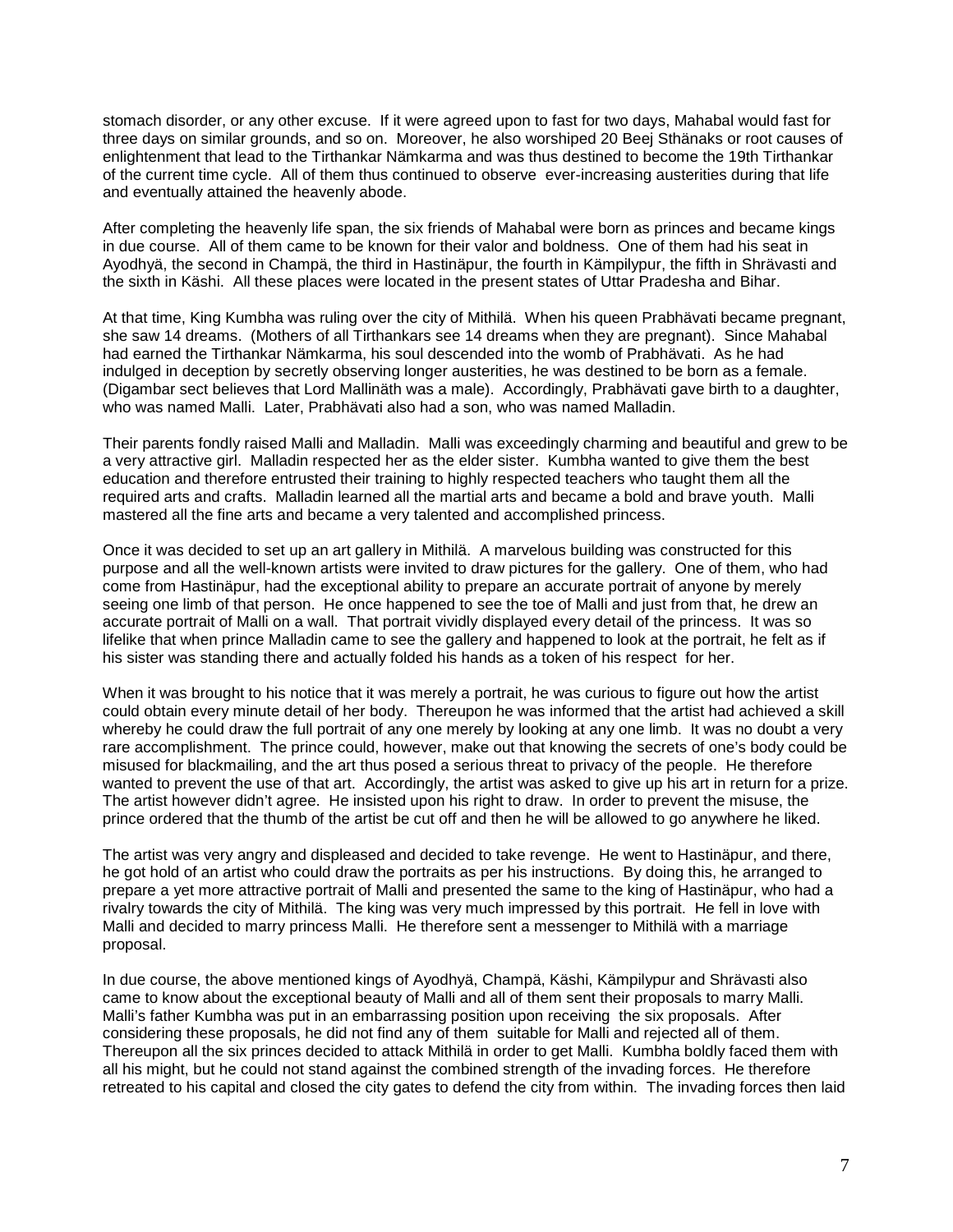stomach disorder, or any other excuse. If it were agreed upon to fast for two days, Mahabal would fast for three days on similar grounds, and so on. Moreover, he also worshiped 20 Beej Sthänaks or root causes of enlightenment that lead to the Tirthankar Nämkarma and was thus destined to become the 19th Tirthankar of the current time cycle. All of them thus continued to observe ever-increasing austerities during that life and eventually attained the heavenly abode.

After completing the heavenly life span, the six friends of Mahabal were born as princes and became kings in due course. All of them came to be known for their valor and boldness. One of them had his seat in Ayodhyä, the second in Champä, the third in Hastinäpur, the fourth in Kämpilypur, the fifth in Shrävasti and the sixth in Käshi. All these places were located in the present states of Uttar Pradesha and Bihar.

At that time, King Kumbha was ruling over the city of Mithilä. When his queen Prabhävati became pregnant, she saw 14 dreams. (Mothers of all Tirthankars see 14 dreams when they are pregnant). Since Mahabal had earned the Tirthankar Nämkarma, his soul descended into the womb of Prabhävati. As he had indulged in deception by secretly observing longer austerities, he was destined to be born as a female. (Digambar sect believes that Lord Mallinäth was a male). Accordingly, Prabhävati gave birth to a daughter, who was named Malli. Later, Prabhävati also had a son, who was named Malladin.

Their parents fondly raised Malli and Malladin. Malli was exceedingly charming and beautiful and grew to be a very attractive girl. Malladin respected her as the elder sister. Kumbha wanted to give them the best education and therefore entrusted their training to highly respected teachers who taught them all the required arts and crafts. Malladin learned all the martial arts and became a bold and brave youth. Malli mastered all the fine arts and became a very talented and accomplished princess.

Once it was decided to set up an art gallery in Mithilä. A marvelous building was constructed for this purpose and all the well-known artists were invited to draw pictures for the gallery. One of them, who had come from Hastinäpur, had the exceptional ability to prepare an accurate portrait of anyone by merely seeing one limb of that person. He once happened to see the toe of Malli and just from that, he drew an accurate portrait of Malli on a wall. That portrait vividly displayed every detail of the princess. It was so lifelike that when prince Malladin came to see the gallery and happened to look at the portrait, he felt as if his sister was standing there and actually folded his hands as a token of his respect for her.

When it was brought to his notice that it was merely a portrait, he was curious to figure out how the artist could obtain every minute detail of her body. Thereupon he was informed that the artist had achieved a skill whereby he could draw the full portrait of any one merely by looking at any one limb. It was no doubt a very rare accomplishment. The prince could, however, make out that knowing the secrets of one's body could be misused for blackmailing, and the art thus posed a serious threat to privacy of the people. He therefore wanted to prevent the use of that art. Accordingly, the artist was asked to give up his art in return for a prize. The artist however didn't agree. He insisted upon his right to draw. In order to prevent the misuse, the prince ordered that the thumb of the artist be cut off and then he will be allowed to go anywhere he liked.

The artist was very angry and displeased and decided to take revenge. He went to Hastinäpur, and there, he got hold of an artist who could draw the portraits as per his instructions. By doing this, he arranged to prepare a yet more attractive portrait of Malli and presented the same to the king of Hastinäpur, who had a rivalry towards the city of Mithilä. The king was very much impressed by this portrait. He fell in love with Malli and decided to marry princess Malli. He therefore sent a messenger to Mithilä with a marriage proposal.

In due course, the above mentioned kings of Ayodhyä, Champä, Käshi, Kämpilypur and Shrävasti also came to know about the exceptional beauty of Malli and all of them sent their proposals to marry Malli. Malli's father Kumbha was put in an embarrassing position upon receiving the six proposals. After considering these proposals, he did not find any of them suitable for Malli and rejected all of them. Thereupon all the six princes decided to attack Mithilä in order to get Malli. Kumbha boldly faced them with all his might, but he could not stand against the combined strength of the invading forces. He therefore retreated to his capital and closed the city gates to defend the city from within. The invading forces then laid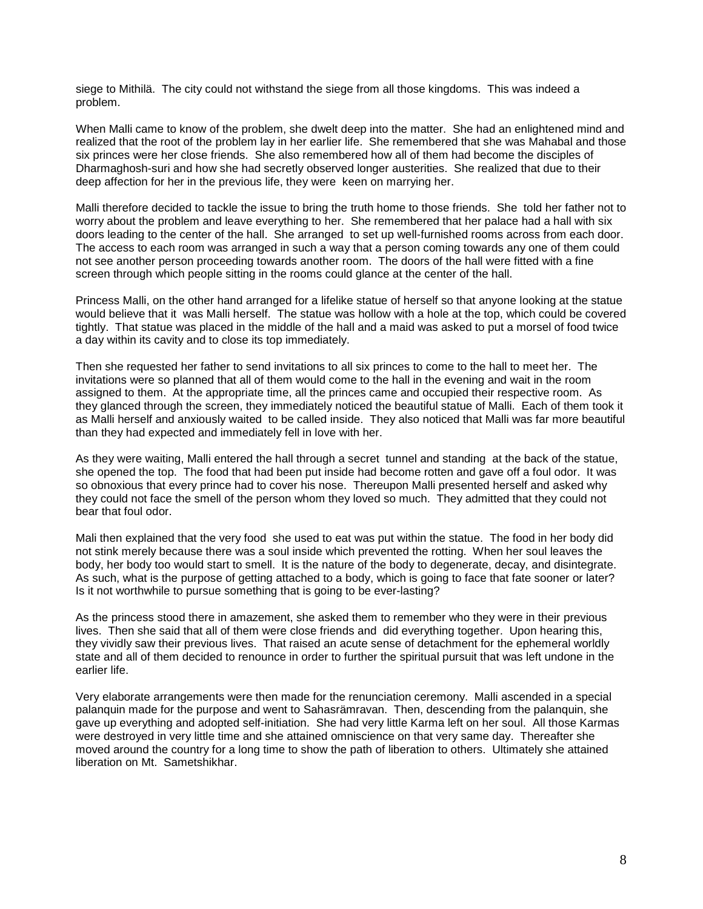siege to Mithilä. The city could not withstand the siege from all those kingdoms. This was indeed a problem.

When Malli came to know of the problem, she dwelt deep into the matter. She had an enlightened mind and realized that the root of the problem lay in her earlier life. She remembered that she was Mahabal and those six princes were her close friends. She also remembered how all of them had become the disciples of Dharmaghosh-suri and how she had secretly observed longer austerities. She realized that due to their deep affection for her in the previous life, they were keen on marrying her.

Malli therefore decided to tackle the issue to bring the truth home to those friends. She told her father not to worry about the problem and leave everything to her. She remembered that her palace had a hall with six doors leading to the center of the hall. She arranged to set up well-furnished rooms across from each door. The access to each room was arranged in such a way that a person coming towards any one of them could not see another person proceeding towards another room. The doors of the hall were fitted with a fine screen through which people sitting in the rooms could glance at the center of the hall.

Princess Malli, on the other hand arranged for a lifelike statue of herself so that anyone looking at the statue would believe that it was Malli herself. The statue was hollow with a hole at the top, which could be covered tightly. That statue was placed in the middle of the hall and a maid was asked to put a morsel of food twice a day within its cavity and to close its top immediately.

Then she requested her father to send invitations to all six princes to come to the hall to meet her. The invitations were so planned that all of them would come to the hall in the evening and wait in the room assigned to them. At the appropriate time, all the princes came and occupied their respective room. As they glanced through the screen, they immediately noticed the beautiful statue of Malli. Each of them took it as Malli herself and anxiously waited to be called inside. They also noticed that Malli was far more beautiful than they had expected and immediately fell in love with her.

As they were waiting, Malli entered the hall through a secret tunnel and standing at the back of the statue, she opened the top. The food that had been put inside had become rotten and gave off a foul odor. It was so obnoxious that every prince had to cover his nose. Thereupon Malli presented herself and asked why they could not face the smell of the person whom they loved so much. They admitted that they could not bear that foul odor.

Mali then explained that the very food she used to eat was put within the statue. The food in her body did not stink merely because there was a soul inside which prevented the rotting. When her soul leaves the body, her body too would start to smell. It is the nature of the body to degenerate, decay, and disintegrate. As such, what is the purpose of getting attached to a body, which is going to face that fate sooner or later? Is it not worthwhile to pursue something that is going to be ever-lasting?

As the princess stood there in amazement, she asked them to remember who they were in their previous lives. Then she said that all of them were close friends and did everything together. Upon hearing this, they vividly saw their previous lives. That raised an acute sense of detachment for the ephemeral worldly state and all of them decided to renounce in order to further the spiritual pursuit that was left undone in the earlier life.

Very elaborate arrangements were then made for the renunciation ceremony. Malli ascended in a special palanquin made for the purpose and went to Sahasrämravan. Then, descending from the palanquin, she gave up everything and adopted self-initiation. She had very little Karma left on her soul. All those Karmas were destroyed in very little time and she attained omniscience on that very same day. Thereafter she moved around the country for a long time to show the path of liberation to others. Ultimately she attained liberation on Mt. Sametshikhar.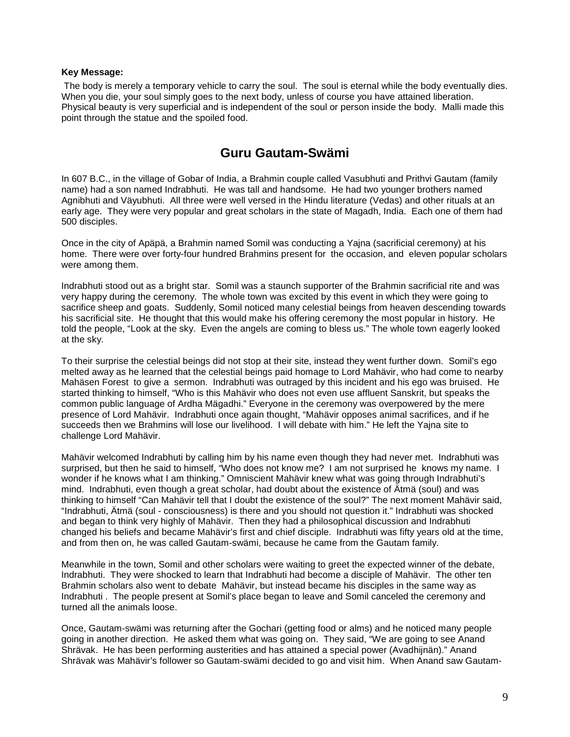**Key Message:**

The body is merely a temporary vehicle to carry the soul. The soul is eternal while the body eventually dies. When you die, your soul simply goes to the next body, unless of course you have attained liberation. Physical beauty is very superficial and is independent of the soul or person inside the body. Malli made this point through the statue and the spoiled food.

## Guru Gautam-Swämi

In 607 B.C., in the village of Gobar of India, a Brahmin couple called Vasubhuti and Prithvi Gautam (family name) had a son named Indrabhuti. He was tall and handsome. He had two younger brothers named Agnibhuti and Väyubhuti. All three were well versed in the Hindu literature (Vedas) and other rituals at an early age. They were very popular and great scholars in the state of Magadh, India. Each one of them had 500 disciples.

Once in the city of Apäpä, a Brahmin named Somil was conducting a Yajna (sacrificial ceremony) at his home. There were over forty-four hundred Brahmins present for the occasion, and eleven popular scholars were among them.

Indrabhuti stood out as a bright star. Somil was a staunch supporter of the Brahmin sacrificial rite and was very happy during the ceremony. The whole town was excited by this event in which they were going to sacrifice sheep and goats. Suddenly, Somil noticed many celestial beings from heaven descending towards his sacrificial site. He thought that this would make his offering ceremony the most popular in history. He told the people, "Look at the sky. Even the angels are coming to bless us." The whole town eagerly looked at the sky.

To their surprise the celestial beings did not stop at their site, instead they went further down. Somil's ego melted away as he learned that the celestial beings paid homage to Lord Mahävir, who had come to nearby Mahäsen Forest to give a sermon. Indrabhuti was outraged by this incident and his ego was bruised. He started thinking to himself, "Who is this Mahävir who does not even use affluent Sanskrit, but speaks the common public language of Ardha Mägadhi." Everyone in the ceremony was overpowered by the mere presence of Lord Mahävir. Indrabhuti once again thought, "Mahävir opposes animal sacrifices, and if he succeeds then we Brahmins will lose our livelihood. I will debate with him." He left the Yajna site to challenge Lord Mahävir.

Mahävir welcomed Indrabhuti by calling him by his name even though they had never met. Indrabhuti was surprised, but then he said to himself, "Who does not know me? I am not surprised he knows my name. I wonder if he knows what I am thinking." Omniscient Mahävir knew what was going through Indrabhuti's mind. Indrabhuti, even though a great scholar, had doubt about the existence of Ätmä (soul) and was thinking to himself "Can Mahävir tell that I doubt the existence of the soul?" The next moment Mahävir said, "Indrabhuti, Ätmä (soul - consciousness) is there and you should not question it." Indrabhuti was shocked and began to think very highly of Mahävir. Then they had a philosophical discussion and Indrabhuti changed his beliefs and became Mahävir's first and chief disciple. Indrabhuti was fifty years old at the time, and from then on, he was called Gautam-swämi, because he came from the Gautam family.

Meanwhile in the town, Somil and other scholars were waiting to greet the expected winner of the debate, Indrabhuti. They were shocked to learn that Indrabhuti had become a disciple of Mahävir. The other ten Brahmin scholars also went to debate Mahävir, but instead became his disciples in the same way as Indrabhuti . The people present at Somil's place began to leave and Somil canceled the ceremony and turned all the animals loose.

Once, Gautam-swämi was returning after the Gochari (getting food or alms) and he noticed many people going in another direction. He asked them what was going on. They said, "We are going to see Anand Shrävak. He has been performing austerities and has attained a special power (Avadhijnän)." Anand Shrävak was Mahävir's follower so Gautam-swämi decided to go and visit him. When Anand saw Gautam-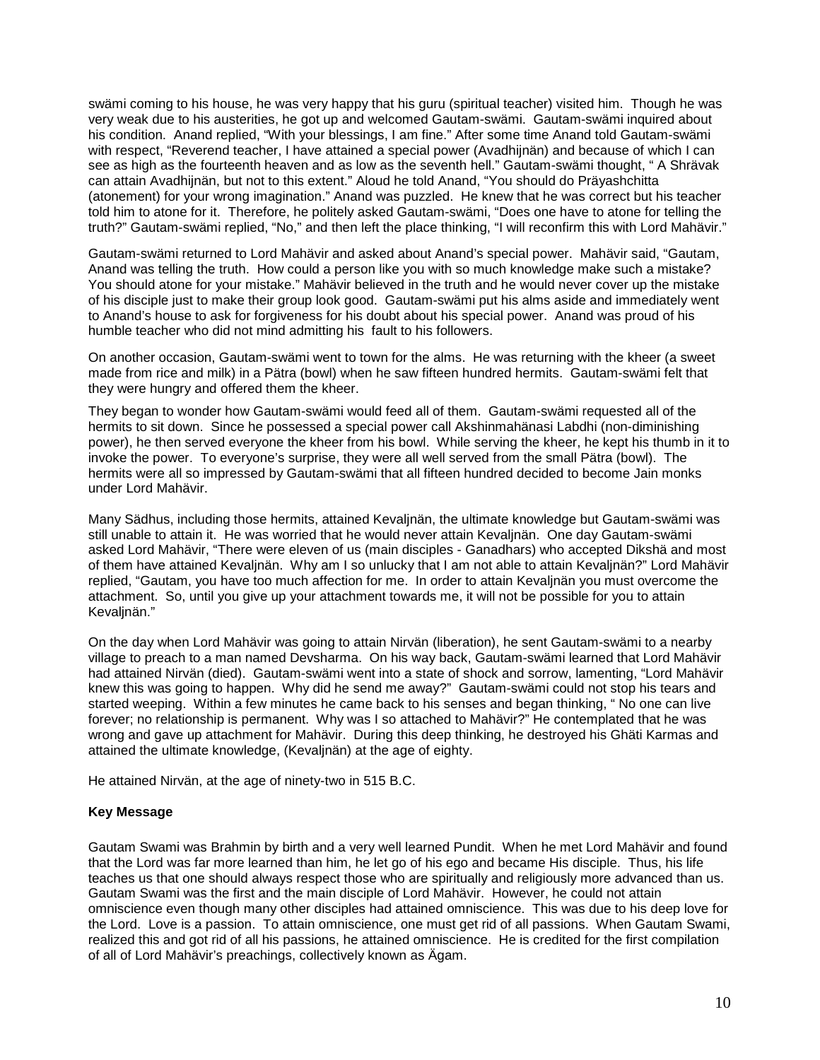swämi coming to his house, he was very happy that his guru (spiritual teacher) visited him. Though he was very weak due to his austerities, he got up and welcomed Gautam-swämi. Gautam-swämi inquired about his condition. Anand replied, "With your blessings, I am fine." After some time Anand told Gautam-swämi with respect, "Reverend teacher, I have attained a special power (Avadhijnän) and because of which I can see as high as the fourteenth heaven and as low as the seventh hell." Gautam-swämi thought, " A Shrävak can attain Avadhijnän, but not to this extent." Aloud he told Anand, "You should do Präyashchitta (atonement) for your wrong imagination." Anand was puzzled. He knew that he was correct but his teacher told him to atone for it. Therefore, he politely asked Gautam-swämi, "Does one have to atone for telling the truth?" Gautam-swämi replied, "No," and then left the place thinking, "I will reconfirm this with Lord Mahävir."

Gautam-swämi returned to Lord Mahävir and asked about Anand's special power. Mahävir said, "Gautam, Anand was telling the truth. How could a person like you with so much knowledge make such a mistake? You should atone for your mistake." Mahävir believed in the truth and he would never cover up the mistake of his disciple just to make their group look good. Gautam-swämi put his alms aside and immediately went to Anand's house to ask for forgiveness for his doubt about his special power. Anand was proud of his humble teacher who did not mind admitting his fault to his followers.

On another occasion, Gautam-swämi went to town for the alms. He was returning with the kheer (a sweet made from rice and milk) in a Pätra (bowl) when he saw fifteen hundred hermits. Gautam-swämi felt that they were hungry and offered them the kheer.

They began to wonder how Gautam-swämi would feed all of them. Gautam-swämi requested all of the hermits to sit down. Since he possessed a special power call Akshinmahänasi Labdhi (non-diminishing power), he then served everyone the kheer from his bowl. While serving the kheer, he kept his thumb in it to invoke the power. To everyone's surprise, they were all well served from the small Pätra (bowl). The hermits were all so impressed by Gautam-swämi that all fifteen hundred decided to become Jain monks under Lord Mahävir.

Many Sädhus, including those hermits, attained Kevaljnän, the ultimate knowledge but Gautam-swämi was still unable to attain it. He was worried that he would never attain Kevaljnän. One day Gautam-swämi asked Lord Mahävir, "There were eleven of us (main disciples - Ganadhars) who accepted Dikshä and most of them have attained Kevaljnän. Why am I so unlucky that I am not able to attain Kevaljnän?" Lord Mahävir replied, "Gautam, you have too much affection for me. In order to attain Kevaljnän you must overcome the attachment. So, until you give up your attachment towards me, it will not be possible for you to attain Kevaljnän."

On the day when Lord Mahävir was going to attain Nirvän (liberation), he sent Gautam-swämi to a nearby village to preach to a man named Devsharma. On his way back, Gautam-swämi learned that Lord Mahävir had attained Nirvän (died). Gautam-swämi went into a state of shock and sorrow, lamenting, "Lord Mahävir knew this was going to happen. Why did he send me away?" Gautam-swämi could not stop his tears and started weeping. Within a few minutes he came back to his senses and began thinking, " No one can live forever; no relationship is permanent. Why was I so attached to Mahävir?" He contemplated that he was wrong and gave up attachment for Mahävir. During this deep thinking, he destroyed his Ghäti Karmas and attained the ultimate knowledge, (Kevaljnän) at the age of eighty.

He attained Nirvän, at the age of ninety-two in 515 B.C.

**Key Message**

Gautam Swami was Brahmin by birth and a very well learned Pundit. When he met Lord Mahävir and found that the Lord was far more learned than him, he let go of his ego and became His disciple. Thus, his life teaches us that one should always respect those who are spiritually and religiously more advanced than us. Gautam Swami was the first and the main disciple of Lord Mahävir. However, he could not attain omniscience even though many other disciples had attained omniscience. This was due to his deep love for the Lord. Love is a passion. To attain omniscience, one must get rid of all passions. When Gautam Swami, realized this and got rid of all his passions, he attained omniscience. He is credited for the first compilation of all of Lord Mahävir's preachings, collectively known as Ägam.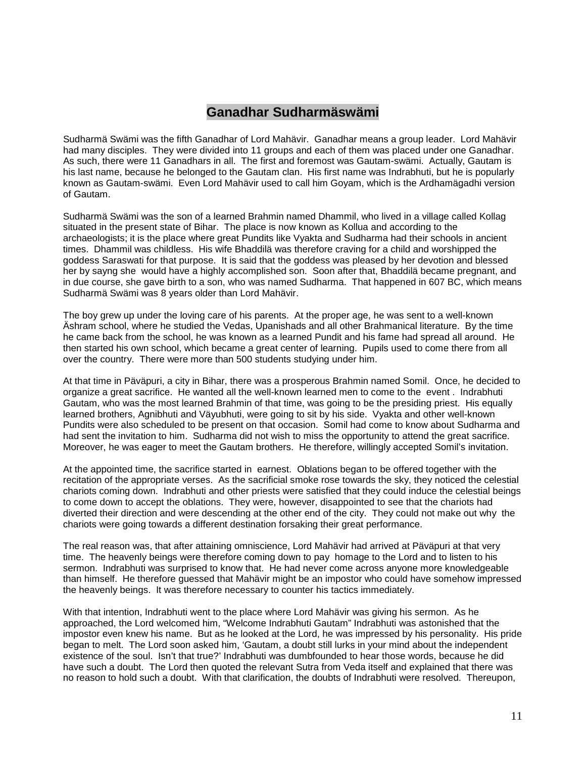# Ganadhar Sudharmäswämi

Sudharmä Swämi was the fifth Ganadhar of Lord Mahävir. Ganadhar means a group leader. Lord Mahävir had many disciples. They were divided into 11 groups and each of them was placed under one Ganadhar. As such, there were 11 Ganadhars in all. The first and foremost was Gautam-swämi. Actually, Gautam is his last name, because he belonged to the Gautam clan. His first name was Indrabhuti, but he is popularly known as Gautam-swämi. Even Lord Mahävir used to call him Goyam, which is the Ardhamägadhi version of Gautam.

Sudharmä Swämi was the son of a learned Brahmin named Dhammil, who lived in a village called Kollag situated in the present state of Bihar. The place is now known as Kollua and according to the archaeologists; it is the place where great Pundits like Vyakta and Sudharma had their schools in ancient times. Dhammil was childless. His wife Bhaddilä was therefore craving for a child and worshipped the goddess Saraswati for that purpose. It is said that the goddess was pleased by her devotion and blessed her by sayng she would have a highly accomplished son. Soon after that, Bhaddilä became pregnant, and in due course, she gave birth to a son, who was named Sudharma. That happened in 607 BC, which means Sudharmä Swämi was 8 years older than Lord Mahävir.

The boy grew up under the loving care of his parents. At the proper age, he was sent to a well-known Äshram school, where he studied the Vedas, Upanishads and all other Brahmanical literature. By the time he came back from the school, he was known as a learned Pundit and his fame had spread all around. He then started his own school, which became a great center of learning. Pupils used to come there from all over the country. There were more than 500 students studying under him.

At that time in Päväpuri, a city in Bihar, there was a prosperous Brahmin named Somil. Once, he decided to organize a great sacrifice. He wanted all the well-known learned men to come to the event . Indrabhuti Gautam, who was the most learned Brahmin of that time, was going to be the presiding priest. His equally learned brothers, Agnibhuti and Väyubhuti, were going to sit by his side. Vyakta and other well-known Pundits were also scheduled to be present on that occasion. Somil had come to know about Sudharma and had sent the invitation to him. Sudharma did not wish to miss the opportunity to attend the great sacrifice. Moreover, he was eager to meet the Gautam brothers. He therefore, willingly accepted Somil's invitation.

At the appointed time, the sacrifice started in earnest. Oblations began to be offered together with the recitation of the appropriate verses. As the sacrificial smoke rose towards the sky, they noticed the celestial chariots coming down. Indrabhuti and other priests were satisfied that they could induce the celestial beings to come down to accept the oblations. They were, however, disappointed to see that the chariots had diverted their direction and were descending at the other end of the city. They could not make out why the chariots were going towards a different destination forsaking their great performance.

The real reason was, that after attaining omniscience, Lord Mahävir had arrived at Päväpuri at that very time. The heavenly beings were therefore coming down to pay homage to the Lord and to listen to his sermon. Indrabhuti was surprised to know that. He had never come across anyone more knowledgeable than himself. He therefore guessed that Mahävir might be an impostor who could have somehow impressed the heavenly beings. It was therefore necessary to counter his tactics immediately.

With that intention, Indrabhuti went to the place where Lord Mahävir was giving his sermon. As he approached, the Lord welcomed him, "Welcome Indrabhuti Gautam" Indrabhuti was astonished that the impostor even knew his name. But as he looked at the Lord, he was impressed by his personality. His pride began to melt. The Lord soon asked him, 'Gautam, a doubt still lurks in your mind about the independent existence of the soul. Isn't that true?' Indrabhuti was dumbfounded to hear those words, because he did have such a doubt. The Lord then quoted the relevant Sutra from Veda itself and explained that there was no reason to hold such a doubt. With that clarification, the doubts of Indrabhuti were resolved. Thereupon,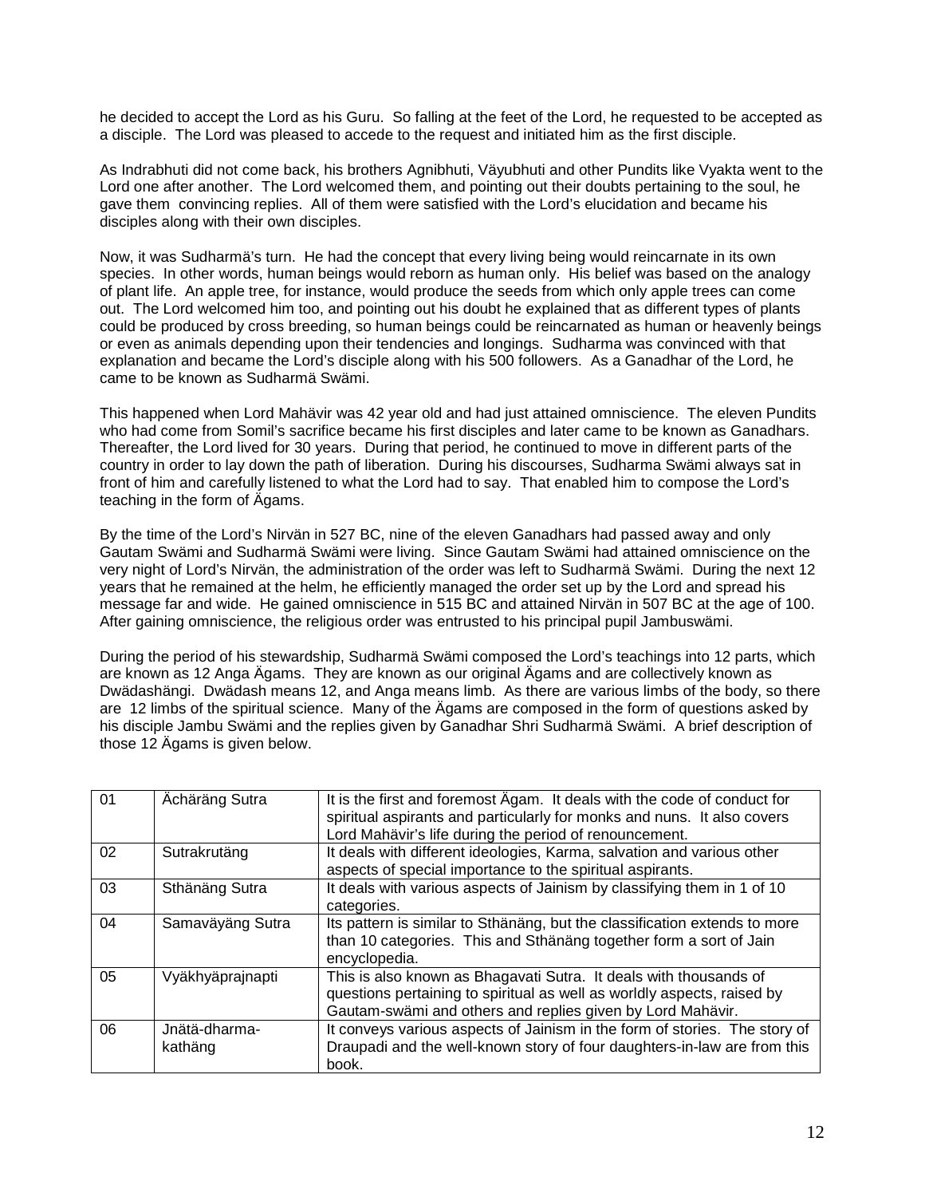he decided to accept the Lord as his Guru. So falling at the feet of the Lord, he requested to be accepted as a disciple. The Lord was pleased to accede to the request and initiated him as the first disciple.

As Indrabhuti did not come back, his brothers Agnibhuti, Väyubhuti and other Pundits like Vyakta went to the Lord one after another. The Lord welcomed them, and pointing out their doubts pertaining to the soul, he gave them convincing replies. All of them were satisfied with the Lord's elucidation and became his disciples along with their own disciples.

Now, it was Sudharmä's turn. He had the concept that every living being would reincarnate in its own species. In other words, human beings would reborn as human only. His belief was based on the analogy of plant life. An apple tree, for instance, would produce the seeds from which only apple trees can come out. The Lord welcomed him too, and pointing out his doubt he explained that as different types of plants could be produced by cross breeding, so human beings could be reincarnated as human or heavenly beings or even as animals depending upon their tendencies and longings. Sudharma was convinced with that explanation and became the Lord's disciple along with his 500 followers. As a Ganadhar of the Lord, he came to be known as Sudharmä Swämi.

This happened when Lord Mahävir was 42 year old and had just attained omniscience. The eleven Pundits who had come from Somil's sacrifice became his first disciples and later came to be known as Ganadhars. Thereafter, the Lord lived for 30 years. During that period, he continued to move in different parts of the country in order to lay down the path of liberation. During his discourses, Sudharma Swämi always sat in front of him and carefully listened to what the Lord had to say. That enabled him to compose the Lord's teaching in the form of Ägams.

By the time of the Lord's Nirvän in 527 BC, nine of the eleven Ganadhars had passed away and only Gautam Swämi and Sudharmä Swämi were living. Since Gautam Swämi had attained omniscience on the very night of Lord's Nirvän, the administration of the order was left to Sudharmä Swämi. During the next 12 years that he remained at the helm, he efficiently managed the order set up by the Lord and spread his message far and wide. He gained omniscience in 515 BC and attained Nirvän in 507 BC at the age of 100. After gaining omniscience, the religious order was entrusted to his principal pupil Jambuswämi.

During the period of his stewardship, Sudharmä Swämi composed the Lord's teachings into 12 parts, which are known as 12 Anga Ägams. They are known as our original Ägams and are collectively known as Dwädashängi. Dwädash means 12, and Anga means limb. As there are various limbs of the body, so there are 12 limbs of the spiritual science. Many of the Ägams are composed in the form of questions asked by his disciple Jambu Swämi and the replies given by Ganadhar Shri Sudharmä Swämi. A brief description of those 12 Ägams is given below.

| | | |
|---|---|---|
| 01 | Ächäräng Sutra | It is the first and foremost Ägam. It deals with the code of conduct for spiritual aspirants and particularly for monks and nuns. It also covers Lord Mahävir's life during the period of renouncement. |
| 02 | Sutrakrutäng | It deals with different ideologies, Karma, salvation and various other aspects of special importance to the spiritual aspirants. |
| 03 | Sthänäng Sutra | It deals with various aspects of Jainism by classifying them in 1 of 10 categories. |
| 04 | Samaväyäng Sutra | Its pattern is similar to Sthänäng, but the classification extends to more than 10 categories. This and Sthänäng together form a sort of Jain encyclopedia. |
| 05 | Vyäkhyäprajnapti | This is also known as Bhagavati Sutra. It deals with thousands of questions pertaining to spiritual as well as worldly aspects, raised by Gautam-swämi and others and replies given by Lord Mahävir. |
| 06 | Jnätä-dharma-kathäng | It conveys various aspects of Jainism in the form of stories. The story of Draupadi and the well-known story of four daughters-in-law are from this book. |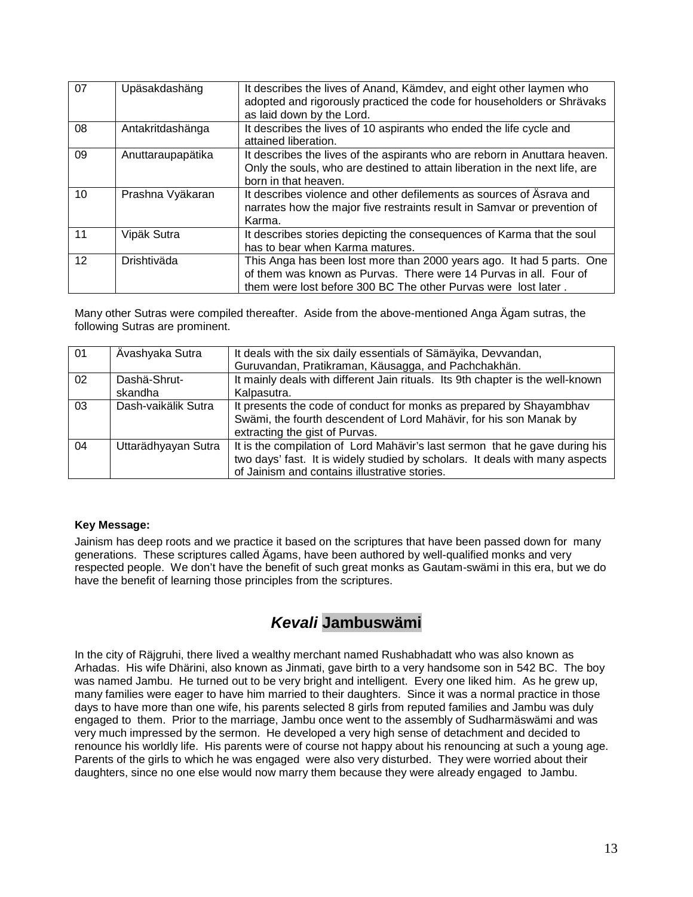| 07 | Upäsakdashäng | It describes the lives of Anand, Kämdev, and eight other laymen who adopted and rigorously practiced the code for householders or Shrävaks as laid down by the Lord. |
|---|---|---|
| 08 | Antakritdashänga | It describes the lives of 10 aspirants who ended the life cycle and attained liberation. |
| 09 | Anuttaraupapätika | It describes the lives of the aspirants who are reborn in Anuttara heaven. Only the souls, who are destined to attain liberation in the next life, are born in that heaven. |
| 10 | Prashna Vyäkaran | It describes violence and other defilements as sources of Äsrava and narrates how the major five restraints result in Samvar or prevention of Karma. |
| 11 | Vipäk Sutra | It describes stories depicting the consequences of Karma that the soul has to bear when Karma matures. |
| 12 | Drishtiväda | This Anga has been lost more than 2000 years ago. It had 5 parts. One of them was known as Purvas. There were 14 Purvas in all. Four of them were lost before 300 BC The other Purvas were lost later . |

Many other Sutras were compiled thereafter. Aside from the above-mentioned Anga Ägam sutras, the following Sutras are prominent.

| 01 | Ävashyaka Sutra | It deals with the six daily essentials of Sämäyika, Devvandan, Guruvandan, Pratikraman, Käusagga, and Pachchakhän. |
|---|---|---|
| 02 | Dashä-Shrut-skandha | It mainly deals with different Jain rituals. Its 9th chapter is the well-known Kalpasutra. |
| 03 | Dash-vaikälik Sutra | It presents the code of conduct for monks as prepared by Shayambhav Swämi, the fourth descendent of Lord Mahävir, for his son Manak by extracting the gist of Purvas. |
| 04 | Uttarädhyayan Sutra | It is the compilation of Lord Mahävir's last sermon that he gave during his two days' fast. It is widely studied by scholars. It deals with many aspects of Jainism and contains illustrative stories. |

**Key Message:**

Jainism has deep roots and we practice it based on the scriptures that have been passed down for many generations. These scriptures called Ägams, have been authored by well-qualified monks and very respected people. We don't have the benefit of such great monks as Gautam-swämi in this era, but we do have the benefit of learning those principles from the scriptures.

## *Kevali* Jambuswämi

In the city of Räjgruhi, there lived a wealthy merchant named Rushabhadatt who was also known as Arhadas. His wife Dhärini, also known as Jinmati, gave birth to a very handsome son in 542 BC. The boy was named Jambu. He turned out to be very bright and intelligent. Every one liked him. As he grew up, many families were eager to have him married to their daughters. Since it was a normal practice in those days to have more than one wife, his parents selected 8 girls from reputed families and Jambu was duly engaged to them. Prior to the marriage, Jambu once went to the assembly of Sudharmäswämi and was very much impressed by the sermon. He developed a very high sense of detachment and decided to renounce his worldly life. His parents were of course not happy about his renouncing at such a young age. Parents of the girls to which he was engaged were also very disturbed. They were worried about their daughters, since no one else would now marry them because they were already engaged to Jambu.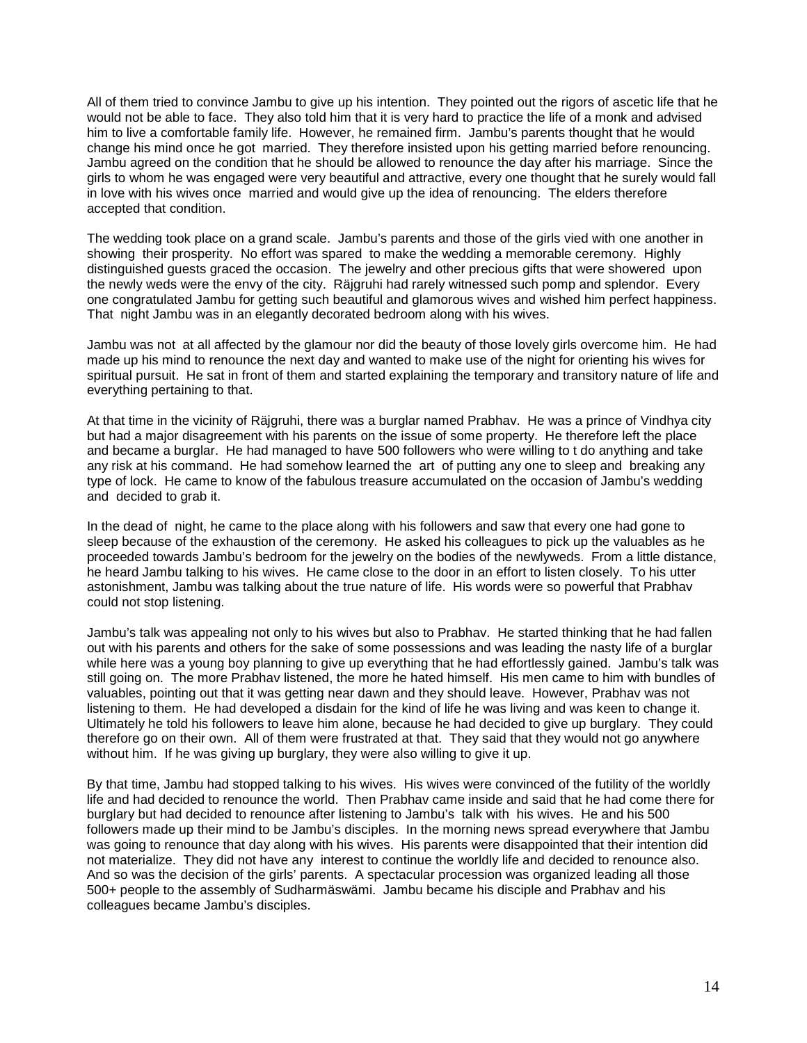All of them tried to convince Jambu to give up his intention. They pointed out the rigors of ascetic life that he would not be able to face. They also told him that it is very hard to practice the life of a monk and advised him to live a comfortable family life. However, he remained firm. Jambu's parents thought that he would change his mind once he got married. They therefore insisted upon his getting married before renouncing. Jambu agreed on the condition that he should be allowed to renounce the day after his marriage. Since the girls to whom he was engaged were very beautiful and attractive, every one thought that he surely would fall in love with his wives once married and would give up the idea of renouncing. The elders therefore accepted that condition.

The wedding took place on a grand scale. Jambu's parents and those of the girls vied with one another in showing their prosperity. No effort was spared to make the wedding a memorable ceremony. Highly distinguished guests graced the occasion. The jewelry and other precious gifts that were showered upon the newly weds were the envy of the city. Räjgruhi had rarely witnessed such pomp and splendor. Every one congratulated Jambu for getting such beautiful and glamorous wives and wished him perfect happiness. That night Jambu was in an elegantly decorated bedroom along with his wives.

Jambu was not at all affected by the glamour nor did the beauty of those lovely girls overcome him. He had made up his mind to renounce the next day and wanted to make use of the night for orienting his wives for spiritual pursuit. He sat in front of them and started explaining the temporary and transitory nature of life and everything pertaining to that.

At that time in the vicinity of Räjgruhi, there was a burglar named Prabhav. He was a prince of Vindhya city but had a major disagreement with his parents on the issue of some property. He therefore left the place and became a burglar. He had managed to have 500 followers who were willing to t do anything and take any risk at his command. He had somehow learned the art of putting any one to sleep and breaking any type of lock. He came to know of the fabulous treasure accumulated on the occasion of Jambu's wedding and decided to grab it.

In the dead of night, he came to the place along with his followers and saw that every one had gone to sleep because of the exhaustion of the ceremony. He asked his colleagues to pick up the valuables as he proceeded towards Jambu's bedroom for the jewelry on the bodies of the newlyweds. From a little distance, he heard Jambu talking to his wives. He came close to the door in an effort to listen closely. To his utter astonishment, Jambu was talking about the true nature of life. His words were so powerful that Prabhav could not stop listening.

Jambu's talk was appealing not only to his wives but also to Prabhav. He started thinking that he had fallen out with his parents and others for the sake of some possessions and was leading the nasty life of a burglar while here was a young boy planning to give up everything that he had effortlessly gained. Jambu's talk was still going on. The more Prabhav listened, the more he hated himself. His men came to him with bundles of valuables, pointing out that it was getting near dawn and they should leave. However, Prabhav was not listening to them. He had developed a disdain for the kind of life he was living and was keen to change it. Ultimately he told his followers to leave him alone, because he had decided to give up burglary. They could therefore go on their own. All of them were frustrated at that. They said that they would not go anywhere without him. If he was giving up burglary, they were also willing to give it up.

By that time, Jambu had stopped talking to his wives. His wives were convinced of the futility of the worldly life and had decided to renounce the world. Then Prabhav came inside and said that he had come there for burglary but had decided to renounce after listening to Jambu's talk with his wives. He and his 500 followers made up their mind to be Jambu's disciples. In the morning news spread everywhere that Jambu was going to renounce that day along with his wives. His parents were disappointed that their intention did not materialize. They did not have any interest to continue the worldly life and decided to renounce also. And so was the decision of the girls' parents. A spectacular procession was organized leading all those 500+ people to the assembly of Sudharmäswämi. Jambu became his disciple and Prabhav and his colleagues became Jambu's disciples.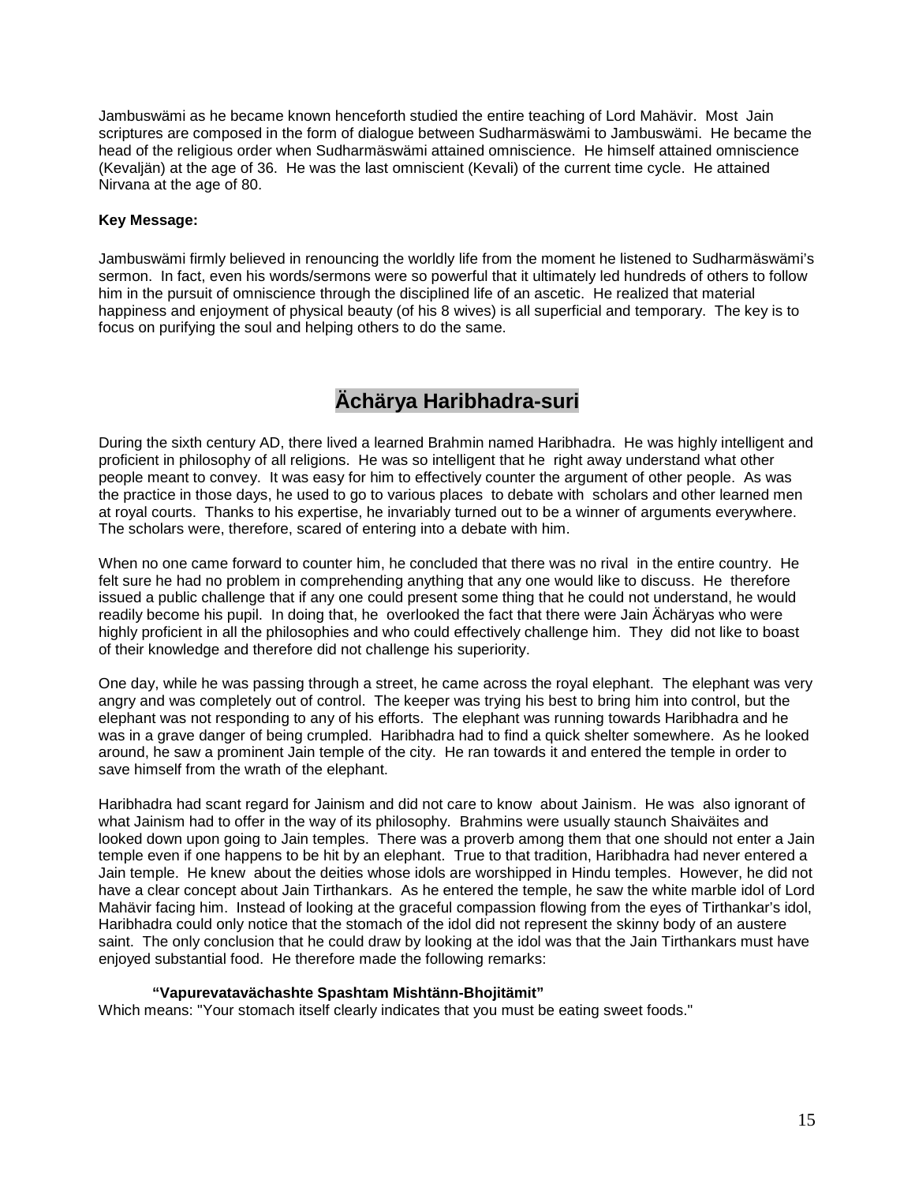Jambuswämi as he became known henceforth studied the entire teaching of Lord Mahävir. Most Jain scriptures are composed in the form of dialogue between Sudharmäswämi to Jambuswämi. He became the head of the religious order when Sudharmäswämi attained omniscience. He himself attained omniscience (Kevaljän) at the age of 36. He was the last omniscient (Kevali) of the current time cycle. He attained Nirvana at the age of 80.

**Key Message:**

Jambuswämi firmly believed in renouncing the worldly life from the moment he listened to Sudharmäswämi's sermon. In fact, even his words/sermons were so powerful that it ultimately led hundreds of others to follow him in the pursuit of omniscience through the disciplined life of an ascetic. He realized that material happiness and enjoyment of physical beauty (of his 8 wives) is all superficial and temporary. The key is to focus on purifying the soul and helping others to do the same.

## Ächärya Haribhadra-suri

During the sixth century AD, there lived a learned Brahmin named Haribhadra. He was highly intelligent and proficient in philosophy of all religions. He was so intelligent that he right away understand what other people meant to convey. It was easy for him to effectively counter the argument of other people. As was the practice in those days, he used to go to various places to debate with scholars and other learned men at royal courts. Thanks to his expertise, he invariably turned out to be a winner of arguments everywhere. The scholars were, therefore, scared of entering into a debate with him.

When no one came forward to counter him, he concluded that there was no rival in the entire country. He felt sure he had no problem in comprehending anything that any one would like to discuss. He therefore issued a public challenge that if any one could present some thing that he could not understand, he would readily become his pupil. In doing that, he overlooked the fact that there were Jain Ächäryas who were highly proficient in all the philosophies and who could effectively challenge him. They did not like to boast of their knowledge and therefore did not challenge his superiority.

One day, while he was passing through a street, he came across the royal elephant. The elephant was very angry and was completely out of control. The keeper was trying his best to bring him into control, but the elephant was not responding to any of his efforts. The elephant was running towards Haribhadra and he was in a grave danger of being crumpled. Haribhadra had to find a quick shelter somewhere. As he looked around, he saw a prominent Jain temple of the city. He ran towards it and entered the temple in order to save himself from the wrath of the elephant.

Haribhadra had scant regard for Jainism and did not care to know about Jainism. He was also ignorant of what Jainism had to offer in the way of its philosophy. Brahmins were usually staunch Shaiväites and looked down upon going to Jain temples. There was a proverb among them that one should not enter a Jain temple even if one happens to be hit by an elephant. True to that tradition, Haribhadra had never entered a Jain temple. He knew about the deities whose idols are worshipped in Hindu temples. However, he did not have a clear concept about Jain Tirthankars. As he entered the temple, he saw the white marble idol of Lord Mahävir facing him. Instead of looking at the graceful compassion flowing from the eyes of Tirthankar's idol, Haribhadra could only notice that the stomach of the idol did not represent the skinny body of an austere saint. The only conclusion that he could draw by looking at the idol was that the Jain Tirthankars must have enjoyed substantial food. He therefore made the following remarks:

**"Vapurevatavächashte Spashtam Mishtänn-Bhojitämit"**

Which means: "Your stomach itself clearly indicates that you must be eating sweet foods."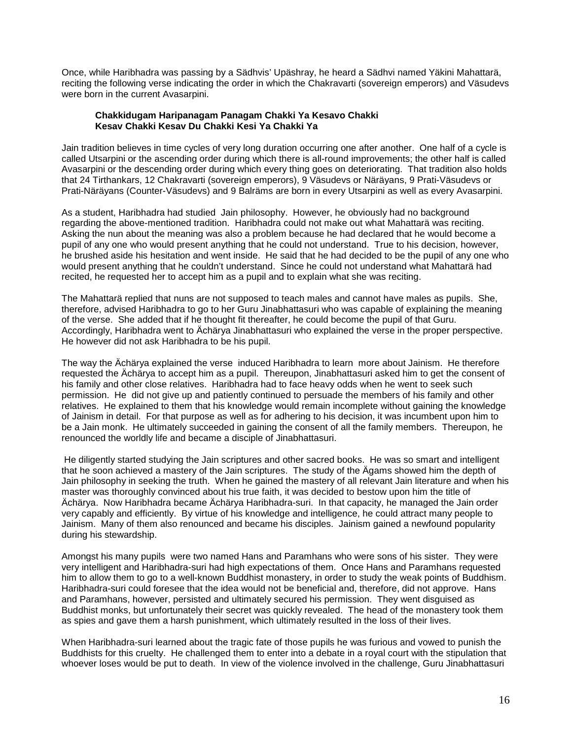Once, while Haribhadra was passing by a Sädhvis' Upäshray, he heard a Sädhvi named Yäkini Mahattarä, reciting the following verse indicating the order in which the Chakravarti (sovereign emperors) and Väsudevs were born in the current Avasarpini.

> **Chakkidugam Haripanagam Panagam Chakki Ya Kesavo Chakki**
> **Kesav Chakki Kesav Du Chakki Kesi Ya Chakki Ya**

Jain tradition believes in time cycles of very long duration occurring one after another. One half of a cycle is called Utsarpini or the ascending order during which there is all-round improvements; the other half is called Avasarpini or the descending order during which every thing goes on deteriorating. That tradition also holds that 24 Tirthankars, 12 Chakravarti (sovereign emperors), 9 Väsudevs or Näräyans, 9 Prati-Väsudevs or Prati-Näräyans (Counter-Väsudevs) and 9 Balräms are born in every Utsarpini as well as every Avasarpini.

As a student, Haribhadra had studied Jain philosophy. However, he obviously had no background regarding the above-mentioned tradition. Haribhadra could not make out what Mahattarä was reciting. Asking the nun about the meaning was also a problem because he had declared that he would become a pupil of any one who would present anything that he could not understand. True to his decision, however, he brushed aside his hesitation and went inside. He said that he had decided to be the pupil of any one who would present anything that he couldn't understand. Since he could not understand what Mahattarä had recited, he requested her to accept him as a pupil and to explain what she was reciting.

The Mahattarä replied that nuns are not supposed to teach males and cannot have males as pupils. She, therefore, advised Haribhadra to go to her Guru Jinabhattasuri who was capable of explaining the meaning of the verse. She added that if he thought fit thereafter, he could become the pupil of that Guru. Accordingly, Haribhadra went to Ächärya Jinabhattasuri who explained the verse in the proper perspective. He however did not ask Haribhadra to be his pupil.

The way the Ächärya explained the verse induced Haribhadra to learn more about Jainism. He therefore requested the Ächärya to accept him as a pupil. Thereupon, Jinabhattasuri asked him to get the consent of his family and other close relatives. Haribhadra had to face heavy odds when he went to seek such permission. He did not give up and patiently continued to persuade the members of his family and other relatives. He explained to them that his knowledge would remain incomplete without gaining the knowledge of Jainism in detail. For that purpose as well as for adhering to his decision, it was incumbent upon him to be a Jain monk. He ultimately succeeded in gaining the consent of all the family members. Thereupon, he renounced the worldly life and became a disciple of Jinabhattasuri.

He diligently started studying the Jain scriptures and other sacred books. He was so smart and intelligent that he soon achieved a mastery of the Jain scriptures. The study of the Ägams showed him the depth of Jain philosophy in seeking the truth. When he gained the mastery of all relevant Jain literature and when his master was thoroughly convinced about his true faith, it was decided to bestow upon him the title of Ächärya. Now Haribhadra became Ächärya Haribhadra-suri. In that capacity, he managed the Jain order very capably and efficiently. By virtue of his knowledge and intelligence, he could attract many people to Jainism. Many of them also renounced and became his disciples. Jainism gained a newfound popularity during his stewardship.

Amongst his many pupils were two named Hans and Paramhans who were sons of his sister. They were very intelligent and Haribhadra-suri had high expectations of them. Once Hans and Paramhans requested him to allow them to go to a well-known Buddhist monastery, in order to study the weak points of Buddhism. Haribhadra-suri could foresee that the idea would not be beneficial and, therefore, did not approve. Hans and Paramhans, however, persisted and ultimately secured his permission. They went disguised as Buddhist monks, but unfortunately their secret was quickly revealed. The head of the monastery took them as spies and gave them a harsh punishment, which ultimately resulted in the loss of their lives.

When Haribhadra-suri learned about the tragic fate of those pupils he was furious and vowed to punish the Buddhists for this cruelty. He challenged them to enter into a debate in a royal court with the stipulation that whoever loses would be put to death. In view of the violence involved in the challenge, Guru Jinabhattasuri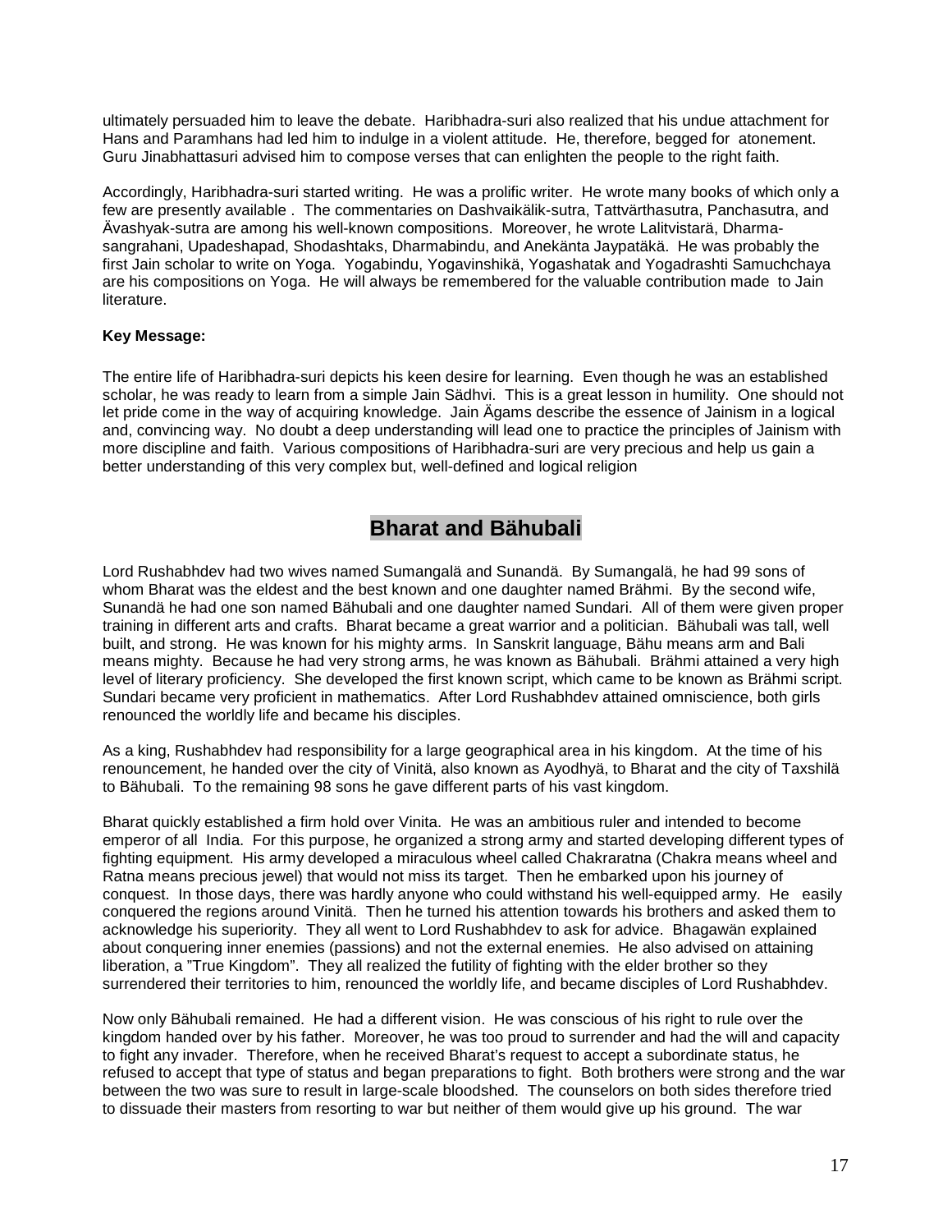ultimately persuaded him to leave the debate. Haribhadra-suri also realized that his undue attachment for Hans and Paramhans had led him to indulge in a violent attitude. He, therefore, begged for atonement. Guru Jinabhattasuri advised him to compose verses that can enlighten the people to the right faith.

Accordingly, Haribhadra-suri started writing. He was a prolific writer. He wrote many books of which only a few are presently available . The commentaries on Dashvaikälik-sutra, Tattvärthasutra, Panchasutra, and Ävashyak-sutra are among his well-known compositions. Moreover, he wrote Lalitvistarä, Dharma-sangrahani, Upadeshapad, Shodashtaks, Dharmabindu, and Anekänta Jaypatäkä. He was probably the first Jain scholar to write on Yoga. Yogabindu, Yogavinshikä, Yogashatak and Yogadrashti Samuchchaya are his compositions on Yoga. He will always be remembered for the valuable contribution made to Jain literature.

**Key Message:**

The entire life of Haribhadra-suri depicts his keen desire for learning. Even though he was an established scholar, he was ready to learn from a simple Jain Sädhvi. This is a great lesson in humility. One should not let pride come in the way of acquiring knowledge. Jain Ägams describe the essence of Jainism in a logical and, convincing way. No doubt a deep understanding will lead one to practice the principles of Jainism with more discipline and faith. Various compositions of Haribhadra-suri are very precious and help us gain a better understanding of this very complex but, well-defined and logical religion

## Bharat and Bähubali

Lord Rushabhdev had two wives named Sumangalä and Sunandä. By Sumangalä, he had 99 sons of whom Bharat was the eldest and the best known and one daughter named Brähmi. By the second wife, Sunandä he had one son named Bähubali and one daughter named Sundari. All of them were given proper training in different arts and crafts. Bharat became a great warrior and a politician. Bähubali was tall, well built, and strong. He was known for his mighty arms. In Sanskrit language, Bähu means arm and Bali means mighty. Because he had very strong arms, he was known as Bähubali. Brähmi attained a very high level of literary proficiency. She developed the first known script, which came to be known as Brähmi script. Sundari became very proficient in mathematics. After Lord Rushabhdev attained omniscience, both girls renounced the worldly life and became his disciples.

As a king, Rushabhdev had responsibility for a large geographical area in his kingdom. At the time of his renouncement, he handed over the city of Vinitä, also known as Ayodhyä, to Bharat and the city of Taxshilä to Bähubali. To the remaining 98 sons he gave different parts of his vast kingdom.

Bharat quickly established a firm hold over Vinita. He was an ambitious ruler and intended to become emperor of all India. For this purpose, he organized a strong army and started developing different types of fighting equipment. His army developed a miraculous wheel called Chakraratna (Chakra means wheel and Ratna means precious jewel) that would not miss its target. Then he embarked upon his journey of conquest. In those days, there was hardly anyone who could withstand his well-equipped army. He easily conquered the regions around Vinitä. Then he turned his attention towards his brothers and asked them to acknowledge his superiority. They all went to Lord Rushabhdev to ask for advice. Bhagawän explained about conquering inner enemies (passions) and not the external enemies. He also advised on attaining liberation, a "True Kingdom". They all realized the futility of fighting with the elder brother so they surrendered their territories to him, renounced the worldly life, and became disciples of Lord Rushabhdev.

Now only Bähubali remained. He had a different vision. He was conscious of his right to rule over the kingdom handed over by his father. Moreover, he was too proud to surrender and had the will and capacity to fight any invader. Therefore, when he received Bharat's request to accept a subordinate status, he refused to accept that type of status and began preparations to fight. Both brothers were strong and the war between the two was sure to result in large-scale bloodshed. The counselors on both sides therefore tried to dissuade their masters from resorting to war but neither of them would give up his ground. The war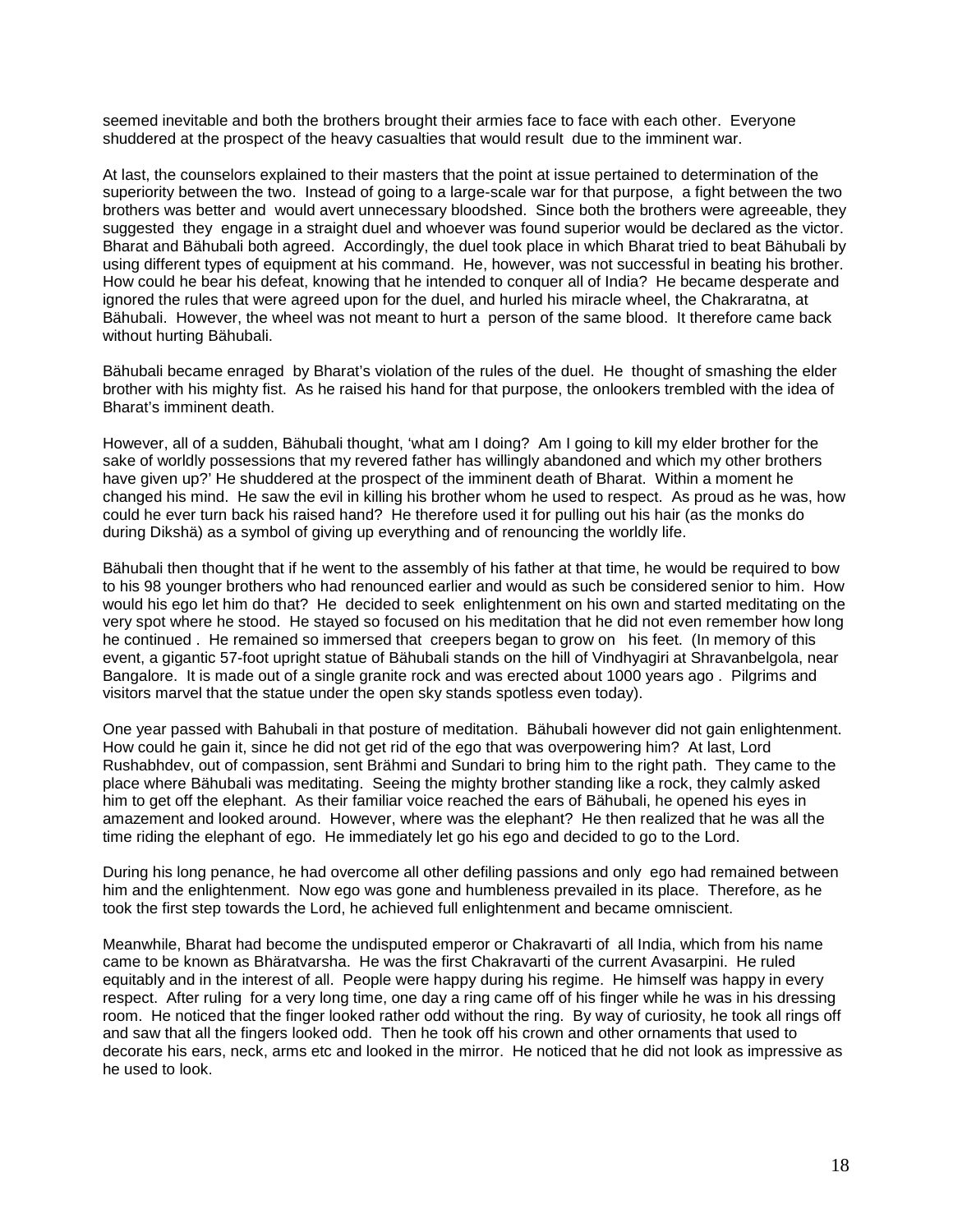seemed inevitable and both the brothers brought their armies face to face with each other. Everyone shuddered at the prospect of the heavy casualties that would result due to the imminent war.

At last, the counselors explained to their masters that the point at issue pertained to determination of the superiority between the two. Instead of going to a large-scale war for that purpose, a fight between the two brothers was better and would avert unnecessary bloodshed. Since both the brothers were agreeable, they suggested they engage in a straight duel and whoever was found superior would be declared as the victor. Bharat and Bähubali both agreed. Accordingly, the duel took place in which Bharat tried to beat Bähubali by using different types of equipment at his command. He, however, was not successful in beating his brother. How could he bear his defeat, knowing that he intended to conquer all of India? He became desperate and ignored the rules that were agreed upon for the duel, and hurled his miracle wheel, the Chakraratna, at Bähubali. However, the wheel was not meant to hurt a person of the same blood. It therefore came back without hurting Bähubali.

Bähubali became enraged by Bharat's violation of the rules of the duel. He thought of smashing the elder brother with his mighty fist. As he raised his hand for that purpose, the onlookers trembled with the idea of Bharat's imminent death.

However, all of a sudden, Bähubali thought, 'what am I doing? Am I going to kill my elder brother for the sake of worldly possessions that my revered father has willingly abandoned and which my other brothers have given up?' He shuddered at the prospect of the imminent death of Bharat. Within a moment he changed his mind. He saw the evil in killing his brother whom he used to respect. As proud as he was, how could he ever turn back his raised hand? He therefore used it for pulling out his hair (as the monks do during Dikshä) as a symbol of giving up everything and of renouncing the worldly life.

Bähubali then thought that if he went to the assembly of his father at that time, he would be required to bow to his 98 younger brothers who had renounced earlier and would as such be considered senior to him. How would his ego let him do that? He decided to seek enlightenment on his own and started meditating on the very spot where he stood. He stayed so focused on his meditation that he did not even remember how long he continued . He remained so immersed that creepers began to grow on his feet. (In memory of this event, a gigantic 57-foot upright statue of Bähubali stands on the hill of Vindhyagiri at Shravanbelgola, near Bangalore. It is made out of a single granite rock and was erected about 1000 years ago . Pilgrims and visitors marvel that the statue under the open sky stands spotless even today).

One year passed with Bahubali in that posture of meditation. Bähubali however did not gain enlightenment. How could he gain it, since he did not get rid of the ego that was overpowering him? At last, Lord Rushabhdev, out of compassion, sent Brähmi and Sundari to bring him to the right path. They came to the place where Bähubali was meditating. Seeing the mighty brother standing like a rock, they calmly asked him to get off the elephant. As their familiar voice reached the ears of Bähubali, he opened his eyes in amazement and looked around. However, where was the elephant? He then realized that he was all the time riding the elephant of ego. He immediately let go his ego and decided to go to the Lord.

During his long penance, he had overcome all other defiling passions and only ego had remained between him and the enlightenment. Now ego was gone and humbleness prevailed in its place. Therefore, as he took the first step towards the Lord, he achieved full enlightenment and became omniscient.

Meanwhile, Bharat had become the undisputed emperor or Chakravarti of all India, which from his name came to be known as Bhäratvarsha. He was the first Chakravarti of the current Avasarpini. He ruled equitably and in the interest of all. People were happy during his regime. He himself was happy in every respect. After ruling for a very long time, one day a ring came off of his finger while he was in his dressing room. He noticed that the finger looked rather odd without the ring. By way of curiosity, he took all rings off and saw that all the fingers looked odd. Then he took off his crown and other ornaments that used to decorate his ears, neck, arms etc and looked in the mirror. He noticed that he did not look as impressive as he used to look.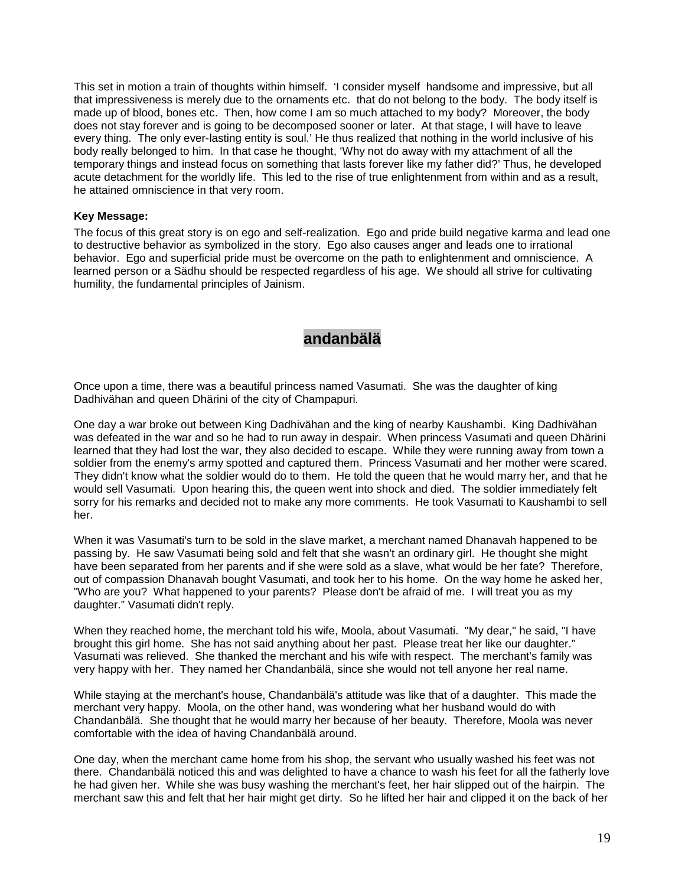This set in motion a train of thoughts within himself. 'I consider myself handsome and impressive, but all that impressiveness is merely due to the ornaments etc. that do not belong to the body. The body itself is made up of blood, bones etc. Then, how come I am so much attached to my body? Moreover, the body does not stay forever and is going to be decomposed sooner or later. At that stage, I will have to leave every thing. The only ever-lasting entity is soul.' He thus realized that nothing in the world inclusive of his body really belonged to him. In that case he thought, 'Why not do away with my attachment of all the temporary things and instead focus on something that lasts forever like my father did?' Thus, he developed acute detachment for the worldly life. This led to the rise of true enlightenment from within and as a result, he attained omniscience in that very room.

**Key Message:**

The focus of this great story is on ego and self-realization. Ego and pride build negative karma and lead one to destructive behavior as symbolized in the story. Ego also causes anger and leads one to irrational behavior. Ego and superficial pride must be overcome on the path to enlightenment and omniscience. A learned person or a Sädhu should be respected regardless of his age. We should all strive for cultivating humility, the fundamental principles of Jainism.

## andanbälä

Once upon a time, there was a beautiful princess named Vasumati. She was the daughter of king Dadhivähan and queen Dhärini of the city of Champapuri.

One day a war broke out between King Dadhivähan and the king of nearby Kaushambi. King Dadhivähan was defeated in the war and so he had to run away in despair. When princess Vasumati and queen Dhärini learned that they had lost the war, they also decided to escape. While they were running away from town a soldier from the enemy's army spotted and captured them. Princess Vasumati and her mother were scared. They didn't know what the soldier would do to them. He told the queen that he would marry her, and that he would sell Vasumati. Upon hearing this, the queen went into shock and died. The soldier immediately felt sorry for his remarks and decided not to make any more comments. He took Vasumati to Kaushambi to sell her.

When it was Vasumati's turn to be sold in the slave market, a merchant named Dhanavah happened to be passing by. He saw Vasumati being sold and felt that she wasn't an ordinary girl. He thought she might have been separated from her parents and if she were sold as a slave, what would be her fate? Therefore, out of compassion Dhanavah bought Vasumati, and took her to his home. On the way home he asked her, "Who are you? What happened to your parents? Please don't be afraid of me. I will treat you as my daughter." Vasumati didn't reply.

When they reached home, the merchant told his wife, Moola, about Vasumati. "My dear," he said, "I have brought this girl home. She has not said anything about her past. Please treat her like our daughter." Vasumati was relieved. She thanked the merchant and his wife with respect. The merchant's family was very happy with her. They named her Chandanbälä, since she would not tell anyone her real name.

While staying at the merchant's house, Chandanbälä's attitude was like that of a daughter. This made the merchant very happy. Moola, on the other hand, was wondering what her husband would do with Chandanbälä. She thought that he would marry her because of her beauty. Therefore, Moola was never comfortable with the idea of having Chandanbälä around.

One day, when the merchant came home from his shop, the servant who usually washed his feet was not there. Chandanbälä noticed this and was delighted to have a chance to wash his feet for all the fatherly love he had given her. While she was busy washing the merchant's feet, her hair slipped out of the hairpin. The merchant saw this and felt that her hair might get dirty. So he lifted her hair and clipped it on the back of her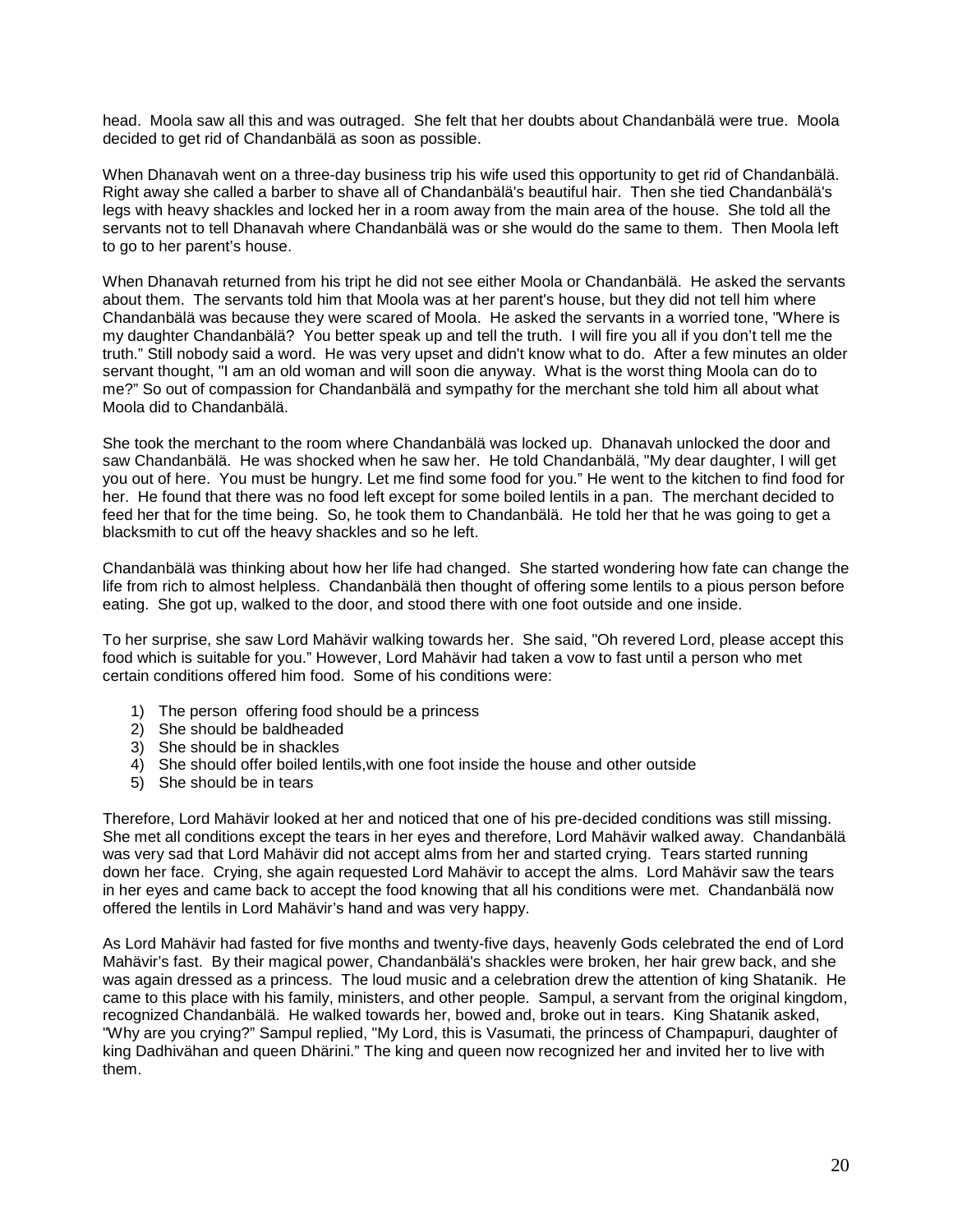head. Moola saw all this and was outraged. She felt that her doubts about Chandanbälä were true. Moola decided to get rid of Chandanbälä as soon as possible.

When Dhanavah went on a three-day business trip his wife used this opportunity to get rid of Chandanbälä. Right away she called a barber to shave all of Chandanbälä's beautiful hair. Then she tied Chandanbälä's legs with heavy shackles and locked her in a room away from the main area of the house. She told all the servants not to tell Dhanavah where Chandanbälä was or she would do the same to them. Then Moola left to go to her parent's house.

When Dhanavah returned from his tript he did not see either Moola or Chandanbälä. He asked the servants about them. The servants told him that Moola was at her parent's house, but they did not tell him where Chandanbälä was because they were scared of Moola. He asked the servants in a worried tone, "Where is my daughter Chandanbälä? You better speak up and tell the truth. I will fire you all if you don't tell me the truth." Still nobody said a word. He was very upset and didn't know what to do. After a few minutes an older servant thought, "I am an old woman and will soon die anyway. What is the worst thing Moola can do to me?" So out of compassion for Chandanbälä and sympathy for the merchant she told him all about what Moola did to Chandanbälä.

She took the merchant to the room where Chandanbälä was locked up. Dhanavah unlocked the door and saw Chandanbälä. He was shocked when he saw her. He told Chandanbälä, "My dear daughter, I will get you out of here. You must be hungry. Let me find some food for you." He went to the kitchen to find food for her. He found that there was no food left except for some boiled lentils in a pan. The merchant decided to feed her that for the time being. So, he took them to Chandanbälä. He told her that he was going to get a blacksmith to cut off the heavy shackles and so he left.

Chandanbälä was thinking about how her life had changed. She started wondering how fate can change the life from rich to almost helpless. Chandanbälä then thought of offering some lentils to a pious person before eating. She got up, walked to the door, and stood there with one foot outside and one inside.

To her surprise, she saw Lord Mahävir walking towards her. She said, "Oh revered Lord, please accept this food which is suitable for you." However, Lord Mahävir had taken a vow to fast until a person who met certain conditions offered him food. Some of his conditions were:

1) The person offering food should be a princess
2) She should be baldheaded
3) She should be in shackles
4) She should offer boiled lentils,with one foot inside the house and other outside
5) She should be in tears

Therefore, Lord Mahävir looked at her and noticed that one of his pre-decided conditions was still missing. She met all conditions except the tears in her eyes and therefore, Lord Mahävir walked away. Chandanbälä was very sad that Lord Mahävir did not accept alms from her and started crying. Tears started running down her face. Crying, she again requested Lord Mahävir to accept the alms. Lord Mahävir saw the tears in her eyes and came back to accept the food knowing that all his conditions were met. Chandanbälä now offered the lentils in Lord Mahävir's hand and was very happy.

As Lord Mahävir had fasted for five months and twenty-five days, heavenly Gods celebrated the end of Lord Mahävir's fast. By their magical power, Chandanbälä's shackles were broken, her hair grew back, and she was again dressed as a princess. The loud music and a celebration drew the attention of king Shatanik. He came to this place with his family, ministers, and other people. Sampul, a servant from the original kingdom, recognized Chandanbälä. He walked towards her, bowed and, broke out in tears. King Shatanik asked, "Why are you crying?" Sampul replied, "My Lord, this is Vasumati, the princess of Champapuri, daughter of king Dadhivähan and queen Dhärini." The king and queen now recognized her and invited her to live with them.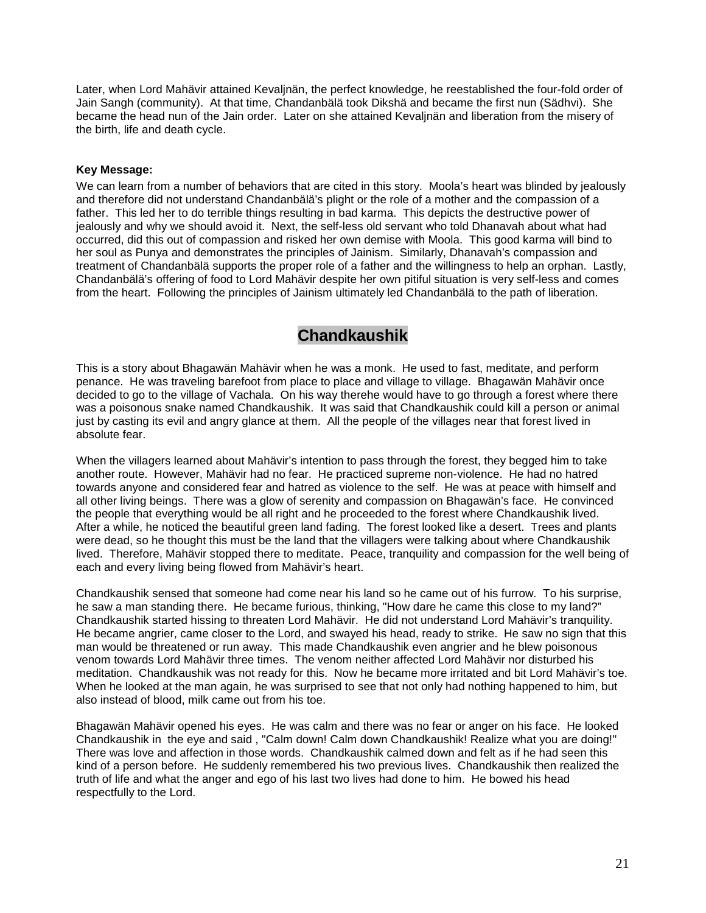Later, when Lord Mahävir attained Kevaljnän, the perfect knowledge, he reestablished the four-fold order of Jain Sangh (community). At that time, Chandanbälä took Dikshä and became the first nun (Sädhvi). She became the head nun of the Jain order. Later on she attained Kevaljnän and liberation from the misery of the birth, life and death cycle.

**Key Message:**

We can learn from a number of behaviors that are cited in this story. Moola's heart was blinded by jealously and therefore did not understand Chandanbälä's plight or the role of a mother and the compassion of a father. This led her to do terrible things resulting in bad karma. This depicts the destructive power of jealously and why we should avoid it. Next, the self-less old servant who told Dhanavah about what had occurred, did this out of compassion and risked her own demise with Moola. This good karma will bind to her soul as Punya and demonstrates the principles of Jainism. Similarly, Dhanavah's compassion and treatment of Chandanbälä supports the proper role of a father and the willingness to help an orphan. Lastly, Chandanbälä's offering of food to Lord Mahävir despite her own pitiful situation is very self-less and comes from the heart. Following the principles of Jainism ultimately led Chandanbälä to the path of liberation.

## Chandkaushik

This is a story about Bhagawän Mahävir when he was a monk. He used to fast, meditate, and perform penance. He was traveling barefoot from place to place and village to village. Bhagawän Mahävir once decided to go to the village of Vachala. On his way therehe would have to go through a forest where there was a poisonous snake named Chandkaushik. It was said that Chandkaushik could kill a person or animal just by casting its evil and angry glance at them. All the people of the villages near that forest lived in absolute fear.

When the villagers learned about Mahävir's intention to pass through the forest, they begged him to take another route. However, Mahävir had no fear. He practiced supreme non-violence. He had no hatred towards anyone and considered fear and hatred as violence to the self. He was at peace with himself and all other living beings. There was a glow of serenity and compassion on Bhagawän's face. He convinced the people that everything would be all right and he proceeded to the forest where Chandkaushik lived. After a while, he noticed the beautiful green land fading. The forest looked like a desert. Trees and plants were dead, so he thought this must be the land that the villagers were talking about where Chandkaushik lived. Therefore, Mahävir stopped there to meditate. Peace, tranquility and compassion for the well being of each and every living being flowed from Mahävir's heart.

Chandkaushik sensed that someone had come near his land so he came out of his furrow. To his surprise, he saw a man standing there. He became furious, thinking, "How dare he came this close to my land?" Chandkaushik started hissing to threaten Lord Mahävir. He did not understand Lord Mahävir's tranquility. He became angrier, came closer to the Lord, and swayed his head, ready to strike. He saw no sign that this man would be threatened or run away. This made Chandkaushik even angrier and he blew poisonous venom towards Lord Mahävir three times. The venom neither affected Lord Mahävir nor disturbed his meditation. Chandkaushik was not ready for this. Now he became more irritated and bit Lord Mahävir's toe. When he looked at the man again, he was surprised to see that not only had nothing happened to him, but also instead of blood, milk came out from his toe.

Bhagawän Mahävir opened his eyes. He was calm and there was no fear or anger on his face. He looked Chandkaushik in the eye and said , "Calm down! Calm down Chandkaushik! Realize what you are doing!" There was love and affection in those words. Chandkaushik calmed down and felt as if he had seen this kind of a person before. He suddenly remembered his two previous lives. Chandkaushik then realized the truth of life and what the anger and ego of his last two lives had done to him. He bowed his head respectfully to the Lord.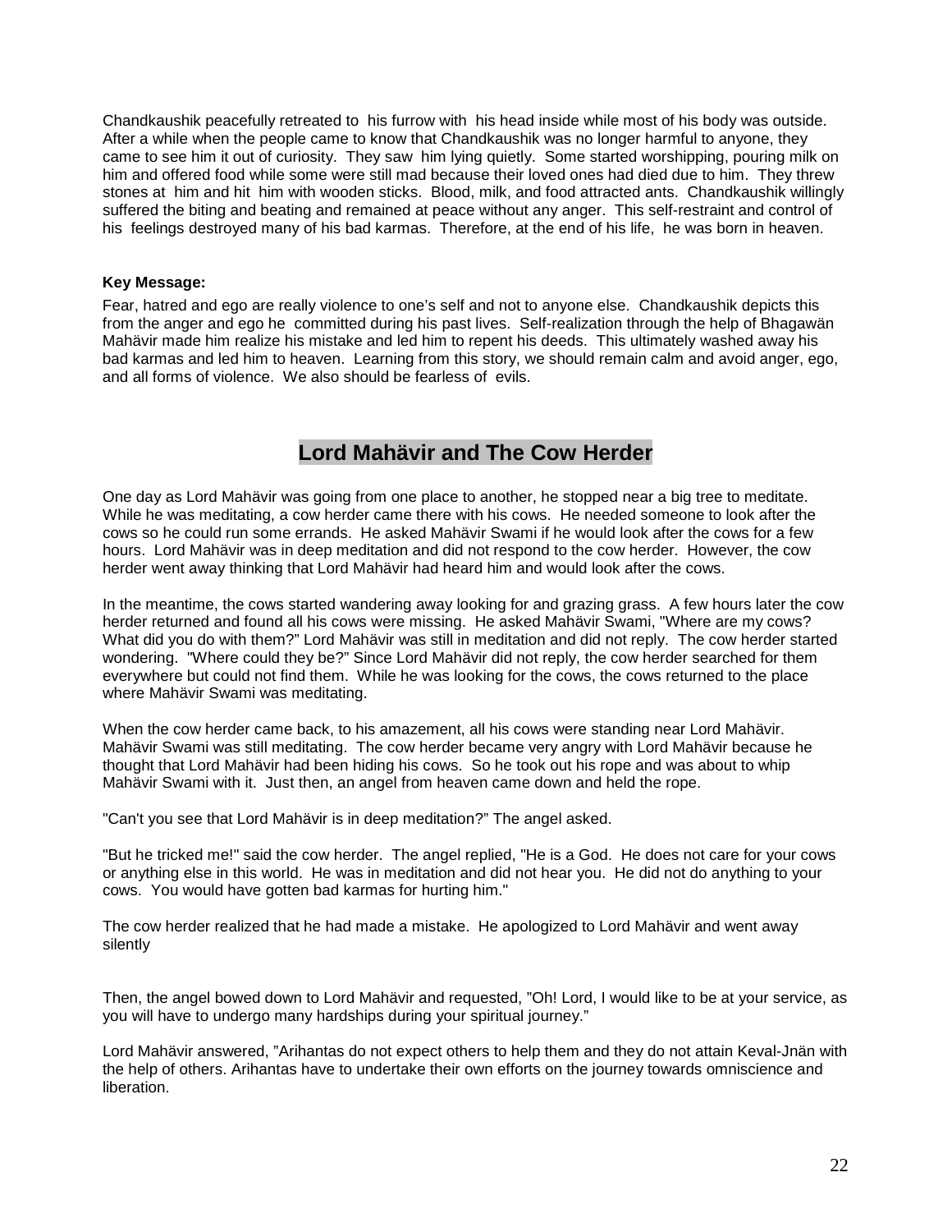Chandkaushik peacefully retreated to his furrow with his head inside while most of his body was outside. After a while when the people came to know that Chandkaushik was no longer harmful to anyone, they came to see him it out of curiosity. They saw him lying quietly. Some started worshipping, pouring milk on him and offered food while some were still mad because their loved ones had died due to him. They threw stones at him and hit him with wooden sticks. Blood, milk, and food attracted ants. Chandkaushik willingly suffered the biting and beating and remained at peace without any anger. This self-restraint and control of his feelings destroyed many of his bad karmas. Therefore, at the end of his life, he was born in heaven.

**Key Message:**

Fear, hatred and ego are really violence to one's self and not to anyone else. Chandkaushik depicts this from the anger and ego he committed during his past lives. Self-realization through the help of Bhagawän Mahävir made him realize his mistake and led him to repent his deeds. This ultimately washed away his bad karmas and led him to heaven. Learning from this story, we should remain calm and avoid anger, ego, and all forms of violence. We also should be fearless of evils.

## Lord Mahävir and The Cow Herder

One day as Lord Mahävir was going from one place to another, he stopped near a big tree to meditate. While he was meditating, a cow herder came there with his cows. He needed someone to look after the cows so he could run some errands. He asked Mahävir Swami if he would look after the cows for a few hours. Lord Mahävir was in deep meditation and did not respond to the cow herder. However, the cow herder went away thinking that Lord Mahävir had heard him and would look after the cows.

In the meantime, the cows started wandering away looking for and grazing grass. A few hours later the cow herder returned and found all his cows were missing. He asked Mahävir Swami, "Where are my cows? What did you do with them?" Lord Mahävir was still in meditation and did not reply. The cow herder started wondering. "Where could they be?" Since Lord Mahävir did not reply, the cow herder searched for them everywhere but could not find them. While he was looking for the cows, the cows returned to the place where Mahävir Swami was meditating.

When the cow herder came back, to his amazement, all his cows were standing near Lord Mahävir. Mahävir Swami was still meditating. The cow herder became very angry with Lord Mahävir because he thought that Lord Mahävir had been hiding his cows. So he took out his rope and was about to whip Mahävir Swami with it. Just then, an angel from heaven came down and held the rope.

"Can't you see that Lord Mahävir is in deep meditation?" The angel asked.

"But he tricked me!" said the cow herder. The angel replied, "He is a God. He does not care for your cows or anything else in this world. He was in meditation and did not hear you. He did not do anything to your cows. You would have gotten bad karmas for hurting him."

The cow herder realized that he had made a mistake. He apologized to Lord Mahävir and went away silently

Then, the angel bowed down to Lord Mahävir and requested, "Oh! Lord, I would like to be at your service, as you will have to undergo many hardships during your spiritual journey."

Lord Mahävir answered, "Arihantas do not expect others to help them and they do not attain Keval-Jnän with the help of others. Arihantas have to undertake their own efforts on the journey towards omniscience and liberation.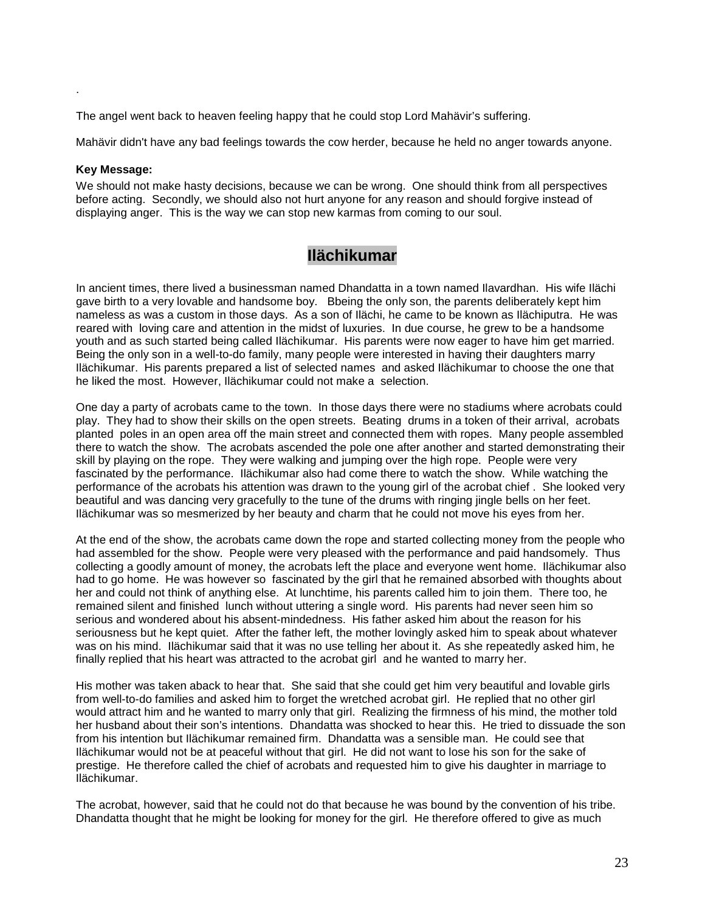.

The angel went back to heaven feeling happy that he could stop Lord Mahävir's suffering.

Mahävir didn't have any bad feelings towards the cow herder, because he held no anger towards anyone.

**Key Message:**

We should not make hasty decisions, because we can be wrong. One should think from all perspectives before acting. Secondly, we should also not hurt anyone for any reason and should forgive instead of displaying anger. This is the way we can stop new karmas from coming to our soul.

## Ilächikumar

In ancient times, there lived a businessman named Dhandatta in a town named Ilavardhan. His wife Ilächi gave birth to a very lovable and handsome boy. Bbeing the only son, the parents deliberately kept him nameless as was a custom in those days. As a son of Ilächi, he came to be known as Ilächiputra. He was reared with loving care and attention in the midst of luxuries. In due course, he grew to be a handsome youth and as such started being called Ilächikumar. His parents were now eager to have him get married. Being the only son in a well-to-do family, many people were interested in having their daughters marry Ilächikumar. His parents prepared a list of selected names and asked Ilächikumar to choose the one that he liked the most. However, Ilächikumar could not make a selection.

One day a party of acrobats came to the town. In those days there were no stadiums where acrobats could play. They had to show their skills on the open streets. Beating drums in a token of their arrival, acrobats planted poles in an open area off the main street and connected them with ropes. Many people assembled there to watch the show. The acrobats ascended the pole one after another and started demonstrating their skill by playing on the rope. They were walking and jumping over the high rope. People were very fascinated by the performance. Ilächikumar also had come there to watch the show. While watching the performance of the acrobats his attention was drawn to the young girl of the acrobat chief . She looked very beautiful and was dancing very gracefully to the tune of the drums with ringing jingle bells on her feet. Ilächikumar was so mesmerized by her beauty and charm that he could not move his eyes from her.

At the end of the show, the acrobats came down the rope and started collecting money from the people who had assembled for the show. People were very pleased with the performance and paid handsomely. Thus collecting a goodly amount of money, the acrobats left the place and everyone went home. Ilächikumar also had to go home. He was however so fascinated by the girl that he remained absorbed with thoughts about her and could not think of anything else. At lunchtime, his parents called him to join them. There too, he remained silent and finished lunch without uttering a single word. His parents had never seen him so serious and wondered about his absent-mindedness. His father asked him about the reason for his seriousness but he kept quiet. After the father left, the mother lovingly asked him to speak about whatever was on his mind. Ilächikumar said that it was no use telling her about it. As she repeatedly asked him, he finally replied that his heart was attracted to the acrobat girl and he wanted to marry her.

His mother was taken aback to hear that. She said that she could get him very beautiful and lovable girls from well-to-do families and asked him to forget the wretched acrobat girl. He replied that no other girl would attract him and he wanted to marry only that girl. Realizing the firmness of his mind, the mother told her husband about their son's intentions. Dhandatta was shocked to hear this. He tried to dissuade the son from his intention but Ilächikumar remained firm. Dhandatta was a sensible man. He could see that Ilächikumar would not be at peaceful without that girl. He did not want to lose his son for the sake of prestige. He therefore called the chief of acrobats and requested him to give his daughter in marriage to Ilächikumar.

The acrobat, however, said that he could not do that because he was bound by the convention of his tribe. Dhandatta thought that he might be looking for money for the girl. He therefore offered to give as much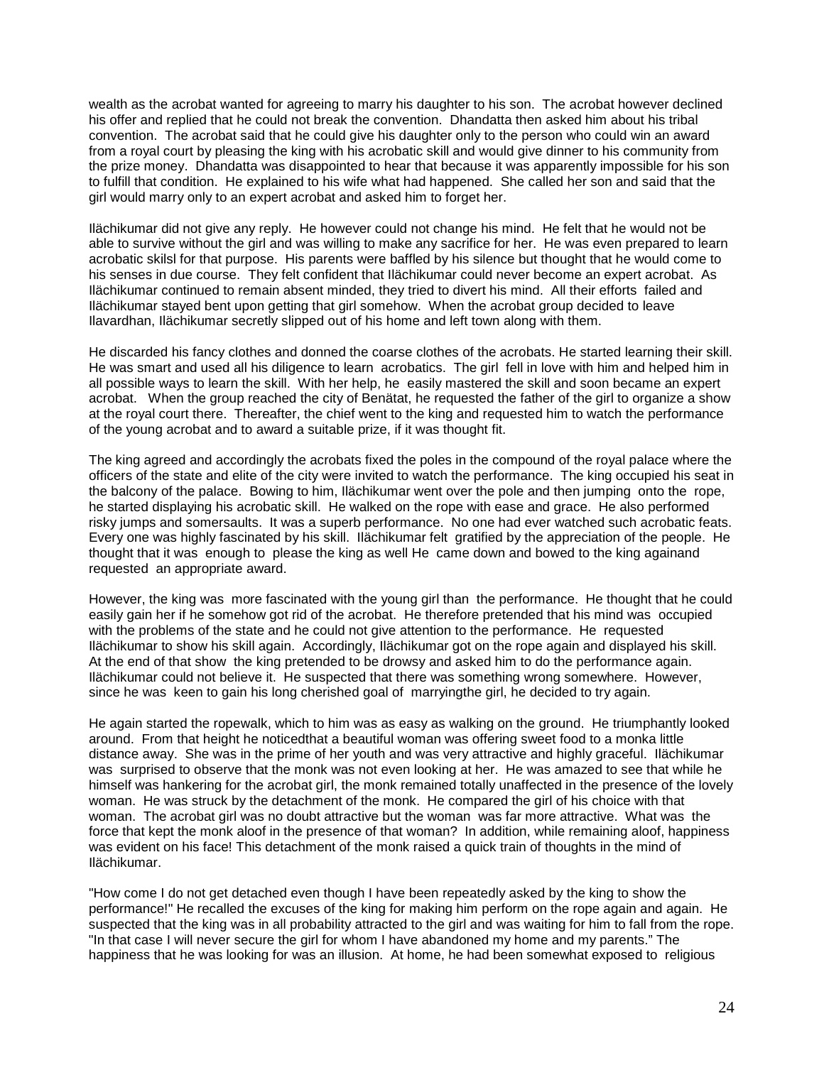wealth as the acrobat wanted for agreeing to marry his daughter to his son. The acrobat however declined his offer and replied that he could not break the convention. Dhandatta then asked him about his tribal convention. The acrobat said that he could give his daughter only to the person who could win an award from a royal court by pleasing the king with his acrobatic skill and would give dinner to his community from the prize money. Dhandatta was disappointed to hear that because it was apparently impossible for his son to fulfill that condition. He explained to his wife what had happened. She called her son and said that the girl would marry only to an expert acrobat and asked him to forget her.

Ilächikumar did not give any reply. He however could not change his mind. He felt that he would not be able to survive without the girl and was willing to make any sacrifice for her. He was even prepared to learn acrobatic skilsl for that purpose. His parents were baffled by his silence but thought that he would come to his senses in due course. They felt confident that Ilächikumar could never become an expert acrobat. As Ilächikumar continued to remain absent minded, they tried to divert his mind. All their efforts failed and Ilächikumar stayed bent upon getting that girl somehow. When the acrobat group decided to leave Ilavardhan, Ilächikumar secretly slipped out of his home and left town along with them.

He discarded his fancy clothes and donned the coarse clothes of the acrobats. He started learning their skill. He was smart and used all his diligence to learn acrobatics. The girl fell in love with him and helped him in all possible ways to learn the skill. With her help, he easily mastered the skill and soon became an expert acrobat. When the group reached the city of Benätat, he requested the father of the girl to organize a show at the royal court there. Thereafter, the chief went to the king and requested him to watch the performance of the young acrobat and to award a suitable prize, if it was thought fit.

The king agreed and accordingly the acrobats fixed the poles in the compound of the royal palace where the officers of the state and elite of the city were invited to watch the performance. The king occupied his seat in the balcony of the palace. Bowing to him, Ilächikumar went over the pole and then jumping onto the rope, he started displaying his acrobatic skill. He walked on the rope with ease and grace. He also performed risky jumps and somersaults. It was a superb performance. No one had ever watched such acrobatic feats. Every one was highly fascinated by his skill. Ilächikumar felt gratified by the appreciation of the people. He thought that it was enough to please the king as well He came down and bowed to the king againand requested an appropriate award.

However, the king was more fascinated with the young girl than the performance. He thought that he could easily gain her if he somehow got rid of the acrobat. He therefore pretended that his mind was occupied with the problems of the state and he could not give attention to the performance. He requested Ilächikumar to show his skill again. Accordingly, Ilächikumar got on the rope again and displayed his skill. At the end of that show the king pretended to be drowsy and asked him to do the performance again. Ilächikumar could not believe it. He suspected that there was something wrong somewhere. However, since he was keen to gain his long cherished goal of marryingthe girl, he decided to try again.

He again started the ropewalk, which to him was as easy as walking on the ground. He triumphantly looked around. From that height he noticedthat a beautiful woman was offering sweet food to a monka little distance away. She was in the prime of her youth and was very attractive and highly graceful. Ilächikumar was surprised to observe that the monk was not even looking at her. He was amazed to see that while he himself was hankering for the acrobat girl, the monk remained totally unaffected in the presence of the lovely woman. He was struck by the detachment of the monk. He compared the girl of his choice with that woman. The acrobat girl was no doubt attractive but the woman was far more attractive. What was the force that kept the monk aloof in the presence of that woman? In addition, while remaining aloof, happiness was evident on his face! This detachment of the monk raised a quick train of thoughts in the mind of Ilächikumar.

"How come I do not get detached even though I have been repeatedly asked by the king to show the performance!" He recalled the excuses of the king for making him perform on the rope again and again. He suspected that the king was in all probability attracted to the girl and was waiting for him to fall from the rope. "In that case I will never secure the girl for whom I have abandoned my home and my parents." The happiness that he was looking for was an illusion. At home, he had been somewhat exposed to religious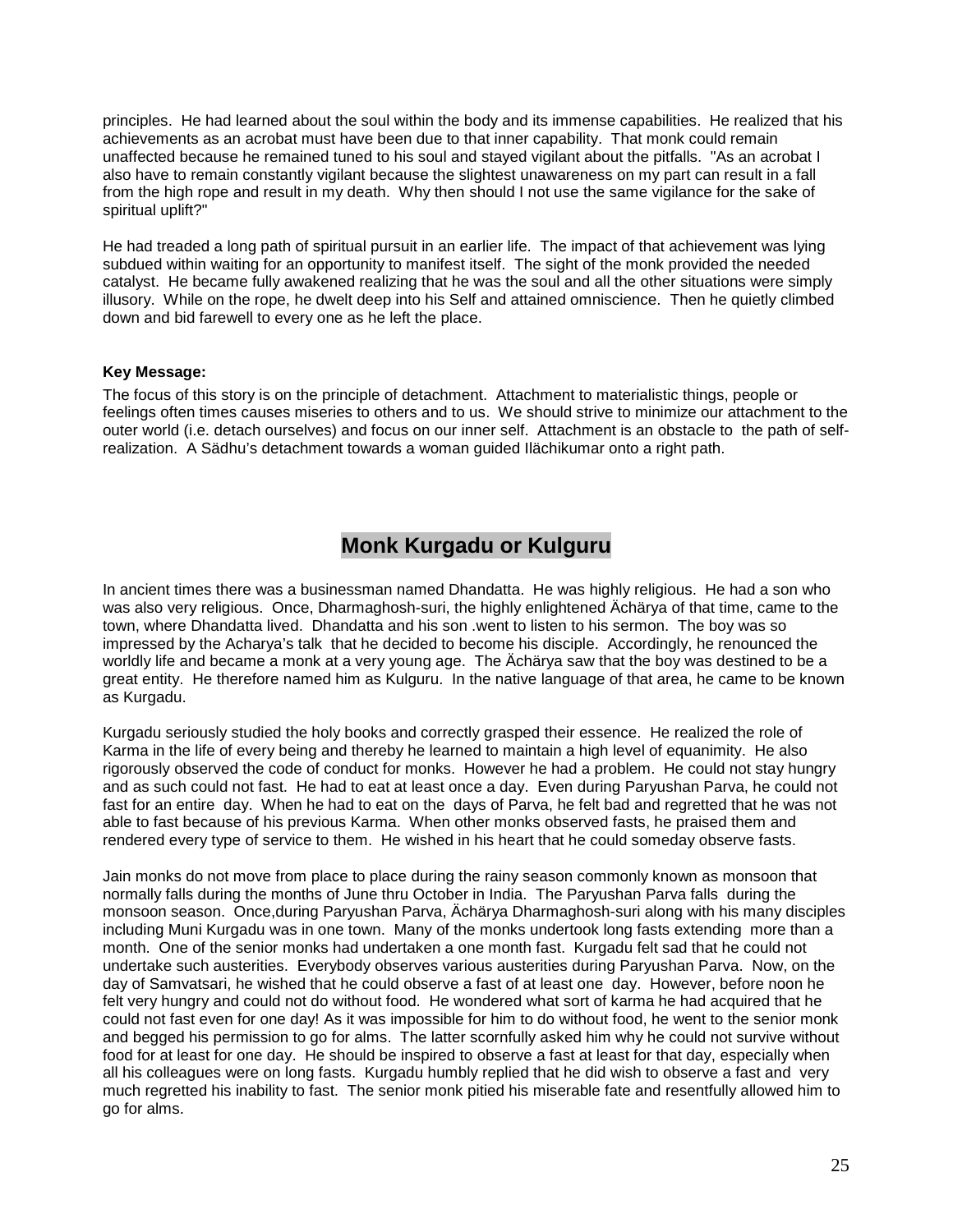principles. He had learned about the soul within the body and its immense capabilities. He realized that his achievements as an acrobat must have been due to that inner capability. That monk could remain unaffected because he remained tuned to his soul and stayed vigilant about the pitfalls. "As an acrobat I also have to remain constantly vigilant because the slightest unawareness on my part can result in a fall from the high rope and result in my death. Why then should I not use the same vigilance for the sake of spiritual uplift?"

He had treaded a long path of spiritual pursuit in an earlier life. The impact of that achievement was lying subdued within waiting for an opportunity to manifest itself. The sight of the monk provided the needed catalyst. He became fully awakened realizing that he was the soul and all the other situations were simply illusory. While on the rope, he dwelt deep into his Self and attained omniscience. Then he quietly climbed down and bid farewell to every one as he left the place.

**Key Message:**

The focus of this story is on the principle of detachment. Attachment to materialistic things, people or feelings often times causes miseries to others and to us. We should strive to minimize our attachment to the outer world (i.e. detach ourselves) and focus on our inner self. Attachment is an obstacle to the path of self-realization. A Sädhu's detachment towards a woman guided Ilächikumar onto a right path.

## Monk Kurgadu or Kulguru

In ancient times there was a businessman named Dhandatta. He was highly religious. He had a son who was also very religious. Once, Dharmaghosh-suri, the highly enlightened Ächärya of that time, came to the town, where Dhandatta lived. Dhandatta and his son .went to listen to his sermon. The boy was so impressed by the Acharya's talk that he decided to become his disciple. Accordingly, he renounced the worldly life and became a monk at a very young age. The Ächärya saw that the boy was destined to be a great entity. He therefore named him as Kulguru. In the native language of that area, he came to be known as Kurgadu.

Kurgadu seriously studied the holy books and correctly grasped their essence. He realized the role of Karma in the life of every being and thereby he learned to maintain a high level of equanimity. He also rigorously observed the code of conduct for monks. However he had a problem. He could not stay hungry and as such could not fast. He had to eat at least once a day. Even during Paryushan Parva, he could not fast for an entire day. When he had to eat on the days of Parva, he felt bad and regretted that he was not able to fast because of his previous Karma. When other monks observed fasts, he praised them and rendered every type of service to them. He wished in his heart that he could someday observe fasts.

Jain monks do not move from place to place during the rainy season commonly known as monsoon that normally falls during the months of June thru October in India. The Paryushan Parva falls during the monsoon season. Once,during Paryushan Parva, Ächärya Dharmaghosh-suri along with his many disciples including Muni Kurgadu was in one town. Many of the monks undertook long fasts extending more than a month. One of the senior monks had undertaken a one month fast. Kurgadu felt sad that he could not undertake such austerities. Everybody observes various austerities during Paryushan Parva. Now, on the day of Samvatsari, he wished that he could observe a fast of at least one day. However, before noon he felt very hungry and could not do without food. He wondered what sort of karma he had acquired that he could not fast even for one day! As it was impossible for him to do without food, he went to the senior monk and begged his permission to go for alms. The latter scornfully asked him why he could not survive without food for at least for one day. He should be inspired to observe a fast at least for that day, especially when all his colleagues were on long fasts. Kurgadu humbly replied that he did wish to observe a fast and very much regretted his inability to fast. The senior monk pitied his miserable fate and resentfully allowed him to go for alms.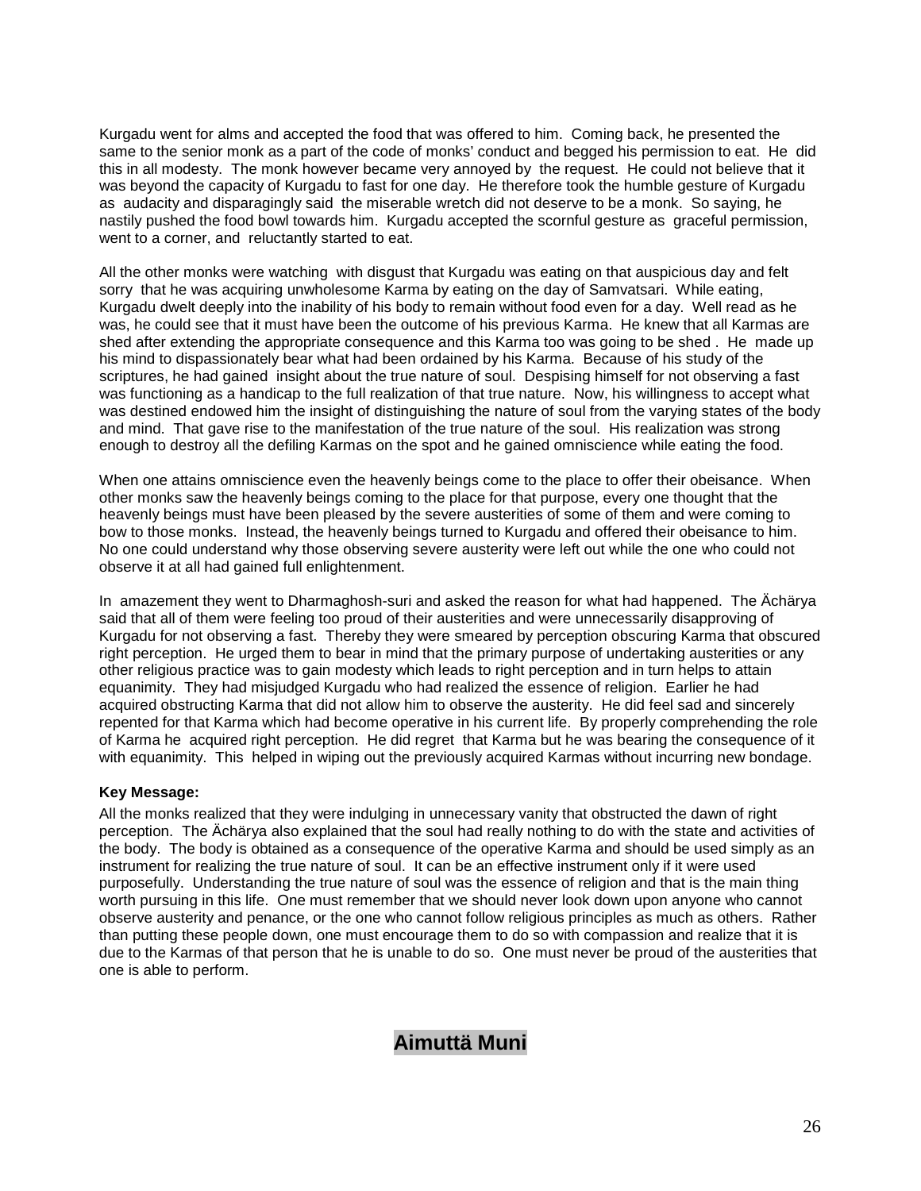Kurgadu went for alms and accepted the food that was offered to him. Coming back, he presented the same to the senior monk as a part of the code of monks' conduct and begged his permission to eat. He did this in all modesty. The monk however became very annoyed by the request. He could not believe that it was beyond the capacity of Kurgadu to fast for one day. He therefore took the humble gesture of Kurgadu as audacity and disparagingly said the miserable wretch did not deserve to be a monk. So saying, he nastily pushed the food bowl towards him. Kurgadu accepted the scornful gesture as graceful permission, went to a corner, and reluctantly started to eat.

All the other monks were watching with disgust that Kurgadu was eating on that auspicious day and felt sorry that he was acquiring unwholesome Karma by eating on the day of Samvatsari. While eating, Kurgadu dwelt deeply into the inability of his body to remain without food even for a day. Well read as he was, he could see that it must have been the outcome of his previous Karma. He knew that all Karmas are shed after extending the appropriate consequence and this Karma too was going to be shed . He made up his mind to dispassionately bear what had been ordained by his Karma. Because of his study of the scriptures, he had gained insight about the true nature of soul. Despising himself for not observing a fast was functioning as a handicap to the full realization of that true nature. Now, his willingness to accept what was destined endowed him the insight of distinguishing the nature of soul from the varying states of the body and mind. That gave rise to the manifestation of the true nature of the soul. His realization was strong enough to destroy all the defiling Karmas on the spot and he gained omniscience while eating the food.

When one attains omniscience even the heavenly beings come to the place to offer their obeisance. When other monks saw the heavenly beings coming to the place for that purpose, every one thought that the heavenly beings must have been pleased by the severe austerities of some of them and were coming to bow to those monks. Instead, the heavenly beings turned to Kurgadu and offered their obeisance to him. No one could understand why those observing severe austerity were left out while the one who could not observe it at all had gained full enlightenment.

In amazement they went to Dharmaghosh-suri and asked the reason for what had happened. The Ächärya said that all of them were feeling too proud of their austerities and were unnecessarily disapproving of Kurgadu for not observing a fast. Thereby they were smeared by perception obscuring Karma that obscured right perception. He urged them to bear in mind that the primary purpose of undertaking austerities or any other religious practice was to gain modesty which leads to right perception and in turn helps to attain equanimity. They had misjudged Kurgadu who had realized the essence of religion. Earlier he had acquired obstructing Karma that did not allow him to observe the austerity. He did feel sad and sincerely repented for that Karma which had become operative in his current life. By properly comprehending the role of Karma he acquired right perception. He did regret that Karma but he was bearing the consequence of it with equanimity. This helped in wiping out the previously acquired Karmas without incurring new bondage.

**Key Message:**

All the monks realized that they were indulging in unnecessary vanity that obstructed the dawn of right perception. The Ächärya also explained that the soul had really nothing to do with the state and activities of the body. The body is obtained as a consequence of the operative Karma and should be used simply as an instrument for realizing the true nature of soul. It can be an effective instrument only if it were used purposefully. Understanding the true nature of soul was the essence of religion and that is the main thing worth pursuing in this life. One must remember that we should never look down upon anyone who cannot observe austerity and penance, or the one who cannot follow religious principles as much as others. Rather than putting these people down, one must encourage them to do so with compassion and realize that it is due to the Karmas of that person that he is unable to do so. One must never be proud of the austerities that one is able to perform.

## Aimuttä Muni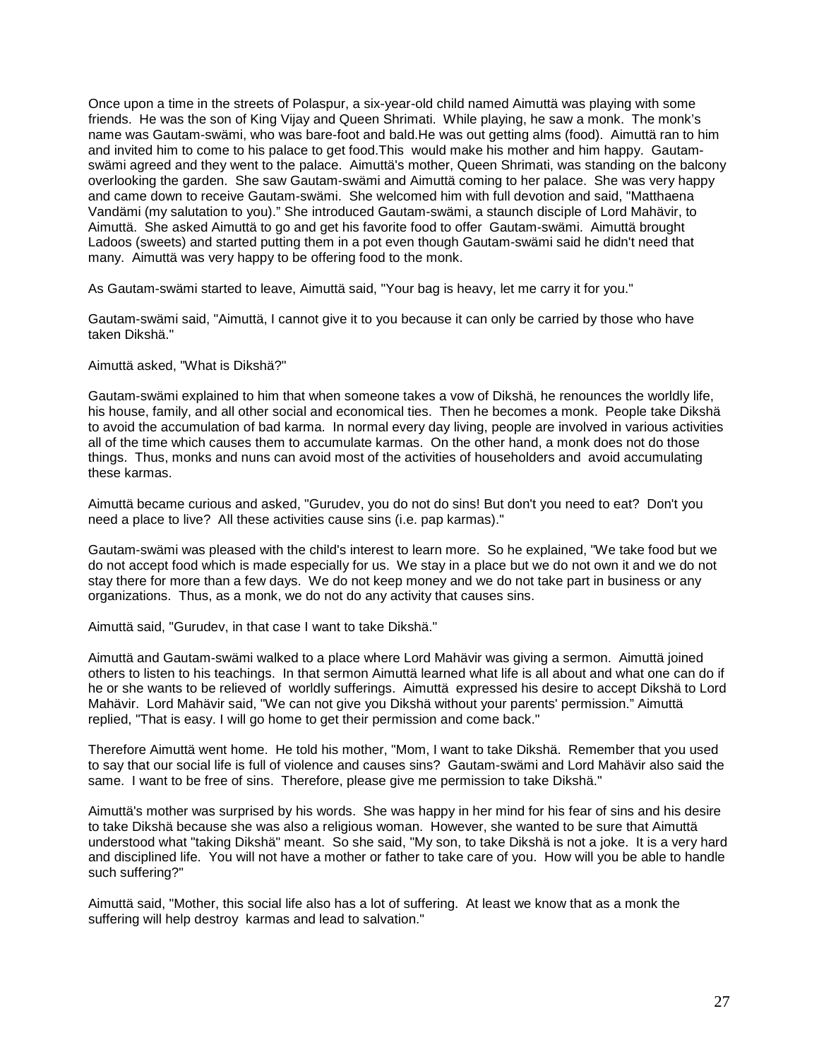Once upon a time in the streets of Polaspur, a six-year-old child named Aimuttä was playing with some friends. He was the son of King Vijay and Queen Shrimati. While playing, he saw a monk. The monk's name was Gautam-swämi, who was bare-foot and bald.He was out getting alms (food). Aimuttä ran to him and invited him to come to his palace to get food.This would make his mother and him happy. Gautam-swämi agreed and they went to the palace. Aimuttä's mother, Queen Shrimati, was standing on the balcony overlooking the garden. She saw Gautam-swämi and Aimuttä coming to her palace. She was very happy and came down to receive Gautam-swämi. She welcomed him with full devotion and said, "Matthaena Vandämi (my salutation to you)." She introduced Gautam-swämi, a staunch disciple of Lord Mahävir, to Aimuttä. She asked Aimuttä to go and get his favorite food to offer Gautam-swämi. Aimuttä brought Ladoos (sweets) and started putting them in a pot even though Gautam-swämi said he didn't need that many. Aimuttä was very happy to be offering food to the monk.

As Gautam-swämi started to leave, Aimuttä said, "Your bag is heavy, let me carry it for you."

Gautam-swämi said, "Aimuttä, I cannot give it to you because it can only be carried by those who have taken Dikshä."

Aimuttä asked, "What is Dikshä?"

Gautam-swämi explained to him that when someone takes a vow of Dikshä, he renounces the worldly life, his house, family, and all other social and economical ties. Then he becomes a monk. People take Dikshä to avoid the accumulation of bad karma. In normal every day living, people are involved in various activities all of the time which causes them to accumulate karmas. On the other hand, a monk does not do those things. Thus, monks and nuns can avoid most of the activities of householders and avoid accumulating these karmas.

Aimuttä became curious and asked, "Gurudev, you do not do sins! But don't you need to eat? Don't you need a place to live? All these activities cause sins (i.e. pap karmas)."

Gautam-swämi was pleased with the child's interest to learn more. So he explained, "We take food but we do not accept food which is made especially for us. We stay in a place but we do not own it and we do not stay there for more than a few days. We do not keep money and we do not take part in business or any organizations. Thus, as a monk, we do not do any activity that causes sins.

Aimuttä said, "Gurudev, in that case I want to take Dikshä."

Aimuttä and Gautam-swämi walked to a place where Lord Mahävir was giving a sermon. Aimuttä joined others to listen to his teachings. In that sermon Aimuttä learned what life is all about and what one can do if he or she wants to be relieved of worldly sufferings. Aimuttä expressed his desire to accept Dikshä to Lord Mahävir. Lord Mahävir said, "We can not give you Dikshä without your parents' permission." Aimuttä replied, "That is easy. I will go home to get their permission and come back."

Therefore Aimuttä went home. He told his mother, "Mom, I want to take Dikshä. Remember that you used to say that our social life is full of violence and causes sins? Gautam-swämi and Lord Mahävir also said the same. I want to be free of sins. Therefore, please give me permission to take Dikshä."

Aimuttä's mother was surprised by his words. She was happy in her mind for his fear of sins and his desire to take Dikshä because she was also a religious woman. However, she wanted to be sure that Aimuttä understood what "taking Dikshä" meant. So she said, "My son, to take Dikshä is not a joke. It is a very hard and disciplined life. You will not have a mother or father to take care of you. How will you be able to handle such suffering?"

Aimuttä said, "Mother, this social life also has a lot of suffering. At least we know that as a monk the suffering will help destroy karmas and lead to salvation."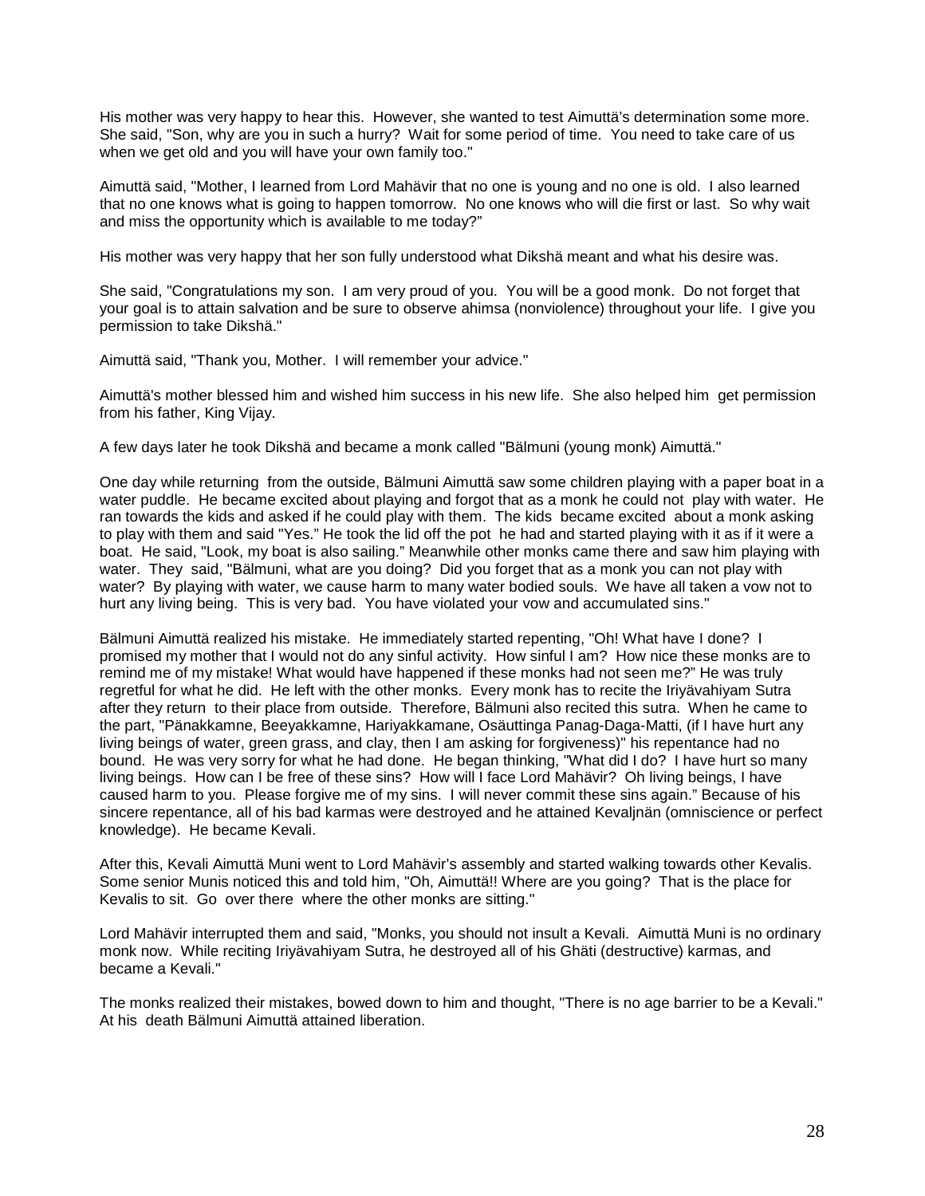His mother was very happy to hear this. However, she wanted to test Aimuttä's determination some more. She said, "Son, why are you in such a hurry? Wait for some period of time. You need to take care of us when we get old and you will have your own family too."

Aimuttä said, "Mother, I learned from Lord Mahävir that no one is young and no one is old. I also learned that no one knows what is going to happen tomorrow. No one knows who will die first or last. So why wait and miss the opportunity which is available to me today?"

His mother was very happy that her son fully understood what Dikshä meant and what his desire was.

She said, "Congratulations my son. I am very proud of you. You will be a good monk. Do not forget that your goal is to attain salvation and be sure to observe ahimsa (nonviolence) throughout your life. I give you permission to take Dikshä."

Aimuttä said, "Thank you, Mother. I will remember your advice."

Aimuttä's mother blessed him and wished him success in his new life. She also helped him get permission from his father, King Vijay.

A few days later he took Dikshä and became a monk called "Bälmuni (young monk) Aimuttä."

One day while returning from the outside, Bälmuni Aimuttä saw some children playing with a paper boat in a water puddle. He became excited about playing and forgot that as a monk he could not play with water. He ran towards the kids and asked if he could play with them. The kids became excited about a monk asking to play with them and said "Yes." He took the lid off the pot he had and started playing with it as if it were a boat. He said, "Look, my boat is also sailing." Meanwhile other monks came there and saw him playing with water. They said, "Bälmuni, what are you doing? Did you forget that as a monk you can not play with water? By playing with water, we cause harm to many water bodied souls. We have all taken a vow not to hurt any living being. This is very bad. You have violated your vow and accumulated sins."

Bälmuni Aimuttä realized his mistake. He immediately started repenting, "Oh! What have I done? I promised my mother that I would not do any sinful activity. How sinful I am? How nice these monks are to remind me of my mistake! What would have happened if these monks had not seen me?" He was truly regretful for what he did. He left with the other monks. Every monk has to recite the Iriyävahiyam Sutra after they return to their place from outside. Therefore, Bälmuni also recited this sutra. When he came to the part, "Pänakkamne, Beeyakkamne, Hariyakkamane, Osäuttinga Panag-Daga-Matti, (if I have hurt any living beings of water, green grass, and clay, then I am asking for forgiveness)" his repentance had no bound. He was very sorry for what he had done. He began thinking, "What did I do? I have hurt so many living beings. How can I be free of these sins? How will I face Lord Mahävir? Oh living beings, I have caused harm to you. Please forgive me of my sins. I will never commit these sins again." Because of his sincere repentance, all of his bad karmas were destroyed and he attained Kevaljnän (omniscience or perfect knowledge). He became Kevali.

After this, Kevali Aimuttä Muni went to Lord Mahävir's assembly and started walking towards other Kevalis. Some senior Munis noticed this and told him, "Oh, Aimuttä!! Where are you going? That is the place for Kevalis to sit. Go over there where the other monks are sitting."

Lord Mahävir interrupted them and said, "Monks, you should not insult a Kevali. Aimuttä Muni is no ordinary monk now. While reciting Iriyävahiyam Sutra, he destroyed all of his Ghäti (destructive) karmas, and became a Kevali."

The monks realized their mistakes, bowed down to him and thought, "There is no age barrier to be a Kevali." At his death Bälmuni Aimuttä attained liberation.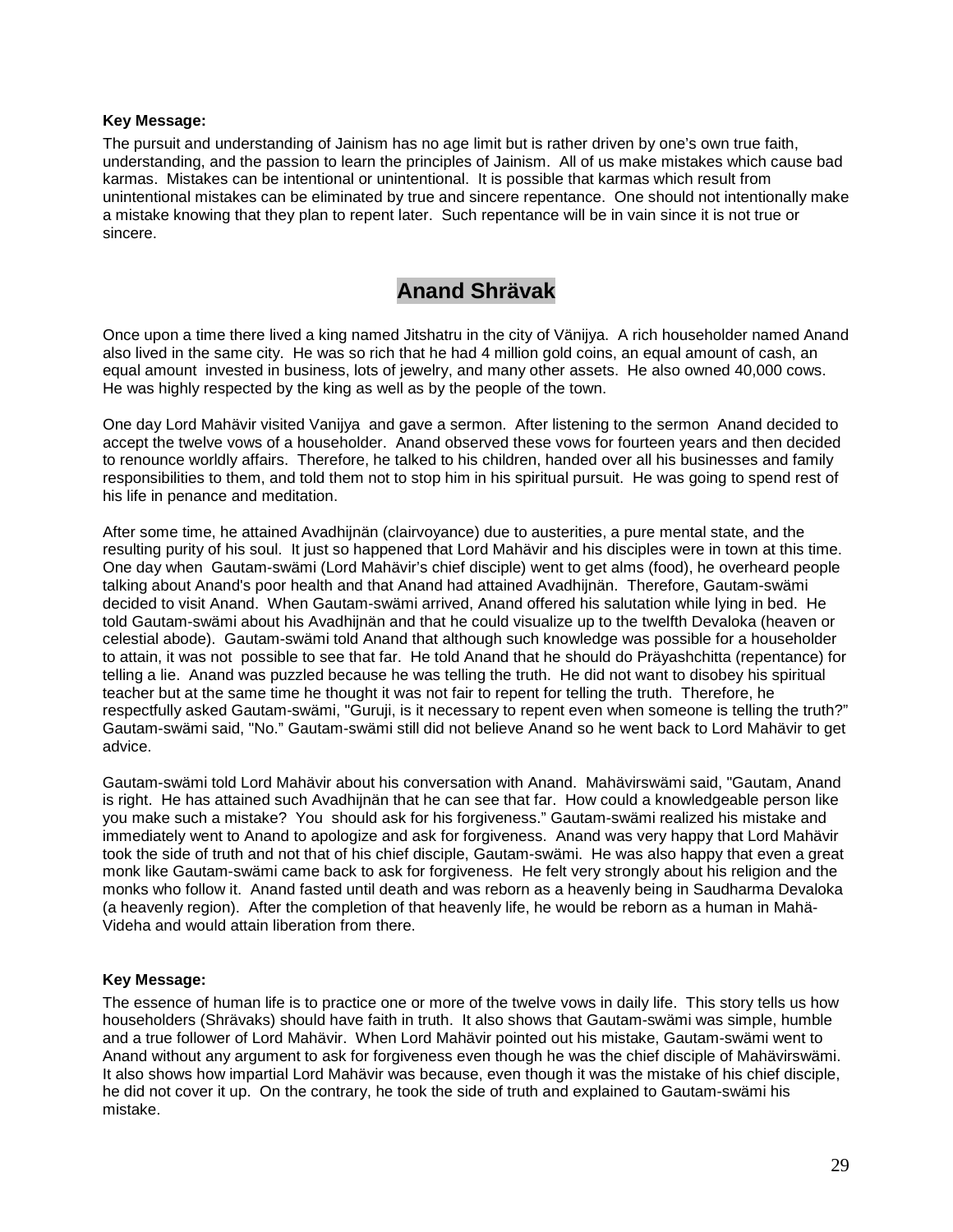**Key Message:**

The pursuit and understanding of Jainism has no age limit but is rather driven by one's own true faith, understanding, and the passion to learn the principles of Jainism. All of us make mistakes which cause bad karmas. Mistakes can be intentional or unintentional. It is possible that karmas which result from unintentional mistakes can be eliminated by true and sincere repentance. One should not intentionally make a mistake knowing that they plan to repent later. Such repentance will be in vain since it is not true or sincere.

## Anand Shrävak

Once upon a time there lived a king named Jitshatru in the city of Vänijya. A rich householder named Anand also lived in the same city. He was so rich that he had 4 million gold coins, an equal amount of cash, an equal amount invested in business, lots of jewelry, and many other assets. He also owned 40,000 cows. He was highly respected by the king as well as by the people of the town.

One day Lord Mahävir visited Vanijya and gave a sermon. After listening to the sermon Anand decided to accept the twelve vows of a householder. Anand observed these vows for fourteen years and then decided to renounce worldly affairs. Therefore, he talked to his children, handed over all his businesses and family responsibilities to them, and told them not to stop him in his spiritual pursuit. He was going to spend rest of his life in penance and meditation.

After some time, he attained Avadhijnän (clairvoyance) due to austerities, a pure mental state, and the resulting purity of his soul. It just so happened that Lord Mahävir and his disciples were in town at this time. One day when Gautam-swämi (Lord Mahävir's chief disciple) went to get alms (food), he overheard people talking about Anand's poor health and that Anand had attained Avadhijnän. Therefore, Gautam-swämi decided to visit Anand. When Gautam-swämi arrived, Anand offered his salutation while lying in bed. He told Gautam-swämi about his Avadhijnän and that he could visualize up to the twelfth Devaloka (heaven or celestial abode). Gautam-swämi told Anand that although such knowledge was possible for a householder to attain, it was not possible to see that far. He told Anand that he should do Präyashchitta (repentance) for telling a lie. Anand was puzzled because he was telling the truth. He did not want to disobey his spiritual teacher but at the same time he thought it was not fair to repent for telling the truth. Therefore, he respectfully asked Gautam-swämi, "Guruji, is it necessary to repent even when someone is telling the truth?" Gautam-swämi said, "No." Gautam-swämi still did not believe Anand so he went back to Lord Mahävir to get advice.

Gautam-swämi told Lord Mahävir about his conversation with Anand. Mahävirswämi said, "Gautam, Anand is right. He has attained such Avadhijnän that he can see that far. How could a knowledgeable person like you make such a mistake? You should ask for his forgiveness." Gautam-swämi realized his mistake and immediately went to Anand to apologize and ask for forgiveness. Anand was very happy that Lord Mahävir took the side of truth and not that of his chief disciple, Gautam-swämi. He was also happy that even a great monk like Gautam-swämi came back to ask for forgiveness. He felt very strongly about his religion and the monks who follow it. Anand fasted until death and was reborn as a heavenly being in Saudharma Devaloka (a heavenly region). After the completion of that heavenly life, he would be reborn as a human in Mahä-Videha and would attain liberation from there.

**Key Message:**

The essence of human life is to practice one or more of the twelve vows in daily life. This story tells us how householders (Shrävaks) should have faith in truth. It also shows that Gautam-swämi was simple, humble and a true follower of Lord Mahävir. When Lord Mahävir pointed out his mistake, Gautam-swämi went to Anand without any argument to ask for forgiveness even though he was the chief disciple of Mahävirswämi. It also shows how impartial Lord Mahävir was because, even though it was the mistake of his chief disciple, he did not cover it up. On the contrary, he took the side of truth and explained to Gautam-swämi his mistake.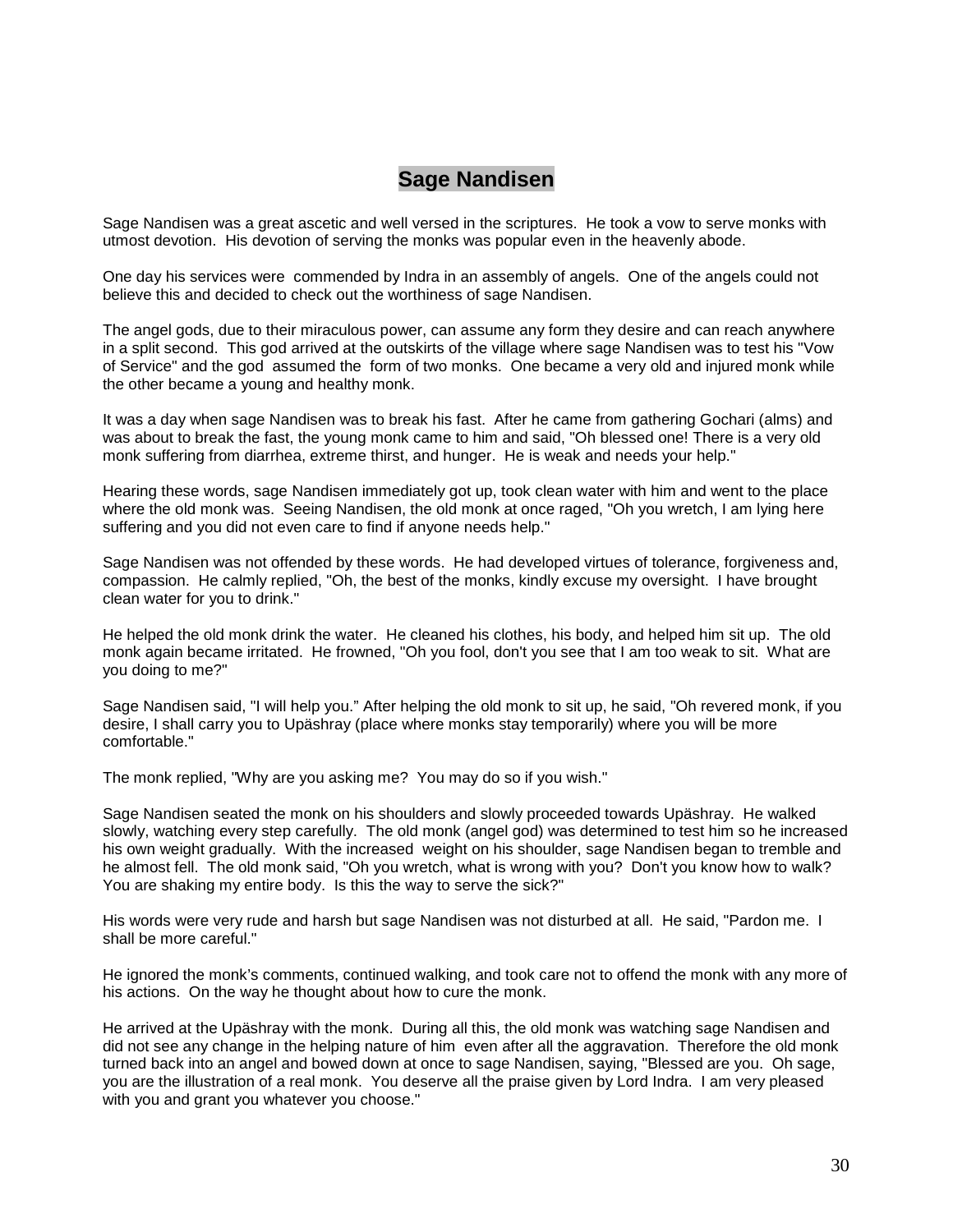# Sage Nandisen

Sage Nandisen was a great ascetic and well versed in the scriptures. He took a vow to serve monks with utmost devotion. His devotion of serving the monks was popular even in the heavenly abode.

One day his services were commended by Indra in an assembly of angels. One of the angels could not believe this and decided to check out the worthiness of sage Nandisen.

The angel gods, due to their miraculous power, can assume any form they desire and can reach anywhere in a split second. This god arrived at the outskirts of the village where sage Nandisen was to test his "Vow of Service" and the god assumed the form of two monks. One became a very old and injured monk while the other became a young and healthy monk.

It was a day when sage Nandisen was to break his fast. After he came from gathering Gochari (alms) and was about to break the fast, the young monk came to him and said, "Oh blessed one! There is a very old monk suffering from diarrhea, extreme thirst, and hunger. He is weak and needs your help."

Hearing these words, sage Nandisen immediately got up, took clean water with him and went to the place where the old monk was. Seeing Nandisen, the old monk at once raged, "Oh you wretch, I am lying here suffering and you did not even care to find if anyone needs help."

Sage Nandisen was not offended by these words. He had developed virtues of tolerance, forgiveness and, compassion. He calmly replied, "Oh, the best of the monks, kindly excuse my oversight. I have brought clean water for you to drink."

He helped the old monk drink the water. He cleaned his clothes, his body, and helped him sit up. The old monk again became irritated. He frowned, "Oh you fool, don't you see that I am too weak to sit. What are you doing to me?"

Sage Nandisen said, "I will help you." After helping the old monk to sit up, he said, "Oh revered monk, if you desire, I shall carry you to Upäshray (place where monks stay temporarily) where you will be more comfortable."

The monk replied, "Why are you asking me? You may do so if you wish."

Sage Nandisen seated the monk on his shoulders and slowly proceeded towards Upäshray. He walked slowly, watching every step carefully. The old monk (angel god) was determined to test him so he increased his own weight gradually. With the increased weight on his shoulder, sage Nandisen began to tremble and he almost fell. The old monk said, "Oh you wretch, what is wrong with you? Don't you know how to walk? You are shaking my entire body. Is this the way to serve the sick?"

His words were very rude and harsh but sage Nandisen was not disturbed at all. He said, "Pardon me. I shall be more careful."

He ignored the monk's comments, continued walking, and took care not to offend the monk with any more of his actions. On the way he thought about how to cure the monk.

He arrived at the Upäshray with the monk. During all this, the old monk was watching sage Nandisen and did not see any change in the helping nature of him even after all the aggravation. Therefore the old monk turned back into an angel and bowed down at once to sage Nandisen, saying, "Blessed are you. Oh sage, you are the illustration of a real monk. You deserve all the praise given by Lord Indra. I am very pleased with you and grant you whatever you choose."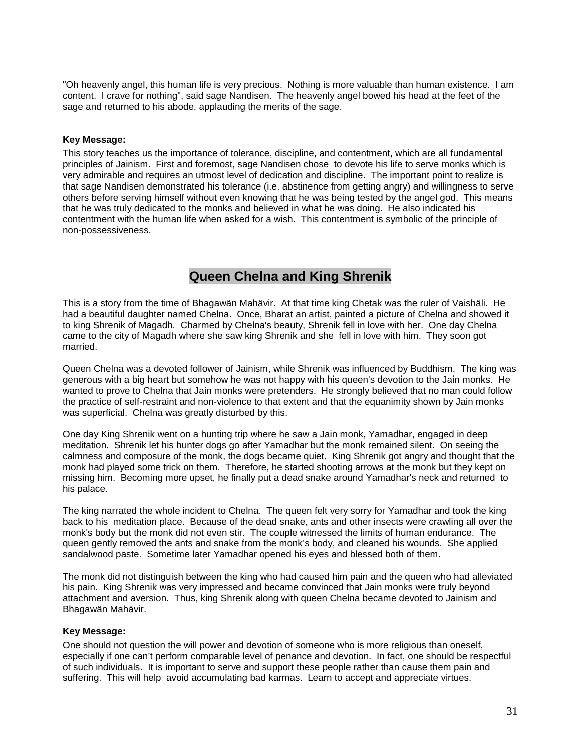"Oh heavenly angel, this human life is very precious. Nothing is more valuable than human existence. I am content. I crave for nothing", said sage Nandisen. The heavenly angel bowed his head at the feet of the sage and returned to his abode, applauding the merits of the sage.

**Key Message:**

This story teaches us the importance of tolerance, discipline, and contentment, which are all fundamental principles of Jainism. First and foremost, sage Nandisen chose to devote his life to serve monks which is very admirable and requires an utmost level of dedication and discipline. The important point to realize is that sage Nandisen demonstrated his tolerance (i.e. abstinence from getting angry) and willingness to serve others before serving himself without even knowing that he was being tested by the angel god. This means that he was truly dedicated to the monks and believed in what he was doing. He also indicated his contentment with the human life when asked for a wish. This contentment is symbolic of the principle of non-possessiveness.

## Queen Chelna and King Shrenik

This is a story from the time of Bhagawän Mahävir. At that time king Chetak was the ruler of Vaishäli. He had a beautiful daughter named Chelna. Once, Bharat an artist, painted a picture of Chelna and showed it to king Shrenik of Magadh. Charmed by Chelna's beauty, Shrenik fell in love with her. One day Chelna came to the city of Magadh where she saw king Shrenik and she fell in love with him. They soon got married.

Queen Chelna was a devoted follower of Jainism, while Shrenik was influenced by Buddhism. The king was generous with a big heart but somehow he was not happy with his queen's devotion to the Jain monks. He wanted to prove to Chelna that Jain monks were pretenders. He strongly believed that no man could follow the practice of self-restraint and non-violence to that extent and that the equanimity shown by Jain monks was superficial. Chelna was greatly disturbed by this.

One day King Shrenik went on a hunting trip where he saw a Jain monk, Yamadhar, engaged in deep meditation. Shrenik let his hunter dogs go after Yamadhar but the monk remained silent. On seeing the calmness and composure of the monk, the dogs became quiet. King Shrenik got angry and thought that the monk had played some trick on them. Therefore, he started shooting arrows at the monk but they kept on missing him. Becoming more upset, he finally put a dead snake around Yamadhar's neck and returned to his palace.

The king narrated the whole incident to Chelna. The queen felt very sorry for Yamadhar and took the king back to his meditation place. Because of the dead snake, ants and other insects were crawling all over the monk's body but the monk did not even stir. The couple witnessed the limits of human endurance. The queen gently removed the ants and snake from the monk's body, and cleaned his wounds. She applied sandalwood paste. Sometime later Yamadhar opened his eyes and blessed both of them.

The monk did not distinguish between the king who had caused him pain and the queen who had alleviated his pain. King Shrenik was very impressed and became convinced that Jain monks were truly beyond attachment and aversion. Thus, king Shrenik along with queen Chelna became devoted to Jainism and Bhagawän Mahävir.

**Key Message:**

One should not question the will power and devotion of someone who is more religious than oneself, especially if one can't perform comparable level of penance and devotion. In fact, one should be respectful of such individuals. It is important to serve and support these people rather than cause them pain and suffering. This will help avoid accumulating bad karmas. Learn to accept and appreciate virtues.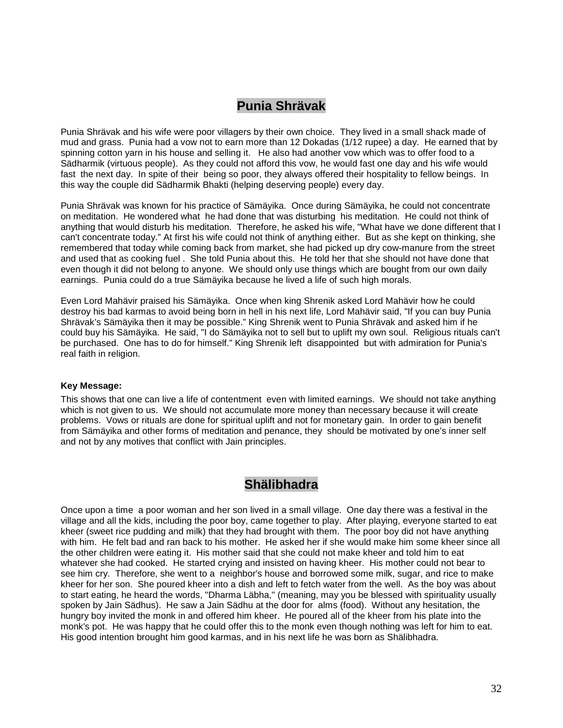## Punia Shrävak

Punia Shrävak and his wife were poor villagers by their own choice. They lived in a small shack made of mud and grass. Punia had a vow not to earn more than 12 Dokadas (1/12 rupee) a day. He earned that by spinning cotton yarn in his house and selling it. He also had another vow which was to offer food to a Sädharmik (virtuous people). As they could not afford this vow, he would fast one day and his wife would fast the next day. In spite of their being so poor, they always offered their hospitality to fellow beings. In this way the couple did Sädharmik Bhakti (helping deserving people) every day.

Punia Shrävak was known for his practice of Sämäyika. Once during Sämäyika, he could not concentrate on meditation. He wondered what he had done that was disturbing his meditation. He could not think of anything that would disturb his meditation. Therefore, he asked his wife, "What have we done different that I can't concentrate today." At first his wife could not think of anything either. But as she kept on thinking, she remembered that today while coming back from market, she had picked up dry cow-manure from the street and used that as cooking fuel . She told Punia about this. He told her that she should not have done that even though it did not belong to anyone. We should only use things which are bought from our own daily earnings. Punia could do a true Sämäyika because he lived a life of such high morals.

Even Lord Mahävir praised his Sämäyika. Once when king Shrenik asked Lord Mahävir how he could destroy his bad karmas to avoid being born in hell in his next life, Lord Mahävir said, "If you can buy Punia Shrävak's Sämäyika then it may be possible." King Shrenik went to Punia Shrävak and asked him if he could buy his Sämäyika. He said, "I do Sämäyika not to sell but to uplift my own soul. Religious rituals can't be purchased. One has to do for himself." King Shrenik left disappointed but with admiration for Punia's real faith in religion.

**Key Message:**

This shows that one can live a life of contentment even with limited earnings. We should not take anything which is not given to us. We should not accumulate more money than necessary because it will create problems. Vows or rituals are done for spiritual uplift and not for monetary gain. In order to gain benefit from Sämäyika and other forms of meditation and penance, they should be motivated by one's inner self and not by any motives that conflict with Jain principles.

## Shälibhadra

Once upon a time a poor woman and her son lived in a small village. One day there was a festival in the village and all the kids, including the poor boy, came together to play. After playing, everyone started to eat kheer (sweet rice pudding and milk) that they had brought with them. The poor boy did not have anything with him. He felt bad and ran back to his mother. He asked her if she would make him some kheer since all the other children were eating it. His mother said that she could not make kheer and told him to eat whatever she had cooked. He started crying and insisted on having kheer. His mother could not bear to see him cry. Therefore, she went to a neighbor's house and borrowed some milk, sugar, and rice to make kheer for her son. She poured kheer into a dish and left to fetch water from the well. As the boy was about to start eating, he heard the words, "Dharma Läbha," (meaning, may you be blessed with spirituality usually spoken by Jain Sädhus). He saw a Jain Sädhu at the door for alms (food). Without any hesitation, the hungry boy invited the monk in and offered him kheer. He poured all of the kheer from his plate into the monk's pot. He was happy that he could offer this to the monk even though nothing was left for him to eat. His good intention brought him good karmas, and in his next life he was born as Shälibhadra.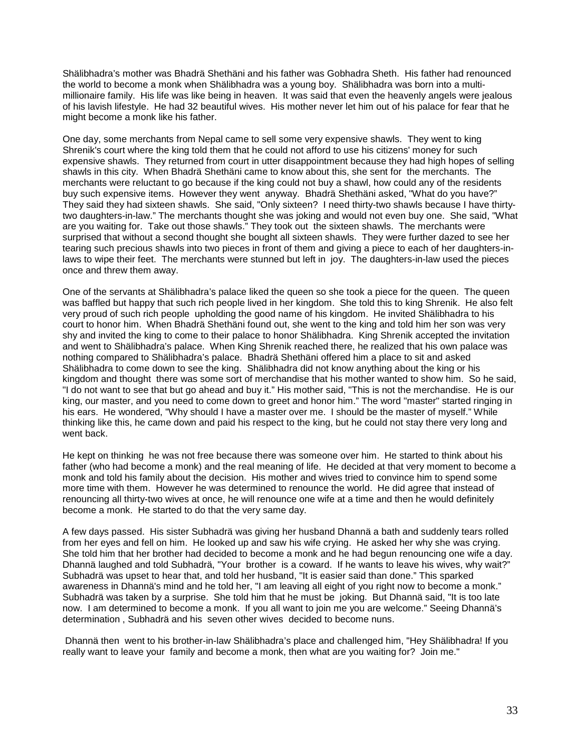Shälibhadra's mother was Bhadrä Shethäni and his father was Gobhadra Sheth. His father had renounced the world to become a monk when Shälibhadra was a young boy. Shälibhadra was born into a multi-millionaire family. His life was like being in heaven. It was said that even the heavenly angels were jealous of his lavish lifestyle. He had 32 beautiful wives. His mother never let him out of his palace for fear that he might become a monk like his father.

One day, some merchants from Nepal came to sell some very expensive shawls. They went to king Shrenik's court where the king told them that he could not afford to use his citizens' money for such expensive shawls. They returned from court in utter disappointment because they had high hopes of selling shawls in this city. When Bhadrä Shethäni came to know about this, she sent for the merchants. The merchants were reluctant to go because if the king could not buy a shawl, how could any of the residents buy such expensive items. However they went anyway. Bhadrä Shethäni asked, "What do you have?" They said they had sixteen shawls. She said, "Only sixteen? I need thirty-two shawls because I have thirty-two daughters-in-law." The merchants thought she was joking and would not even buy one. She said, "What are you waiting for. Take out those shawls." They took out the sixteen shawls. The merchants were surprised that without a second thought she bought all sixteen shawls. They were further dazed to see her tearing such precious shawls into two pieces in front of them and giving a piece to each of her daughters-in-laws to wipe their feet. The merchants were stunned but left in joy. The daughters-in-law used the pieces once and threw them away.

One of the servants at Shälibhadra's palace liked the queen so she took a piece for the queen. The queen was baffled but happy that such rich people lived in her kingdom. She told this to king Shrenik. He also felt very proud of such rich people upholding the good name of his kingdom. He invited Shälibhadra to his court to honor him. When Bhadrä Shethäni found out, she went to the king and told him her son was very shy and invited the king to come to their palace to honor Shälibhadra. King Shrenik accepted the invitation and went to Shälibhadra's palace. When King Shrenik reached there, he realized that his own palace was nothing compared to Shälibhadra's palace. Bhadrä Shethäni offered him a place to sit and asked Shälibhadra to come down to see the king. Shälibhadra did not know anything about the king or his kingdom and thought there was some sort of merchandise that his mother wanted to show him. So he said, "I do not want to see that but go ahead and buy it." His mother said, "This is not the merchandise. He is our king, our master, and you need to come down to greet and honor him." The word "master" started ringing in his ears. He wondered, "Why should I have a master over me. I should be the master of myself." While thinking like this, he came down and paid his respect to the king, but he could not stay there very long and went back.

He kept on thinking he was not free because there was someone over him. He started to think about his father (who had become a monk) and the real meaning of life. He decided at that very moment to become a monk and told his family about the decision. His mother and wives tried to convince him to spend some more time with them. However he was determined to renounce the world. He did agree that instead of renouncing all thirty-two wives at once, he will renounce one wife at a time and then he would definitely become a monk. He started to do that the very same day.

A few days passed. His sister Subhadrä was giving her husband Dhannä a bath and suddenly tears rolled from her eyes and fell on him. He looked up and saw his wife crying. He asked her why she was crying. She told him that her brother had decided to become a monk and he had begun renouncing one wife a day. Dhannä laughed and told Subhadrä, "Your brother is a coward. If he wants to leave his wives, why wait?" Subhadrä was upset to hear that, and told her husband, "It is easier said than done." This sparked awareness in Dhannä's mind and he told her, "I am leaving all eight of you right now to become a monk." Subhadrä was taken by a surprise. She told him that he must be joking. But Dhannä said, "It is too late now. I am determined to become a monk. If you all want to join me you are welcome." Seeing Dhannä's determination , Subhadrä and his seven other wives decided to become nuns.

Dhannä then went to his brother-in-law Shälibhadra's place and challenged him, "Hey Shälibhadra! If you really want to leave your family and become a monk, then what are you waiting for? Join me."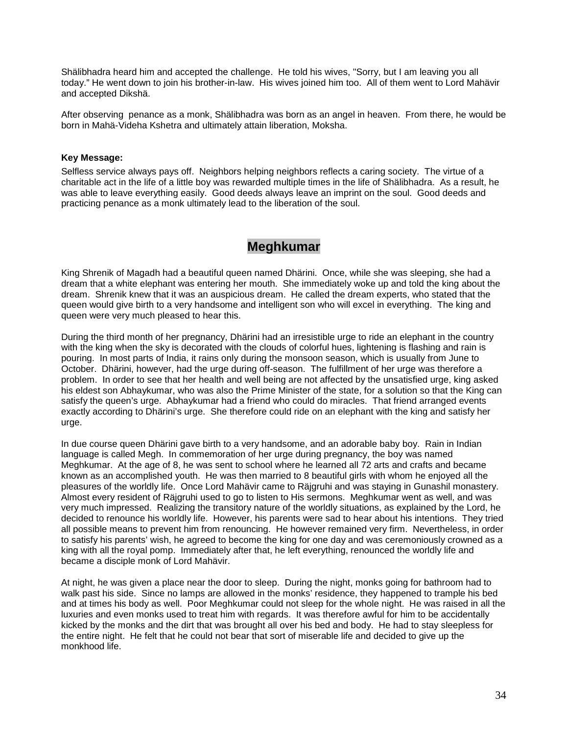Shälibhadra heard him and accepted the challenge. He told his wives, "Sorry, but I am leaving you all today." He went down to join his brother-in-law. His wives joined him too. All of them went to Lord Mahävir and accepted Dikshä.

After observing penance as a monk, Shälibhadra was born as an angel in heaven. From there, he would be born in Mahä-Videha Kshetra and ultimately attain liberation, Moksha.

**Key Message:**

Selfless service always pays off. Neighbors helping neighbors reflects a caring society. The virtue of a charitable act in the life of a little boy was rewarded multiple times in the life of Shälibhadra. As a result, he was able to leave everything easily. Good deeds always leave an imprint on the soul. Good deeds and practicing penance as a monk ultimately lead to the liberation of the soul.

## Meghkumar

King Shrenik of Magadh had a beautiful queen named Dhärini. Once, while she was sleeping, she had a dream that a white elephant was entering her mouth. She immediately woke up and told the king about the dream. Shrenik knew that it was an auspicious dream. He called the dream experts, who stated that the queen would give birth to a very handsome and intelligent son who will excel in everything. The king and queen were very much pleased to hear this.

During the third month of her pregnancy, Dhärini had an irresistible urge to ride an elephant in the country with the king when the sky is decorated with the clouds of colorful hues, lightening is flashing and rain is pouring. In most parts of India, it rains only during the monsoon season, which is usually from June to October. Dhärini, however, had the urge during off-season. The fulfillment of her urge was therefore a problem. In order to see that her health and well being are not affected by the unsatisfied urge, king asked his eldest son Abhaykumar, who was also the Prime Minister of the state, for a solution so that the King can satisfy the queen's urge. Abhaykumar had a friend who could do miracles. That friend arranged events exactly according to Dhärini's urge. She therefore could ride on an elephant with the king and satisfy her urge.

In due course queen Dhärini gave birth to a very handsome, and an adorable baby boy. Rain in Indian language is called Megh. In commemoration of her urge during pregnancy, the boy was named Meghkumar. At the age of 8, he was sent to school where he learned all 72 arts and crafts and became known as an accomplished youth. He was then married to 8 beautiful girls with whom he enjoyed all the pleasures of the worldly life. Once Lord Mahävir came to Räjgruhi and was staying in Gunashil monastery. Almost every resident of Räjgruhi used to go to listen to His sermons. Meghkumar went as well, and was very much impressed. Realizing the transitory nature of the worldly situations, as explained by the Lord, he decided to renounce his worldly life. However, his parents were sad to hear about his intentions. They tried all possible means to prevent him from renouncing. He however remained very firm. Nevertheless, in order to satisfy his parents' wish, he agreed to become the king for one day and was ceremoniously crowned as a king with all the royal pomp. Immediately after that, he left everything, renounced the worldly life and became a disciple monk of Lord Mahävir.

At night, he was given a place near the door to sleep. During the night, monks going for bathroom had to walk past his side. Since no lamps are allowed in the monks' residence, they happened to trample his bed and at times his body as well. Poor Meghkumar could not sleep for the whole night. He was raised in all the luxuries and even monks used to treat him with regards. It was therefore awful for him to be accidentally kicked by the monks and the dirt that was brought all over his bed and body. He had to stay sleepless for the entire night. He felt that he could not bear that sort of miserable life and decided to give up the monkhood life.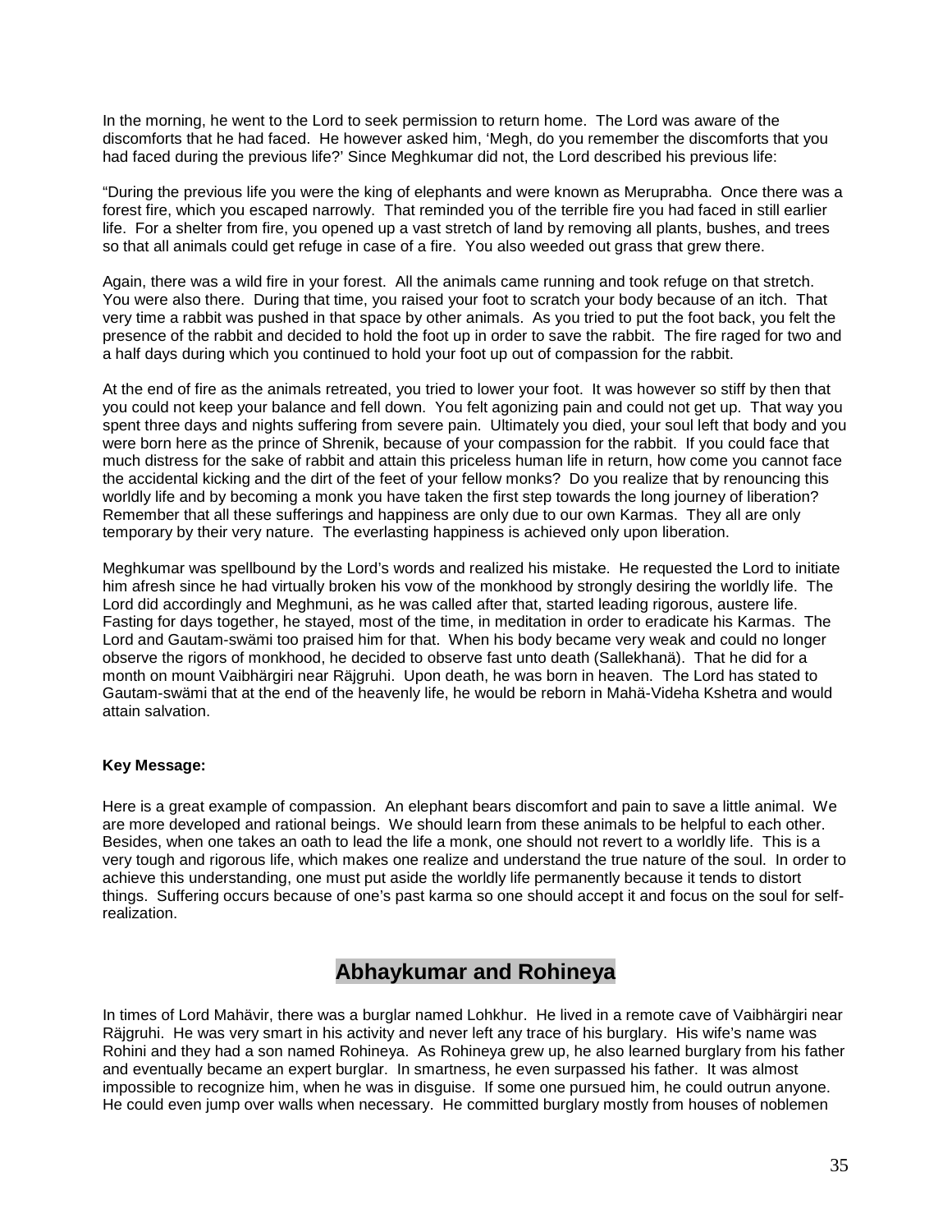In the morning, he went to the Lord to seek permission to return home. The Lord was aware of the discomforts that he had faced. He however asked him, 'Megh, do you remember the discomforts that you had faced during the previous life?' Since Meghkumar did not, the Lord described his previous life:

"During the previous life you were the king of elephants and were known as Meruprabha. Once there was a forest fire, which you escaped narrowly. That reminded you of the terrible fire you had faced in still earlier life. For a shelter from fire, you opened up a vast stretch of land by removing all plants, bushes, and trees so that all animals could get refuge in case of a fire. You also weeded out grass that grew there.

Again, there was a wild fire in your forest. All the animals came running and took refuge on that stretch. You were also there. During that time, you raised your foot to scratch your body because of an itch. That very time a rabbit was pushed in that space by other animals. As you tried to put the foot back, you felt the presence of the rabbit and decided to hold the foot up in order to save the rabbit. The fire raged for two and a half days during which you continued to hold your foot up out of compassion for the rabbit.

At the end of fire as the animals retreated, you tried to lower your foot. It was however so stiff by then that you could not keep your balance and fell down. You felt agonizing pain and could not get up. That way you spent three days and nights suffering from severe pain. Ultimately you died, your soul left that body and you were born here as the prince of Shrenik, because of your compassion for the rabbit. If you could face that much distress for the sake of rabbit and attain this priceless human life in return, how come you cannot face the accidental kicking and the dirt of the feet of your fellow monks? Do you realize that by renouncing this worldly life and by becoming a monk you have taken the first step towards the long journey of liberation? Remember that all these sufferings and happiness are only due to our own Karmas. They all are only temporary by their very nature. The everlasting happiness is achieved only upon liberation.

Meghkumar was spellbound by the Lord's words and realized his mistake. He requested the Lord to initiate him afresh since he had virtually broken his vow of the monkhood by strongly desiring the worldly life. The Lord did accordingly and Meghmuni, as he was called after that, started leading rigorous, austere life. Fasting for days together, he stayed, most of the time, in meditation in order to eradicate his Karmas. The Lord and Gautam-swämi too praised him for that. When his body became very weak and could no longer observe the rigors of monkhood, he decided to observe fast unto death (Sallekhanä). That he did for a month on mount Vaibhärgiri near Räjgruhi. Upon death, he was born in heaven. The Lord has stated to Gautam-swämi that at the end of the heavenly life, he would be reborn in Mahä-Videha Kshetra and would attain salvation.

**Key Message:**

Here is a great example of compassion. An elephant bears discomfort and pain to save a little animal. We are more developed and rational beings. We should learn from these animals to be helpful to each other. Besides, when one takes an oath to lead the life a monk, one should not revert to a worldly life. This is a very tough and rigorous life, which makes one realize and understand the true nature of the soul. In order to achieve this understanding, one must put aside the worldly life permanently because it tends to distort things. Suffering occurs because of one's past karma so one should accept it and focus on the soul for self-realization.

## Abhaykumar and Rohineya

In times of Lord Mahävir, there was a burglar named Lohkhur. He lived in a remote cave of Vaibhärgiri near Räjgruhi. He was very smart in his activity and never left any trace of his burglary. His wife's name was Rohini and they had a son named Rohineya. As Rohineya grew up, he also learned burglary from his father and eventually became an expert burglar. In smartness, he even surpassed his father. It was almost impossible to recognize him, when he was in disguise. If some one pursued him, he could outrun anyone. He could even jump over walls when necessary. He committed burglary mostly from houses of noblemen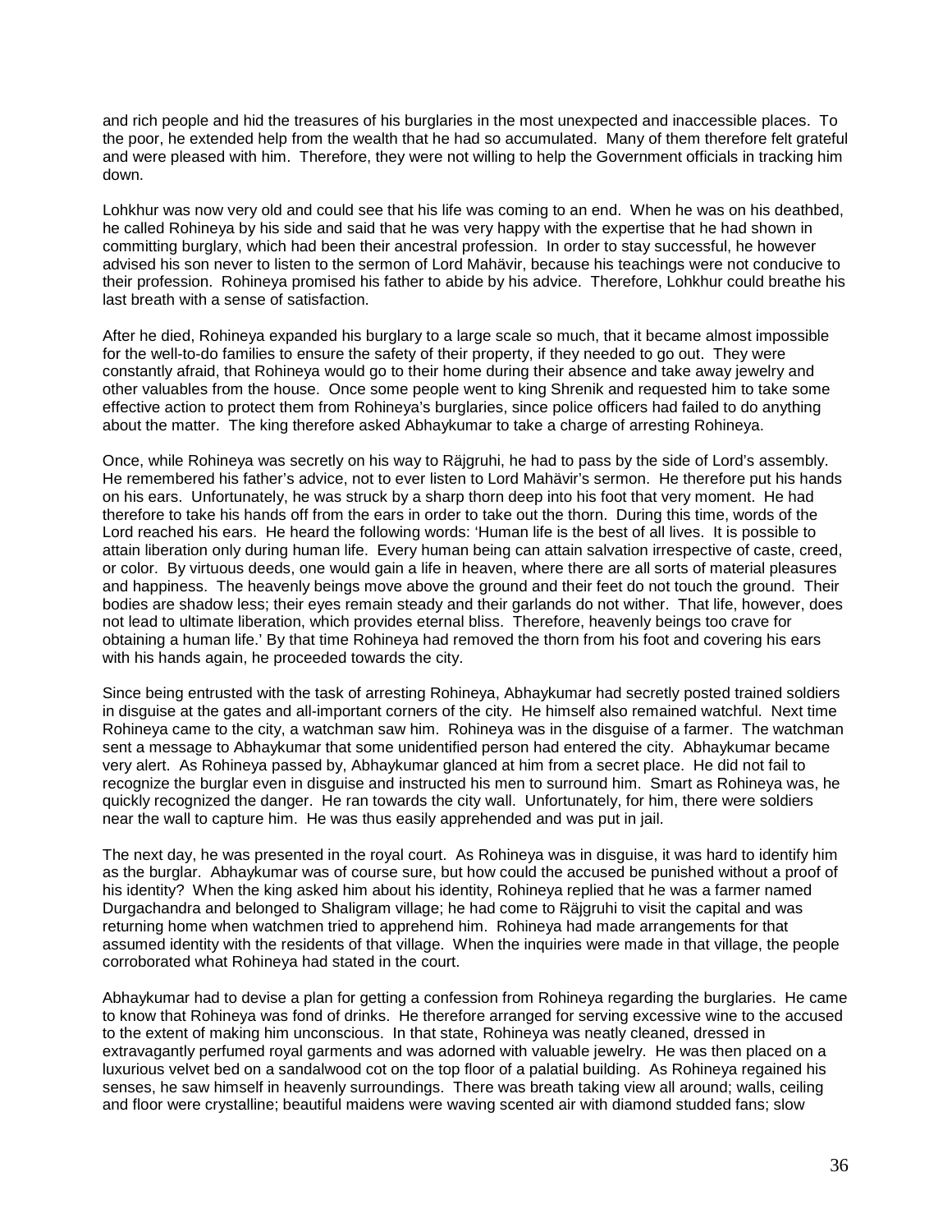and rich people and hid the treasures of his burglaries in the most unexpected and inaccessible places. To the poor, he extended help from the wealth that he had so accumulated. Many of them therefore felt grateful and were pleased with him. Therefore, they were not willing to help the Government officials in tracking him down.

Lohkhur was now very old and could see that his life was coming to an end. When he was on his deathbed, he called Rohineya by his side and said that he was very happy with the expertise that he had shown in committing burglary, which had been their ancestral profession. In order to stay successful, he however advised his son never to listen to the sermon of Lord Mahävir, because his teachings were not conducive to their profession. Rohineya promised his father to abide by his advice. Therefore, Lohkhur could breathe his last breath with a sense of satisfaction.

After he died, Rohineya expanded his burglary to a large scale so much, that it became almost impossible for the well-to-do families to ensure the safety of their property, if they needed to go out. They were constantly afraid, that Rohineya would go to their home during their absence and take away jewelry and other valuables from the house. Once some people went to king Shrenik and requested him to take some effective action to protect them from Rohineya's burglaries, since police officers had failed to do anything about the matter. The king therefore asked Abhaykumar to take a charge of arresting Rohineya.

Once, while Rohineya was secretly on his way to Räjgruhi, he had to pass by the side of Lord's assembly. He remembered his father's advice, not to ever listen to Lord Mahävir's sermon. He therefore put his hands on his ears. Unfortunately, he was struck by a sharp thorn deep into his foot that very moment. He had therefore to take his hands off from the ears in order to take out the thorn. During this time, words of the Lord reached his ears. He heard the following words: 'Human life is the best of all lives. It is possible to attain liberation only during human life. Every human being can attain salvation irrespective of caste, creed, or color. By virtuous deeds, one would gain a life in heaven, where there are all sorts of material pleasures and happiness. The heavenly beings move above the ground and their feet do not touch the ground. Their bodies are shadow less; their eyes remain steady and their garlands do not wither. That life, however, does not lead to ultimate liberation, which provides eternal bliss. Therefore, heavenly beings too crave for obtaining a human life.' By that time Rohineya had removed the thorn from his foot and covering his ears with his hands again, he proceeded towards the city.

Since being entrusted with the task of arresting Rohineya, Abhaykumar had secretly posted trained soldiers in disguise at the gates and all-important corners of the city. He himself also remained watchful. Next time Rohineya came to the city, a watchman saw him. Rohineya was in the disguise of a farmer. The watchman sent a message to Abhaykumar that some unidentified person had entered the city. Abhaykumar became very alert. As Rohineya passed by, Abhaykumar glanced at him from a secret place. He did not fail to recognize the burglar even in disguise and instructed his men to surround him. Smart as Rohineya was, he quickly recognized the danger. He ran towards the city wall. Unfortunately, for him, there were soldiers near the wall to capture him. He was thus easily apprehended and was put in jail.

The next day, he was presented in the royal court. As Rohineya was in disguise, it was hard to identify him as the burglar. Abhaykumar was of course sure, but how could the accused be punished without a proof of his identity? When the king asked him about his identity, Rohineya replied that he was a farmer named Durgachandra and belonged to Shaligram village; he had come to Räjgruhi to visit the capital and was returning home when watchmen tried to apprehend him. Rohineya had made arrangements for that assumed identity with the residents of that village. When the inquiries were made in that village, the people corroborated what Rohineya had stated in the court.

Abhaykumar had to devise a plan for getting a confession from Rohineya regarding the burglaries. He came to know that Rohineya was fond of drinks. He therefore arranged for serving excessive wine to the accused to the extent of making him unconscious. In that state, Rohineya was neatly cleaned, dressed in extravagantly perfumed royal garments and was adorned with valuable jewelry. He was then placed on a luxurious velvet bed on a sandalwood cot on the top floor of a palatial building. As Rohineya regained his senses, he saw himself in heavenly surroundings. There was breath taking view all around; walls, ceiling and floor were crystalline; beautiful maidens were waving scented air with diamond studded fans; slow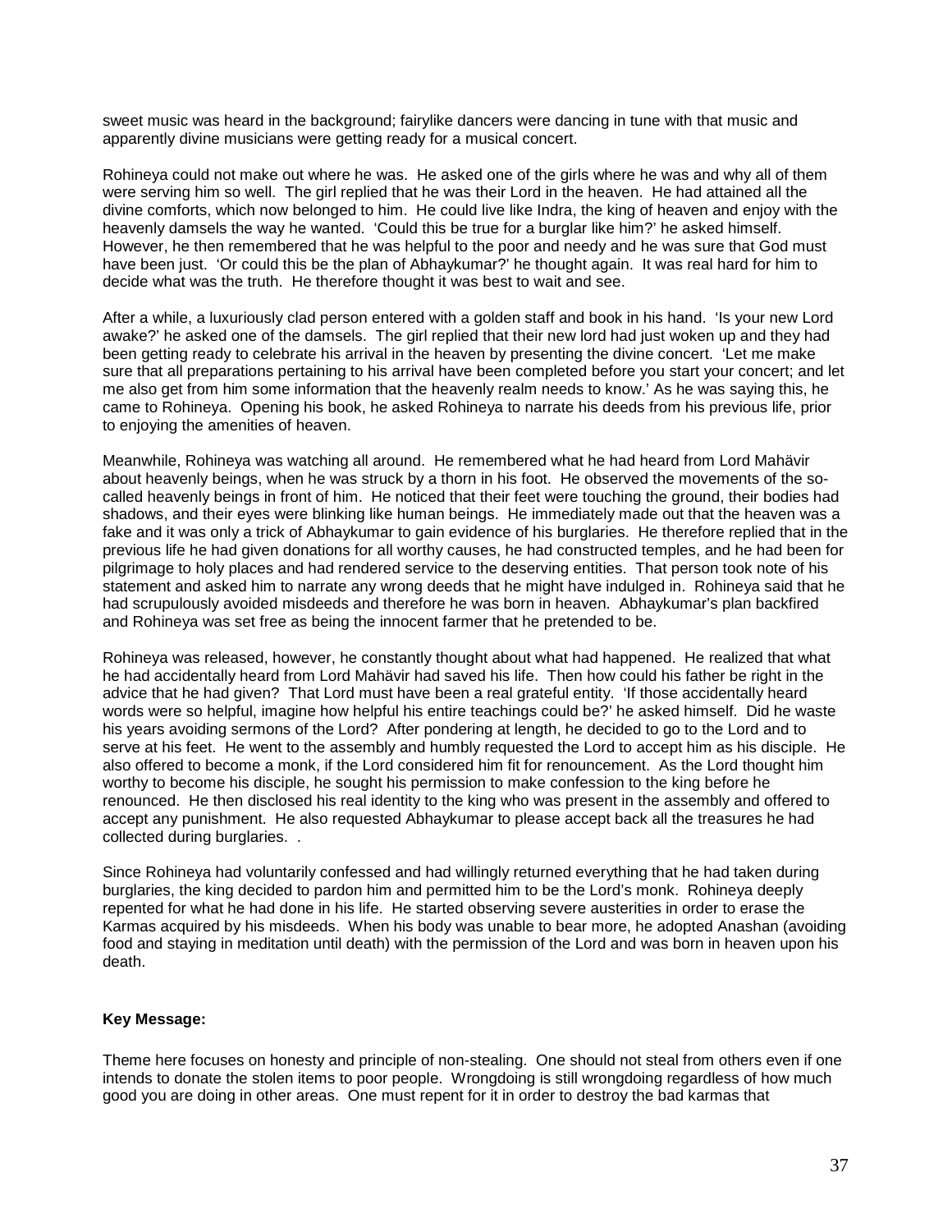sweet music was heard in the background; fairylike dancers were dancing in tune with that music and apparently divine musicians were getting ready for a musical concert.

Rohineya could not make out where he was. He asked one of the girls where he was and why all of them were serving him so well. The girl replied that he was their Lord in the heaven. He had attained all the divine comforts, which now belonged to him. He could live like Indra, the king of heaven and enjoy with the heavenly damsels the way he wanted. 'Could this be true for a burglar like him?' he asked himself. However, he then remembered that he was helpful to the poor and needy and he was sure that God must have been just. 'Or could this be the plan of Abhaykumar?' he thought again. It was real hard for him to decide what was the truth. He therefore thought it was best to wait and see.

After a while, a luxuriously clad person entered with a golden staff and book in his hand. 'Is your new Lord awake?' he asked one of the damsels. The girl replied that their new lord had just woken up and they had been getting ready to celebrate his arrival in the heaven by presenting the divine concert. 'Let me make sure that all preparations pertaining to his arrival have been completed before you start your concert; and let me also get from him some information that the heavenly realm needs to know.' As he was saying this, he came to Rohineya. Opening his book, he asked Rohineya to narrate his deeds from his previous life, prior to enjoying the amenities of heaven.

Meanwhile, Rohineya was watching all around. He remembered what he had heard from Lord Mahävir about heavenly beings, when he was struck by a thorn in his foot. He observed the movements of the so-called heavenly beings in front of him. He noticed that their feet were touching the ground, their bodies had shadows, and their eyes were blinking like human beings. He immediately made out that the heaven was a fake and it was only a trick of Abhaykumar to gain evidence of his burglaries. He therefore replied that in the previous life he had given donations for all worthy causes, he had constructed temples, and he had been for pilgrimage to holy places and had rendered service to the deserving entities. That person took note of his statement and asked him to narrate any wrong deeds that he might have indulged in. Rohineya said that he had scrupulously avoided misdeeds and therefore he was born in heaven. Abhaykumar's plan backfired and Rohineya was set free as being the innocent farmer that he pretended to be.

Rohineya was released, however, he constantly thought about what had happened. He realized that what he had accidentally heard from Lord Mahävir had saved his life. Then how could his father be right in the advice that he had given? That Lord must have been a real grateful entity. 'If those accidentally heard words were so helpful, imagine how helpful his entire teachings could be?' he asked himself. Did he waste his years avoiding sermons of the Lord? After pondering at length, he decided to go to the Lord and to serve at his feet. He went to the assembly and humbly requested the Lord to accept him as his disciple. He also offered to become a monk, if the Lord considered him fit for renouncement. As the Lord thought him worthy to become his disciple, he sought his permission to make confession to the king before he renounced. He then disclosed his real identity to the king who was present in the assembly and offered to accept any punishment. He also requested Abhaykumar to please accept back all the treasures he had collected during burglaries. .

Since Rohineya had voluntarily confessed and had willingly returned everything that he had taken during burglaries, the king decided to pardon him and permitted him to be the Lord's monk. Rohineya deeply repented for what he had done in his life. He started observing severe austerities in order to erase the Karmas acquired by his misdeeds. When his body was unable to bear more, he adopted Anashan (avoiding food and staying in meditation until death) with the permission of the Lord and was born in heaven upon his death.

**Key Message:**

Theme here focuses on honesty and principle of non-stealing. One should not steal from others even if one intends to donate the stolen items to poor people. Wrongdoing is still wrongdoing regardless of how much good you are doing in other areas. One must repent for it in order to destroy the bad karmas that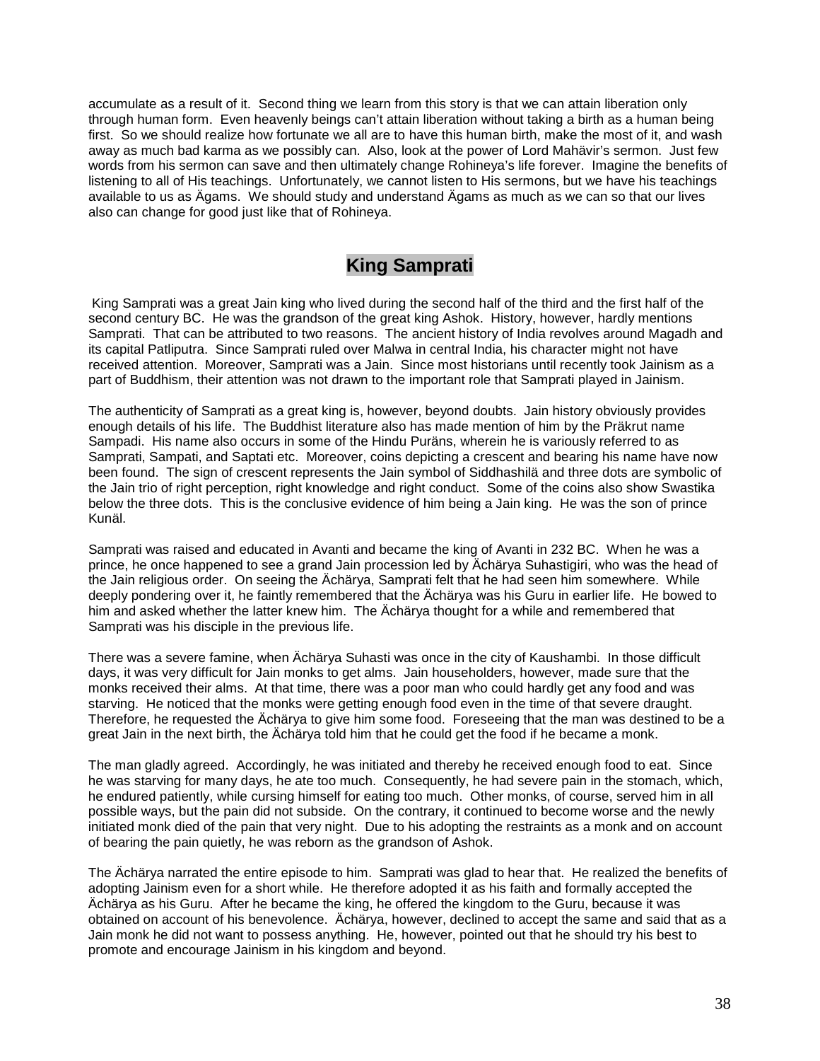accumulate as a result of it. Second thing we learn from this story is that we can attain liberation only through human form. Even heavenly beings can't attain liberation without taking a birth as a human being first. So we should realize how fortunate we all are to have this human birth, make the most of it, and wash away as much bad karma as we possibly can. Also, look at the power of Lord Mahävir's sermon. Just few words from his sermon can save and then ultimately change Rohineya's life forever. Imagine the benefits of listening to all of His teachings. Unfortunately, we cannot listen to His sermons, but we have his teachings available to us as Ägams. We should study and understand Ägams as much as we can so that our lives also can change for good just like that of Rohineya.

## King Samprati

King Samprati was a great Jain king who lived during the second half of the third and the first half of the second century BC. He was the grandson of the great king Ashok. History, however, hardly mentions Samprati. That can be attributed to two reasons. The ancient history of India revolves around Magadh and its capital Patliputra. Since Samprati ruled over Malwa in central India, his character might not have received attention. Moreover, Samprati was a Jain. Since most historians until recently took Jainism as a part of Buddhism, their attention was not drawn to the important role that Samprati played in Jainism.

The authenticity of Samprati as a great king is, however, beyond doubts. Jain history obviously provides enough details of his life. The Buddhist literature also has made mention of him by the Präkrut name Sampadi. His name also occurs in some of the Hindu Puräns, wherein he is variously referred to as Samprati, Sampati, and Saptati etc. Moreover, coins depicting a crescent and bearing his name have now been found. The sign of crescent represents the Jain symbol of Siddhashilä and three dots are symbolic of the Jain trio of right perception, right knowledge and right conduct. Some of the coins also show Swastika below the three dots. This is the conclusive evidence of him being a Jain king. He was the son of prince Kunäl.

Samprati was raised and educated in Avanti and became the king of Avanti in 232 BC. When he was a prince, he once happened to see a grand Jain procession led by Ächärya Suhastigiri, who was the head of the Jain religious order. On seeing the Ächärya, Samprati felt that he had seen him somewhere. While deeply pondering over it, he faintly remembered that the Ächärya was his Guru in earlier life. He bowed to him and asked whether the latter knew him. The Ächärya thought for a while and remembered that Samprati was his disciple in the previous life.

There was a severe famine, when Ächärya Suhasti was once in the city of Kaushambi. In those difficult days, it was very difficult for Jain monks to get alms. Jain householders, however, made sure that the monks received their alms. At that time, there was a poor man who could hardly get any food and was starving. He noticed that the monks were getting enough food even in the time of that severe draught. Therefore, he requested the Ächärya to give him some food. Foreseeing that the man was destined to be a great Jain in the next birth, the Ächärya told him that he could get the food if he became a monk.

The man gladly agreed. Accordingly, he was initiated and thereby he received enough food to eat. Since he was starving for many days, he ate too much. Consequently, he had severe pain in the stomach, which, he endured patiently, while cursing himself for eating too much. Other monks, of course, served him in all possible ways, but the pain did not subside. On the contrary, it continued to become worse and the newly initiated monk died of the pain that very night. Due to his adopting the restraints as a monk and on account of bearing the pain quietly, he was reborn as the grandson of Ashok.

The Ächärya narrated the entire episode to him. Samprati was glad to hear that. He realized the benefits of adopting Jainism even for a short while. He therefore adopted it as his faith and formally accepted the Ächärya as his Guru. After he became the king, he offered the kingdom to the Guru, because it was obtained on account of his benevolence. Ächärya, however, declined to accept the same and said that as a Jain monk he did not want to possess anything. He, however, pointed out that he should try his best to promote and encourage Jainism in his kingdom and beyond.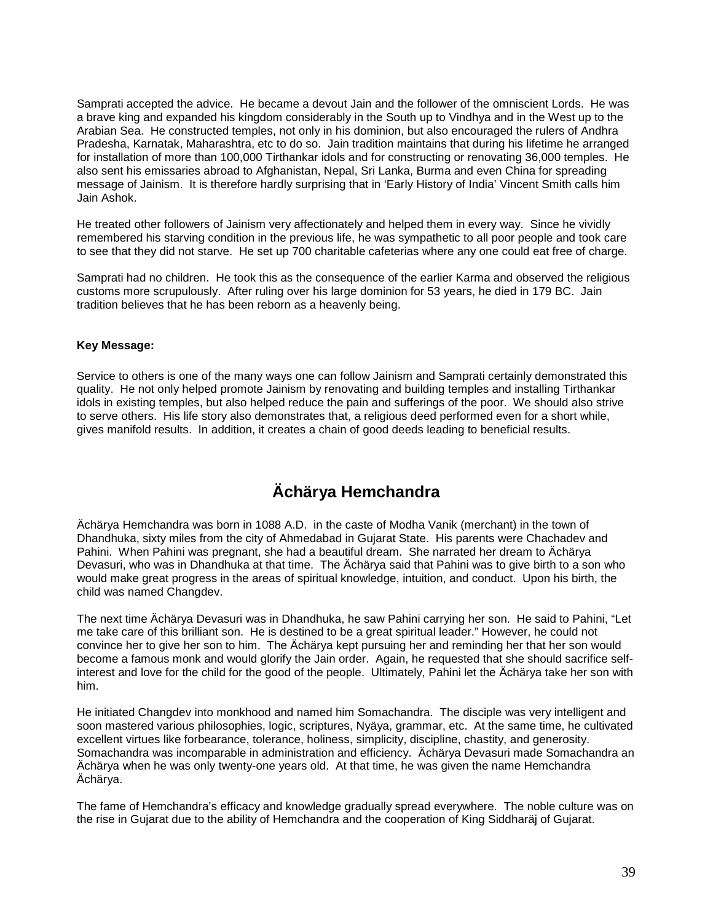Samprati accepted the advice. He became a devout Jain and the follower of the omniscient Lords. He was a brave king and expanded his kingdom considerably in the South up to Vindhya and in the West up to the Arabian Sea. He constructed temples, not only in his dominion, but also encouraged the rulers of Andhra Pradesha, Karnatak, Maharashtra, etc to do so. Jain tradition maintains that during his lifetime he arranged for installation of more than 100,000 Tirthankar idols and for constructing or renovating 36,000 temples. He also sent his emissaries abroad to Afghanistan, Nepal, Sri Lanka, Burma and even China for spreading message of Jainism. It is therefore hardly surprising that in 'Early History of India' Vincent Smith calls him Jain Ashok.

He treated other followers of Jainism very affectionately and helped them in every way. Since he vividly remembered his starving condition in the previous life, he was sympathetic to all poor people and took care to see that they did not starve. He set up 700 charitable cafeterias where any one could eat free of charge.

Samprati had no children. He took this as the consequence of the earlier Karma and observed the religious customs more scrupulously. After ruling over his large dominion for 53 years, he died in 179 BC. Jain tradition believes that he has been reborn as a heavenly being.

**Key Message:**

Service to others is one of the many ways one can follow Jainism and Samprati certainly demonstrated this quality. He not only helped promote Jainism by renovating and building temples and installing Tirthankar idols in existing temples, but also helped reduce the pain and sufferings of the poor. We should also strive to serve others. His life story also demonstrates that, a religious deed performed even for a short while, gives manifold results. In addition, it creates a chain of good deeds leading to beneficial results.

# Ächärya Hemchandra

Ächärya Hemchandra was born in 1088 A.D. in the caste of Modha Vanik (merchant) in the town of Dhandhuka, sixty miles from the city of Ahmedabad in Gujarat State. His parents were Chachadev and Pahini. When Pahini was pregnant, she had a beautiful dream. She narrated her dream to Ächärya Devasuri, who was in Dhandhuka at that time. The Ächärya said that Pahini was to give birth to a son who would make great progress in the areas of spiritual knowledge, intuition, and conduct. Upon his birth, the child was named Changdev.

The next time Ächärya Devasuri was in Dhandhuka, he saw Pahini carrying her son. He said to Pahini, "Let me take care of this brilliant son. He is destined to be a great spiritual leader." However, he could not convince her to give her son to him. The Ächärya kept pursuing her and reminding her that her son would become a famous monk and would glorify the Jain order. Again, he requested that she should sacrifice self-interest and love for the child for the good of the people. Ultimately, Pahini let the Ächärya take her son with him.

He initiated Changdev into monkhood and named him Somachandra. The disciple was very intelligent and soon mastered various philosophies, logic, scriptures, Nyäya, grammar, etc. At the same time, he cultivated excellent virtues like forbearance, tolerance, holiness, simplicity, discipline, chastity, and generosity. Somachandra was incomparable in administration and efficiency. Ächärya Devasuri made Somachandra an Ächärya when he was only twenty-one years old. At that time, he was given the name Hemchandra Ächärya.

The fame of Hemchandra's efficacy and knowledge gradually spread everywhere. The noble culture was on the rise in Gujarat due to the ability of Hemchandra and the cooperation of King Siddharäj of Gujarat.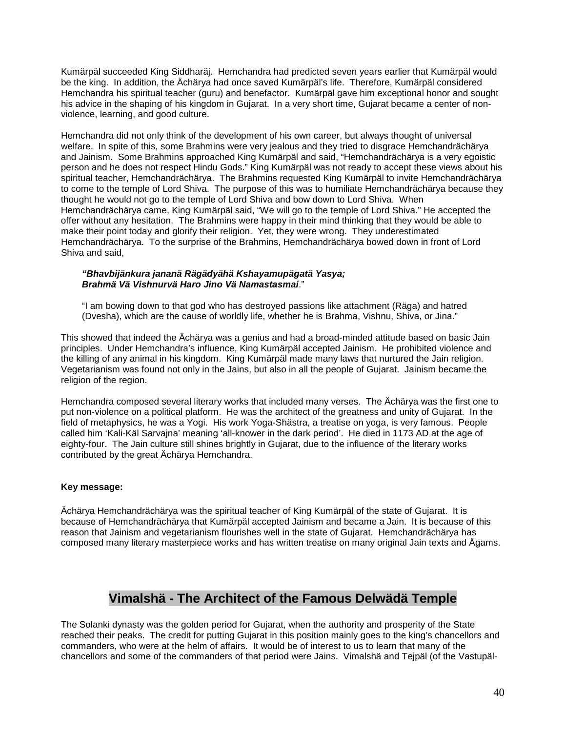Kumärpäl succeeded King Siddharäj. Hemchandra had predicted seven years earlier that Kumärpäl would be the king. In addition, the Ächärya had once saved Kumärpäl's life. Therefore, Kumärpäl considered Hemchandra his spiritual teacher (guru) and benefactor. Kumärpäl gave him exceptional honor and sought his advice in the shaping of his kingdom in Gujarat. In a very short time, Gujarat became a center of non-violence, learning, and good culture.

Hemchandra did not only think of the development of his own career, but always thought of universal welfare. In spite of this, some Brahmins were very jealous and they tried to disgrace Hemchandrächärya and Jainism. Some Brahmins approached King Kumärpäl and said, "Hemchandrächärya is a very egoistic person and he does not respect Hindu Gods." King Kumärpäl was not ready to accept these views about his spiritual teacher, Hemchandrächärya. The Brahmins requested King Kumärpäl to invite Hemchandrächärya to come to the temple of Lord Shiva. The purpose of this was to humiliate Hemchandrächärya because they thought he would not go to the temple of Lord Shiva and bow down to Lord Shiva. When Hemchandrächärya came, King Kumärpäl said, "We will go to the temple of Lord Shiva." He accepted the offer without any hesitation. The Brahmins were happy in their mind thinking that they would be able to make their point today and glorify their religion. Yet, they were wrong. They underestimated Hemchandrächärya. To the surprise of the Brahmins, Hemchandrächärya bowed down in front of Lord Shiva and said,

> ***"Bhavbijänkura jananä Rägädyähä Kshayamupägatä Yasya;***
> ***Brahmä Vä Vishnurvä Haro Jino Vä Namastasmai*****."**
>
> "I am bowing down to that god who has destroyed passions like attachment (Räga) and hatred (Dvesha), which are the cause of worldly life, whether he is Brahma, Vishnu, Shiva, or Jina."

This showed that indeed the Ächärya was a genius and had a broad-minded attitude based on basic Jain principles. Under Hemchandra's influence, King Kumärpäl accepted Jainism. He prohibited violence and the killing of any animal in his kingdom. King Kumärpäl made many laws that nurtured the Jain religion. Vegetarianism was found not only in the Jains, but also in all the people of Gujarat. Jainism became the religion of the region.

Hemchandra composed several literary works that included many verses. The Ächärya was the first one to put non-violence on a political platform. He was the architect of the greatness and unity of Gujarat. In the field of metaphysics, he was a Yogi. His work Yoga-Shästra, a treatise on yoga, is very famous. People called him 'Kali-Käl Sarvajna' meaning 'all-knower in the dark period'. He died in 1173 AD at the age of eighty-four. The Jain culture still shines brightly in Gujarat, due to the influence of the literary works contributed by the great Ächärya Hemchandra.

**Key message:**

Ächärya Hemchandrächärya was the spiritual teacher of King Kumärpäl of the state of Gujarat. It is because of Hemchandrächärya that Kumärpäl accepted Jainism and became a Jain. It is because of this reason that Jainism and vegetarianism flourishes well in the state of Gujarat. Hemchandrächärya has composed many literary masterpiece works and has written treatise on many original Jain texts and Ägams.

## Vimalshä - The Architect of the Famous Delwädä Temple

The Solanki dynasty was the golden period for Gujarat, when the authority and prosperity of the State reached their peaks. The credit for putting Gujarat in this position mainly goes to the king's chancellors and commanders, who were at the helm of affairs. It would be of interest to us to learn that many of the chancellors and some of the commanders of that period were Jains. Vimalshä and Tejpäl (of the Vastupäl-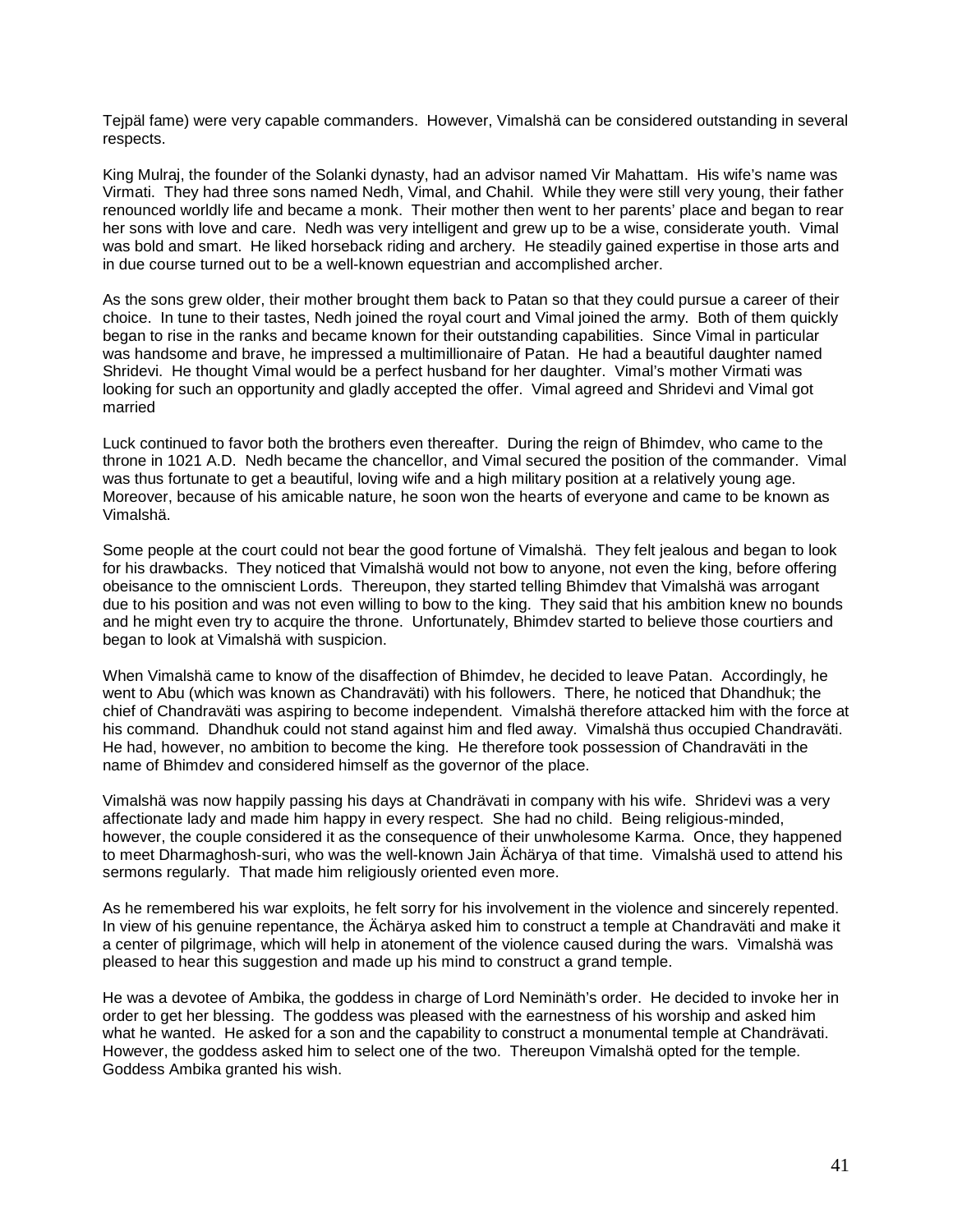Tejpäl fame) were very capable commanders. However, Vimalshä can be considered outstanding in several respects.

King Mulraj, the founder of the Solanki dynasty, had an advisor named Vir Mahattam. His wife's name was Virmati. They had three sons named Nedh, Vimal, and Chahil. While they were still very young, their father renounced worldly life and became a monk. Their mother then went to her parents' place and began to rear her sons with love and care. Nedh was very intelligent and grew up to be a wise, considerate youth. Vimal was bold and smart. He liked horseback riding and archery. He steadily gained expertise in those arts and in due course turned out to be a well-known equestrian and accomplished archer.

As the sons grew older, their mother brought them back to Patan so that they could pursue a career of their choice. In tune to their tastes, Nedh joined the royal court and Vimal joined the army. Both of them quickly began to rise in the ranks and became known for their outstanding capabilities. Since Vimal in particular was handsome and brave, he impressed a multimillionaire of Patan. He had a beautiful daughter named Shridevi. He thought Vimal would be a perfect husband for her daughter. Vimal's mother Virmati was looking for such an opportunity and gladly accepted the offer. Vimal agreed and Shridevi and Vimal got married

Luck continued to favor both the brothers even thereafter. During the reign of Bhimdev, who came to the throne in 1021 A.D. Nedh became the chancellor, and Vimal secured the position of the commander. Vimal was thus fortunate to get a beautiful, loving wife and a high military position at a relatively young age. Moreover, because of his amicable nature, he soon won the hearts of everyone and came to be known as Vimalshä.

Some people at the court could not bear the good fortune of Vimalshä. They felt jealous and began to look for his drawbacks. They noticed that Vimalshä would not bow to anyone, not even the king, before offering obeisance to the omniscient Lords. Thereupon, they started telling Bhimdev that Vimalshä was arrogant due to his position and was not even willing to bow to the king. They said that his ambition knew no bounds and he might even try to acquire the throne. Unfortunately, Bhimdev started to believe those courtiers and began to look at Vimalshä with suspicion.

When Vimalshä came to know of the disaffection of Bhimdev, he decided to leave Patan. Accordingly, he went to Abu (which was known as Chandraväti) with his followers. There, he noticed that Dhandhuk; the chief of Chandraväti was aspiring to become independent. Vimalshä therefore attacked him with the force at his command. Dhandhuk could not stand against him and fled away. Vimalshä thus occupied Chandraväti. He had, however, no ambition to become the king. He therefore took possession of Chandraväti in the name of Bhimdev and considered himself as the governor of the place.

Vimalshä was now happily passing his days at Chandrävati in company with his wife. Shridevi was a very affectionate lady and made him happy in every respect. She had no child. Being religious-minded, however, the couple considered it as the consequence of their unwholesome Karma. Once, they happened to meet Dharmaghosh-suri, who was the well-known Jain Ächärya of that time. Vimalshä used to attend his sermons regularly. That made him religiously oriented even more.

As he remembered his war exploits, he felt sorry for his involvement in the violence and sincerely repented. In view of his genuine repentance, the Ächärya asked him to construct a temple at Chandraväti and make it a center of pilgrimage, which will help in atonement of the violence caused during the wars. Vimalshä was pleased to hear this suggestion and made up his mind to construct a grand temple.

He was a devotee of Ambika, the goddess in charge of Lord Neminäth's order. He decided to invoke her in order to get her blessing. The goddess was pleased with the earnestness of his worship and asked him what he wanted. He asked for a son and the capability to construct a monumental temple at Chandrävati. However, the goddess asked him to select one of the two. Thereupon Vimalshä opted for the temple. Goddess Ambika granted his wish.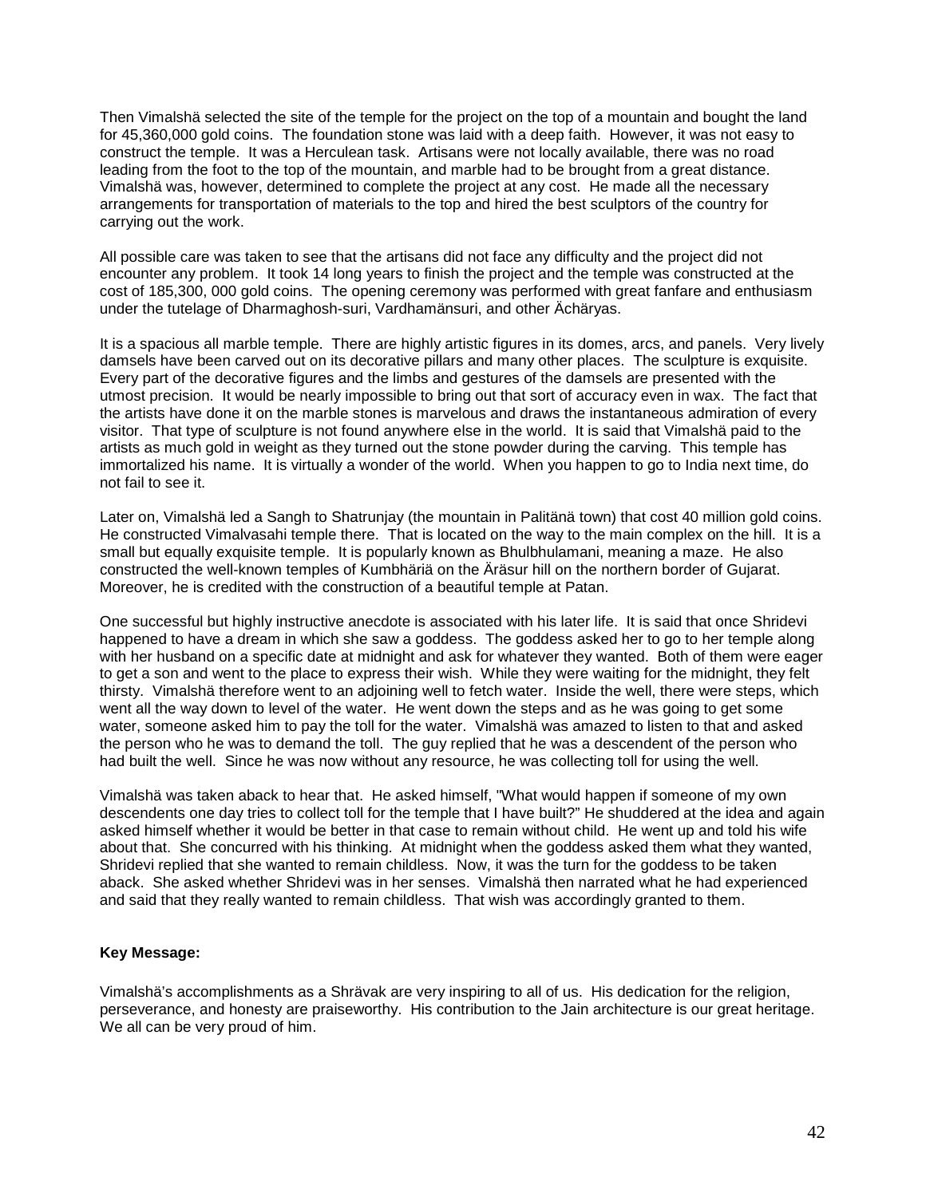Then Vimalshä selected the site of the temple for the project on the top of a mountain and bought the land for 45,360,000 gold coins. The foundation stone was laid with a deep faith. However, it was not easy to construct the temple. It was a Herculean task. Artisans were not locally available, there was no road leading from the foot to the top of the mountain, and marble had to be brought from a great distance. Vimalshä was, however, determined to complete the project at any cost. He made all the necessary arrangements for transportation of materials to the top and hired the best sculptors of the country for carrying out the work.

All possible care was taken to see that the artisans did not face any difficulty and the project did not encounter any problem. It took 14 long years to finish the project and the temple was constructed at the cost of 185,300, 000 gold coins. The opening ceremony was performed with great fanfare and enthusiasm under the tutelage of Dharmaghosh-suri, Vardhamänsuri, and other Ächäryas.

It is a spacious all marble temple. There are highly artistic figures in its domes, arcs, and panels. Very lively damsels have been carved out on its decorative pillars and many other places. The sculpture is exquisite. Every part of the decorative figures and the limbs and gestures of the damsels are presented with the utmost precision. It would be nearly impossible to bring out that sort of accuracy even in wax. The fact that the artists have done it on the marble stones is marvelous and draws the instantaneous admiration of every visitor. That type of sculpture is not found anywhere else in the world. It is said that Vimalshä paid to the artists as much gold in weight as they turned out the stone powder during the carving. This temple has immortalized his name. It is virtually a wonder of the world. When you happen to go to India next time, do not fail to see it.

Later on, Vimalshä led a Sangh to Shatrunjay (the mountain in Palitänä town) that cost 40 million gold coins. He constructed Vimalvasahi temple there. That is located on the way to the main complex on the hill. It is a small but equally exquisite temple. It is popularly known as Bhulbhulamani, meaning a maze. He also constructed the well-known temples of Kumbhäriä on the Äräsur hill on the northern border of Gujarat. Moreover, he is credited with the construction of a beautiful temple at Patan.

One successful but highly instructive anecdote is associated with his later life. It is said that once Shridevi happened to have a dream in which she saw a goddess. The goddess asked her to go to her temple along with her husband on a specific date at midnight and ask for whatever they wanted. Both of them were eager to get a son and went to the place to express their wish. While they were waiting for the midnight, they felt thirsty. Vimalshä therefore went to an adjoining well to fetch water. Inside the well, there were steps, which went all the way down to level of the water. He went down the steps and as he was going to get some water, someone asked him to pay the toll for the water. Vimalshä was amazed to listen to that and asked the person who he was to demand the toll. The guy replied that he was a descendent of the person who had built the well. Since he was now without any resource, he was collecting toll for using the well.

Vimalshä was taken aback to hear that. He asked himself, "What would happen if someone of my own descendents one day tries to collect toll for the temple that I have built?" He shuddered at the idea and again asked himself whether it would be better in that case to remain without child. He went up and told his wife about that. She concurred with his thinking. At midnight when the goddess asked them what they wanted, Shridevi replied that she wanted to remain childless. Now, it was the turn for the goddess to be taken aback. She asked whether Shridevi was in her senses. Vimalshä then narrated what he had experienced and said that they really wanted to remain childless. That wish was accordingly granted to them.

**Key Message:**

Vimalshä's accomplishments as a Shrävak are very inspiring to all of us. His dedication for the religion, perseverance, and honesty are praiseworthy. His contribution to the Jain architecture is our great heritage. We all can be very proud of him.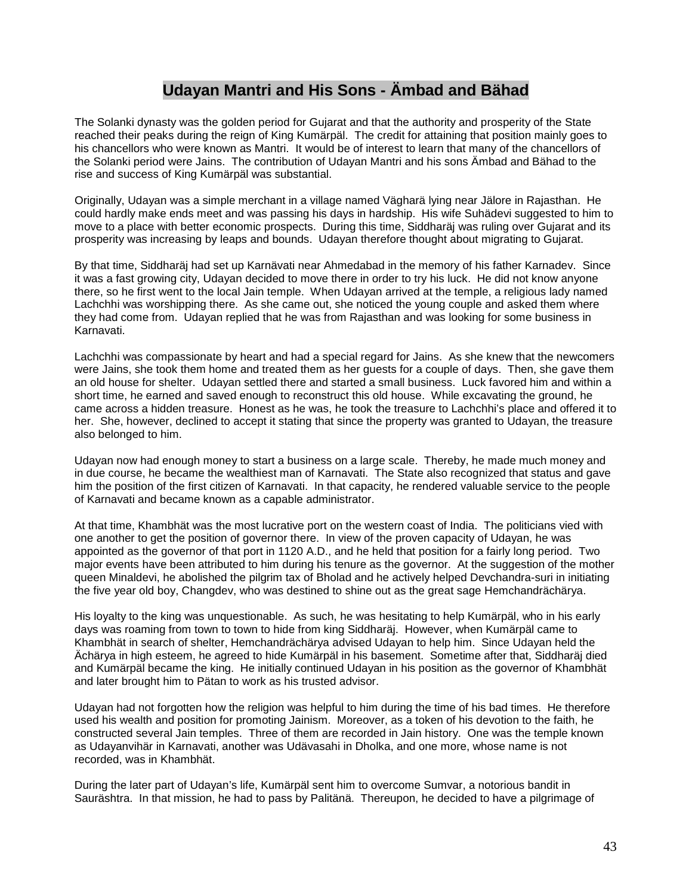## Udayan Mantri and His Sons - Ämbad and Bähad

The Solanki dynasty was the golden period for Gujarat and that the authority and prosperity of the State reached their peaks during the reign of King Kumärpäl. The credit for attaining that position mainly goes to his chancellors who were known as Mantri. It would be of interest to learn that many of the chancellors of the Solanki period were Jains. The contribution of Udayan Mantri and his sons Ämbad and Bähad to the rise and success of King Kumärpäl was substantial.

Originally, Udayan was a simple merchant in a village named Vägharä lying near Jälore in Rajasthan. He could hardly make ends meet and was passing his days in hardship. His wife Suhädevi suggested to him to move to a place with better economic prospects. During this time, Siddharäj was ruling over Gujarat and its prosperity was increasing by leaps and bounds. Udayan therefore thought about migrating to Gujarat.

By that time, Siddharäj had set up Karnävati near Ahmedabad in the memory of his father Karnadev. Since it was a fast growing city, Udayan decided to move there in order to try his luck. He did not know anyone there, so he first went to the local Jain temple. When Udayan arrived at the temple, a religious lady named Lachchhi was worshipping there. As she came out, she noticed the young couple and asked them where they had come from. Udayan replied that he was from Rajasthan and was looking for some business in Karnavati.

Lachchhi was compassionate by heart and had a special regard for Jains. As she knew that the newcomers were Jains, she took them home and treated them as her guests for a couple of days. Then, she gave them an old house for shelter. Udayan settled there and started a small business. Luck favored him and within a short time, he earned and saved enough to reconstruct this old house. While excavating the ground, he came across a hidden treasure. Honest as he was, he took the treasure to Lachchhi's place and offered it to her. She, however, declined to accept it stating that since the property was granted to Udayan, the treasure also belonged to him.

Udayan now had enough money to start a business on a large scale. Thereby, he made much money and in due course, he became the wealthiest man of Karnavati. The State also recognized that status and gave him the position of the first citizen of Karnavati. In that capacity, he rendered valuable service to the people of Karnavati and became known as a capable administrator.

At that time, Khambhät was the most lucrative port on the western coast of India. The politicians vied with one another to get the position of governor there. In view of the proven capacity of Udayan, he was appointed as the governor of that port in 1120 A.D., and he held that position for a fairly long period. Two major events have been attributed to him during his tenure as the governor. At the suggestion of the mother queen Minaldevi, he abolished the pilgrim tax of Bholad and he actively helped Devchandra-suri in initiating the five year old boy, Changdev, who was destined to shine out as the great sage Hemchandrächärya.

His loyalty to the king was unquestionable. As such, he was hesitating to help Kumärpäl, who in his early days was roaming from town to town to hide from king Siddharäj. However, when Kumärpäl came to Khambhät in search of shelter, Hemchandrächärya advised Udayan to help him. Since Udayan held the Ächärya in high esteem, he agreed to hide Kumärpäl in his basement. Sometime after that, Siddharäj died and Kumärpäl became the king. He initially continued Udayan in his position as the governor of Khambhät and later brought him to Pätan to work as his trusted advisor.

Udayan had not forgotten how the religion was helpful to him during the time of his bad times. He therefore used his wealth and position for promoting Jainism. Moreover, as a token of his devotion to the faith, he constructed several Jain temples. Three of them are recorded in Jain history. One was the temple known as Udayanvihär in Karnavati, another was Udävasahi in Dholka, and one more, whose name is not recorded, was in Khambhät.

During the later part of Udayan's life, Kumärpäl sent him to overcome Sumvar, a notorious bandit in Sauräshtra. In that mission, he had to pass by Palitänä. Thereupon, he decided to have a pilgrimage of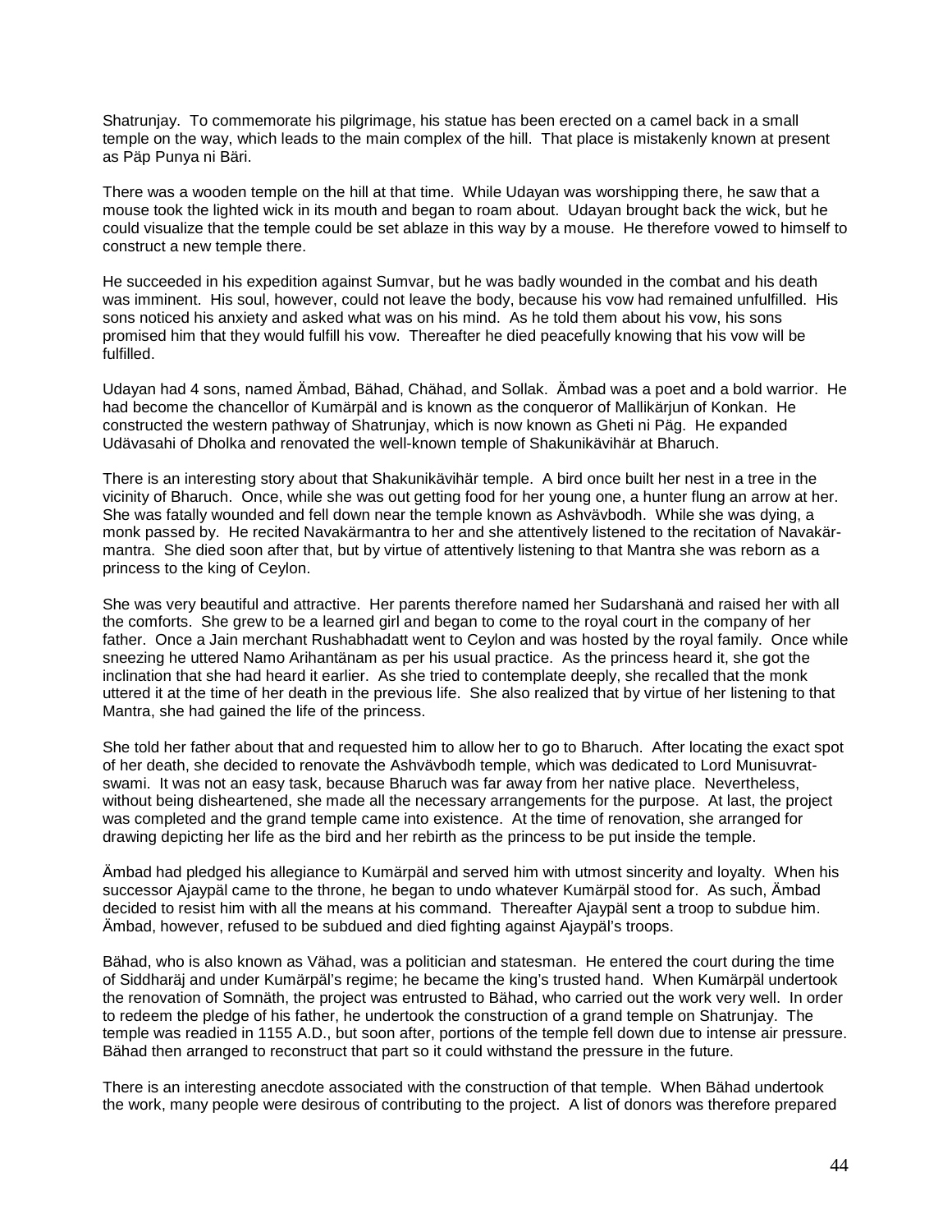Shatrunjay. To commemorate his pilgrimage, his statue has been erected on a camel back in a small temple on the way, which leads to the main complex of the hill. That place is mistakenly known at present as Päp Punya ni Bäri.

There was a wooden temple on the hill at that time. While Udayan was worshipping there, he saw that a mouse took the lighted wick in its mouth and began to roam about. Udayan brought back the wick, but he could visualize that the temple could be set ablaze in this way by a mouse. He therefore vowed to himself to construct a new temple there.

He succeeded in his expedition against Sumvar, but he was badly wounded in the combat and his death was imminent. His soul, however, could not leave the body, because his vow had remained unfulfilled. His sons noticed his anxiety and asked what was on his mind. As he told them about his vow, his sons promised him that they would fulfill his vow. Thereafter he died peacefully knowing that his vow will be fulfilled.

Udayan had 4 sons, named Ämbad, Bähad, Chähad, and Sollak. Ämbad was a poet and a bold warrior. He had become the chancellor of Kumärpäl and is known as the conqueror of Mallikärjun of Konkan. He constructed the western pathway of Shatrunjay, which is now known as Gheti ni Päg. He expanded Udävasahi of Dholka and renovated the well-known temple of Shakunikävihär at Bharuch.

There is an interesting story about that Shakunikävihär temple. A bird once built her nest in a tree in the vicinity of Bharuch. Once, while she was out getting food for her young one, a hunter flung an arrow at her. She was fatally wounded and fell down near the temple known as Ashvävbodh. While she was dying, a monk passed by. He recited Navakärmantra to her and she attentively listened to the recitation of Navakär-mantra. She died soon after that, but by virtue of attentively listening to that Mantra she was reborn as a princess to the king of Ceylon.

She was very beautiful and attractive. Her parents therefore named her Sudarshanä and raised her with all the comforts. She grew to be a learned girl and began to come to the royal court in the company of her father. Once a Jain merchant Rushabhadatt went to Ceylon and was hosted by the royal family. Once while sneezing he uttered Namo Arihantänam as per his usual practice. As the princess heard it, she got the inclination that she had heard it earlier. As she tried to contemplate deeply, she recalled that the monk uttered it at the time of her death in the previous life. She also realized that by virtue of her listening to that Mantra, she had gained the life of the princess.

She told her father about that and requested him to allow her to go to Bharuch. After locating the exact spot of her death, she decided to renovate the Ashvävbodh temple, which was dedicated to Lord Munisuvrat-swami. It was not an easy task, because Bharuch was far away from her native place. Nevertheless, without being disheartened, she made all the necessary arrangements for the purpose. At last, the project was completed and the grand temple came into existence. At the time of renovation, she arranged for drawing depicting her life as the bird and her rebirth as the princess to be put inside the temple.

Ämbad had pledged his allegiance to Kumärpäl and served him with utmost sincerity and loyalty. When his successor Ajaypäl came to the throne, he began to undo whatever Kumärpäl stood for. As such, Ämbad decided to resist him with all the means at his command. Thereafter Ajaypäl sent a troop to subdue him. Ämbad, however, refused to be subdued and died fighting against Ajaypäl's troops.

Bähad, who is also known as Vähad, was a politician and statesman. He entered the court during the time of Siddharäj and under Kumärpäl's regime; he became the king's trusted hand. When Kumärpäl undertook the renovation of Somnäth, the project was entrusted to Bähad, who carried out the work very well. In order to redeem the pledge of his father, he undertook the construction of a grand temple on Shatrunjay. The temple was readied in 1155 A.D., but soon after, portions of the temple fell down due to intense air pressure. Bähad then arranged to reconstruct that part so it could withstand the pressure in the future.

There is an interesting anecdote associated with the construction of that temple. When Bähad undertook the work, many people were desirous of contributing to the project. A list of donors was therefore prepared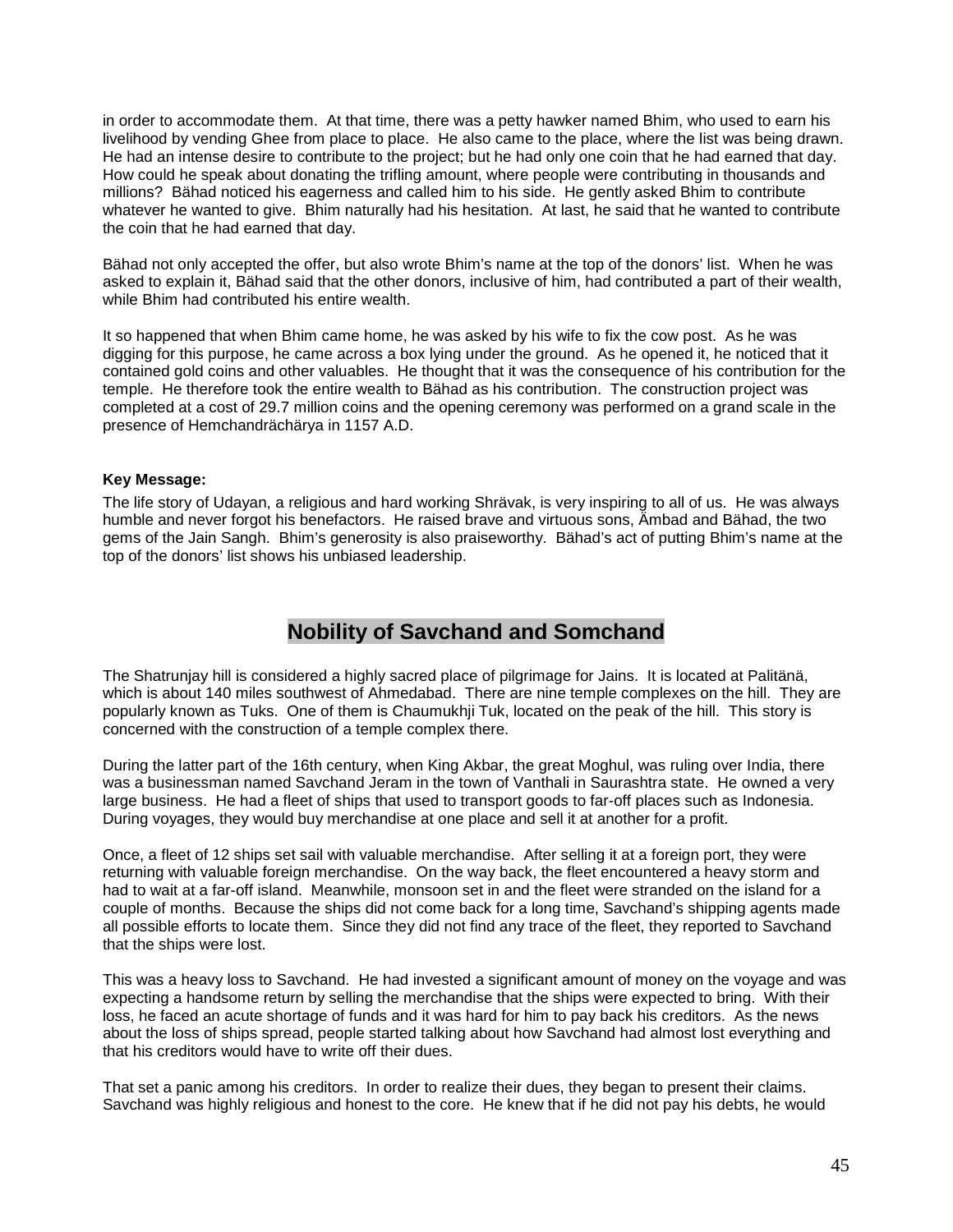in order to accommodate them. At that time, there was a petty hawker named Bhim, who used to earn his livelihood by vending Ghee from place to place. He also came to the place, where the list was being drawn. He had an intense desire to contribute to the project; but he had only one coin that he had earned that day. How could he speak about donating the trifling amount, where people were contributing in thousands and millions? Bähad noticed his eagerness and called him to his side. He gently asked Bhim to contribute whatever he wanted to give. Bhim naturally had his hesitation. At last, he said that he wanted to contribute the coin that he had earned that day.

Bähad not only accepted the offer, but also wrote Bhim's name at the top of the donors' list. When he was asked to explain it, Bähad said that the other donors, inclusive of him, had contributed a part of their wealth, while Bhim had contributed his entire wealth.

It so happened that when Bhim came home, he was asked by his wife to fix the cow post. As he was digging for this purpose, he came across a box lying under the ground. As he opened it, he noticed that it contained gold coins and other valuables. He thought that it was the consequence of his contribution for the temple. He therefore took the entire wealth to Bähad as his contribution. The construction project was completed at a cost of 29.7 million coins and the opening ceremony was performed on a grand scale in the presence of Hemchandrächärya in 1157 A.D.

**Key Message:**

The life story of Udayan, a religious and hard working Shrävak, is very inspiring to all of us. He was always humble and never forgot his benefactors. He raised brave and virtuous sons, Ämbad and Bähad, the two gems of the Jain Sangh. Bhim's generosity is also praiseworthy. Bähad's act of putting Bhim's name at the top of the donors' list shows his unbiased leadership.

## Nobility of Savchand and Somchand

The Shatrunjay hill is considered a highly sacred place of pilgrimage for Jains. It is located at Palitänä, which is about 140 miles southwest of Ahmedabad. There are nine temple complexes on the hill. They are popularly known as Tuks. One of them is Chaumukhji Tuk, located on the peak of the hill. This story is concerned with the construction of a temple complex there.

During the latter part of the 16th century, when King Akbar, the great Moghul, was ruling over India, there was a businessman named Savchand Jeram in the town of Vanthali in Saurashtra state. He owned a very large business. He had a fleet of ships that used to transport goods to far-off places such as Indonesia. During voyages, they would buy merchandise at one place and sell it at another for a profit.

Once, a fleet of 12 ships set sail with valuable merchandise. After selling it at a foreign port, they were returning with valuable foreign merchandise. On the way back, the fleet encountered a heavy storm and had to wait at a far-off island. Meanwhile, monsoon set in and the fleet were stranded on the island for a couple of months. Because the ships did not come back for a long time, Savchand's shipping agents made all possible efforts to locate them. Since they did not find any trace of the fleet, they reported to Savchand that the ships were lost.

This was a heavy loss to Savchand. He had invested a significant amount of money on the voyage and was expecting a handsome return by selling the merchandise that the ships were expected to bring. With their loss, he faced an acute shortage of funds and it was hard for him to pay back his creditors. As the news about the loss of ships spread, people started talking about how Savchand had almost lost everything and that his creditors would have to write off their dues.

That set a panic among his creditors. In order to realize their dues, they began to present their claims. Savchand was highly religious and honest to the core. He knew that if he did not pay his debts, he would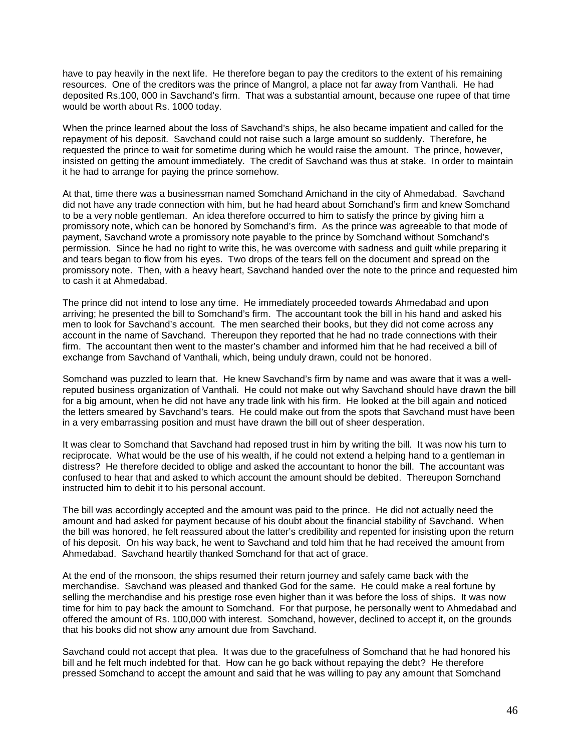have to pay heavily in the next life. He therefore began to pay the creditors to the extent of his remaining resources. One of the creditors was the prince of Mangrol, a place not far away from Vanthali. He had deposited Rs.100, 000 in Savchand's firm. That was a substantial amount, because one rupee of that time would be worth about Rs. 1000 today.

When the prince learned about the loss of Savchand's ships, he also became impatient and called for the repayment of his deposit. Savchand could not raise such a large amount so suddenly. Therefore, he requested the prince to wait for sometime during which he would raise the amount. The prince, however, insisted on getting the amount immediately. The credit of Savchand was thus at stake. In order to maintain it he had to arrange for paying the prince somehow.

At that, time there was a businessman named Somchand Amichand in the city of Ahmedabad. Savchand did not have any trade connection with him, but he had heard about Somchand's firm and knew Somchand to be a very noble gentleman. An idea therefore occurred to him to satisfy the prince by giving him a promissory note, which can be honored by Somchand's firm. As the prince was agreeable to that mode of payment, Savchand wrote a promissory note payable to the prince by Somchand without Somchand's permission. Since he had no right to write this, he was overcome with sadness and guilt while preparing it and tears began to flow from his eyes. Two drops of the tears fell on the document and spread on the promissory note. Then, with a heavy heart, Savchand handed over the note to the prince and requested him to cash it at Ahmedabad.

The prince did not intend to lose any time. He immediately proceeded towards Ahmedabad and upon arriving; he presented the bill to Somchand's firm. The accountant took the bill in his hand and asked his men to look for Savchand's account. The men searched their books, but they did not come across any account in the name of Savchand. Thereupon they reported that he had no trade connections with their firm. The accountant then went to the master's chamber and informed him that he had received a bill of exchange from Savchand of Vanthali, which, being unduly drawn, could not be honored.

Somchand was puzzled to learn that. He knew Savchand's firm by name and was aware that it was a well-reputed business organization of Vanthali. He could not make out why Savchand should have drawn the bill for a big amount, when he did not have any trade link with his firm. He looked at the bill again and noticed the letters smeared by Savchand's tears. He could make out from the spots that Savchand must have been in a very embarrassing position and must have drawn the bill out of sheer desperation.

It was clear to Somchand that Savchand had reposed trust in him by writing the bill. It was now his turn to reciprocate. What would be the use of his wealth, if he could not extend a helping hand to a gentleman in distress? He therefore decided to oblige and asked the accountant to honor the bill. The accountant was confused to hear that and asked to which account the amount should be debited. Thereupon Somchand instructed him to debit it to his personal account.

The bill was accordingly accepted and the amount was paid to the prince. He did not actually need the amount and had asked for payment because of his doubt about the financial stability of Savchand. When the bill was honored, he felt reassured about the latter's credibility and repented for insisting upon the return of his deposit. On his way back, he went to Savchand and told him that he had received the amount from Ahmedabad. Savchand heartily thanked Somchand for that act of grace.

At the end of the monsoon, the ships resumed their return journey and safely came back with the merchandise. Savchand was pleased and thanked God for the same. He could make a real fortune by selling the merchandise and his prestige rose even higher than it was before the loss of ships. It was now time for him to pay back the amount to Somchand. For that purpose, he personally went to Ahmedabad and offered the amount of Rs. 100,000 with interest. Somchand, however, declined to accept it, on the grounds that his books did not show any amount due from Savchand.

Savchand could not accept that plea. It was due to the gracefulness of Somchand that he had honored his bill and he felt much indebted for that. How can he go back without repaying the debt? He therefore pressed Somchand to accept the amount and said that he was willing to pay any amount that Somchand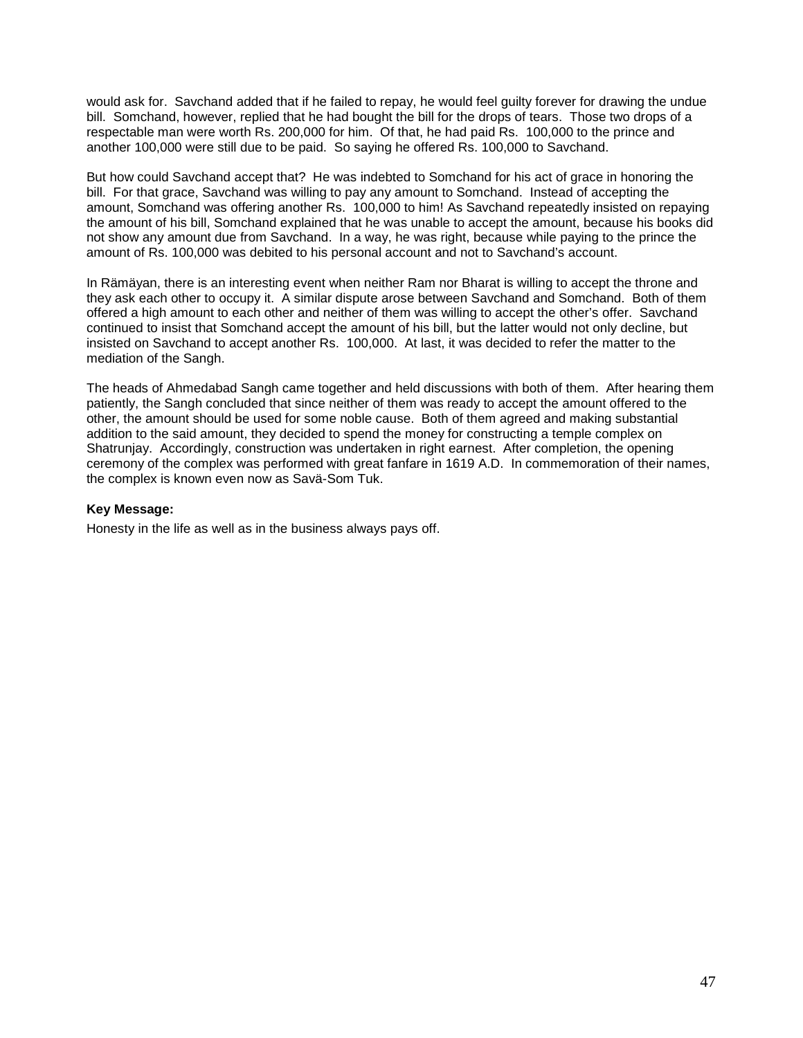would ask for. Savchand added that if he failed to repay, he would feel guilty forever for drawing the undue bill. Somchand, however, replied that he had bought the bill for the drops of tears. Those two drops of a respectable man were worth Rs. 200,000 for him. Of that, he had paid Rs. 100,000 to the prince and another 100,000 were still due to be paid. So saying he offered Rs. 100,000 to Savchand.

But how could Savchand accept that? He was indebted to Somchand for his act of grace in honoring the bill. For that grace, Savchand was willing to pay any amount to Somchand. Instead of accepting the amount, Somchand was offering another Rs. 100,000 to him! As Savchand repeatedly insisted on repaying the amount of his bill, Somchand explained that he was unable to accept the amount, because his books did not show any amount due from Savchand. In a way, he was right, because while paying to the prince the amount of Rs. 100,000 was debited to his personal account and not to Savchand's account.

In Rämäyan, there is an interesting event when neither Ram nor Bharat is willing to accept the throne and they ask each other to occupy it. A similar dispute arose between Savchand and Somchand. Both of them offered a high amount to each other and neither of them was willing to accept the other's offer. Savchand continued to insist that Somchand accept the amount of his bill, but the latter would not only decline, but insisted on Savchand to accept another Rs. 100,000. At last, it was decided to refer the matter to the mediation of the Sangh.

The heads of Ahmedabad Sangh came together and held discussions with both of them. After hearing them patiently, the Sangh concluded that since neither of them was ready to accept the amount offered to the other, the amount should be used for some noble cause. Both of them agreed and making substantial addition to the said amount, they decided to spend the money for constructing a temple complex on Shatrunjay. Accordingly, construction was undertaken in right earnest. After completion, the opening ceremony of the complex was performed with great fanfare in 1619 A.D. In commemoration of their names, the complex is known even now as Savä-Som Tuk.

**Key Message:**

Honesty in the life as well as in the business always pays off.